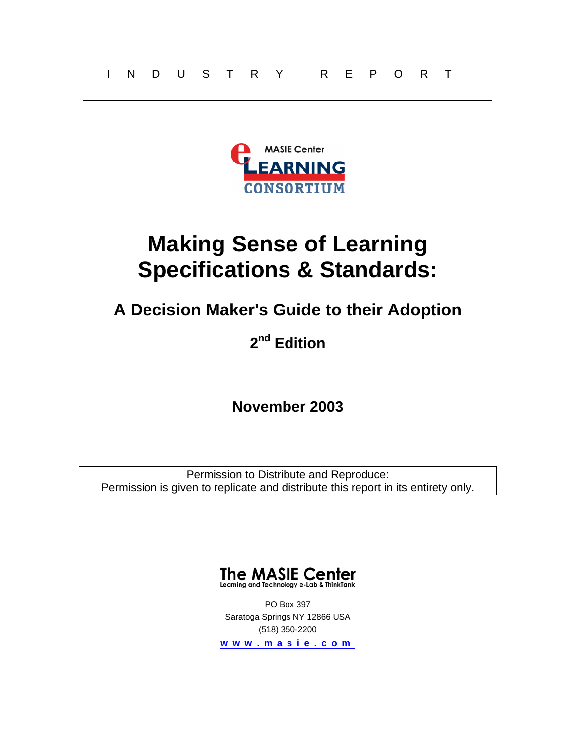I N D U S T R Y R E P O R T

MASIE Center eLEARNING CONSORTIUM

# Making Sense of Learning Specifications & Standards:

## A Decision Maker's Guide to their Adoption

## 2nd Edition

**November 2003**

Permission to Distribute and Reproduce:
Permission is given to replicate and distribute this report in its entirety only.

The MASIE Center
Learning and Technology e-Lab & ThinkTank

PO Box 397
Saratoga Springs NY 12866 USA
(518) 350-2200
www.masie.com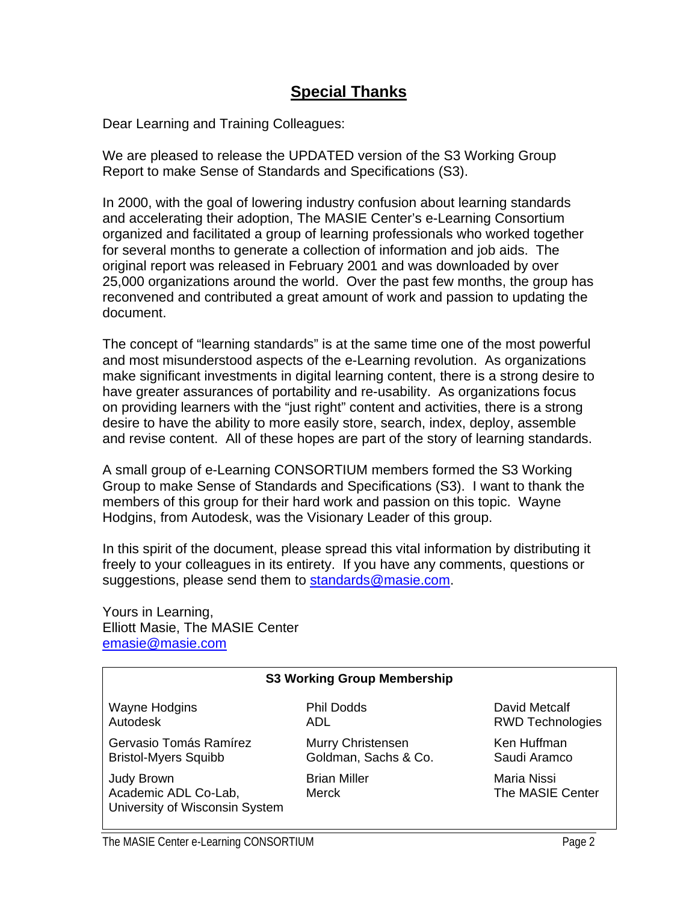## **Special Thanks**

Dear Learning and Training Colleagues:

We are pleased to release the UPDATED version of the S3 Working Group Report to make Sense of Standards and Specifications (S3).

In 2000, with the goal of lowering industry confusion about learning standards and accelerating their adoption, The MASIE Center's e-Learning Consortium organized and facilitated a group of learning professionals who worked together for several months to generate a collection of information and job aids. The original report was released in February 2001 and was downloaded by over 25,000 organizations around the world. Over the past few months, the group has reconvened and contributed a great amount of work and passion to updating the document.

The concept of "learning standards" is at the same time one of the most powerful and most misunderstood aspects of the e-Learning revolution. As organizations make significant investments in digital learning content, there is a strong desire to have greater assurances of portability and re-usability. As organizations focus on providing learners with the "just right" content and activities, there is a strong desire to have the ability to more easily store, search, index, deploy, assemble and revise content. All of these hopes are part of the story of learning standards.

A small group of e-Learning CONSORTIUM members formed the S3 Working Group to make Sense of Standards and Specifications (S3). I want to thank the members of this group for their hard work and passion on this topic. Wayne Hodgins, from Autodesk, was the Visionary Leader of this group.

In this spirit of the document, please spread this vital information by distributing it freely to your colleagues in its entirety. If you have any comments, questions or suggestions, please send them to standards@masie.com.

Yours in Learning,
Elliott Masie, The MASIE Center
emasie@masie.com

**S3 Working Group Membership**

| | | |
|---|---|---|
| Wayne Hodgins<br>Autodesk | Phil Dodds<br>ADL | David Metcalf<br>RWD Technologies |
| Gervasio Tomás Ramírez<br>Bristol-Myers Squibb | Murry Christensen<br>Goldman, Sachs & Co. | Ken Huffman<br>Saudi Aramco |
| Judy Brown<br>Academic ADL Co-Lab,<br>University of Wisconsin System | Brian Miller<br>Merck | Maria Nissi<br>The MASIE Center |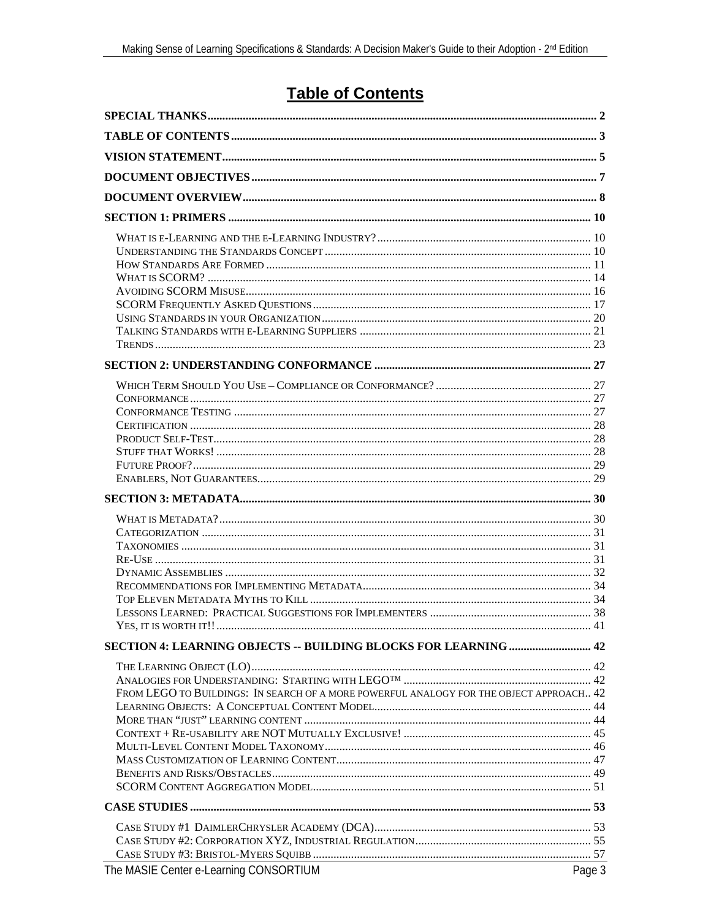# Table of Contents

**SPECIAL THANKS** .................................................................. 2

**TABLE OF CONTENTS** .................................................................. 3

**VISION STATEMENT** .................................................................. 5

**DOCUMENT OBJECTIVES** .................................................................. 7

**DOCUMENT OVERVIEW** .................................................................. 8

**SECTION 1: PRIMERS** .................................................................. 10

- WHAT IS E-LEARNING AND THE E-LEARNING INDUSTRY? .................................................................. 10
- UNDERSTANDING THE STANDARDS CONCEPT .................................................................. 10
- HOW STANDARDS ARE FORMED .................................................................. 11
- WHAT IS SCORM? .................................................................. 14
- AVOIDING SCORM MISUSE .................................................................. 16
- SCORM FREQUENTLY ASKED QUESTIONS .................................................................. 17
- USING STANDARDS IN YOUR ORGANIZATION .................................................................. 20
- TALKING STANDARDS WITH E-LEARNING SUPPLIERS .................................................................. 21
- TRENDS .................................................................. 23

**SECTION 2: UNDERSTANDING CONFORMANCE** .................................................................. 27

- WHICH TERM SHOULD YOU USE – COMPLIANCE OR CONFORMANCE? .................................................................. 27
- CONFORMANCE .................................................................. 27
- CONFORMANCE TESTING .................................................................. 27
- CERTIFICATION .................................................................. 28
- PRODUCT SELF-TEST .................................................................. 28
- STUFF THAT WORKS! .................................................................. 28
- FUTURE PROOF? .................................................................. 29
- ENABLERS, NOT GUARANTEES .................................................................. 29

**SECTION 3: METADATA** .................................................................. 30

- WHAT IS METADATA? .................................................................. 30
- CATEGORIZATION .................................................................. 31
- TAXONOMIES .................................................................. 31
- RE-USE .................................................................. 31
- DYNAMIC ASSEMBLIES .................................................................. 32
- RECOMMENDATIONS FOR IMPLEMENTING METADATA .................................................................. 34
- TOP ELEVEN METADATA MYTHS TO KILL .................................................................. 34
- LESSONS LEARNED: PRACTICAL SUGGESTIONS FOR IMPLEMENTERS .................................................................. 38
- YES, IT IS WORTH IT!! .................................................................. 41

**SECTION 4: LEARNING OBJECTS -- BUILDING BLOCKS FOR LEARNING** .................................................................. 42

- THE LEARNING OBJECT (LO) .................................................................. 42
- ANALOGIES FOR UNDERSTANDING: STARTING WITH LEGO™ .................................................................. 42
- FROM LEGO TO BUILDINGS: IN SEARCH OF A MORE POWERFUL ANALOGY FOR THE OBJECT APPROACH .. 42
- LEARNING OBJECTS: A CONCEPTUAL CONTENT MODEL .................................................................. 44
- MORE THAN "JUST" LEARNING CONTENT .................................................................. 44
- CONTEXT + RE-USABILITY ARE NOT MUTUALLY EXCLUSIVE! .................................................................. 45
- MULTI-LEVEL CONTENT MODEL TAXONOMY .................................................................. 46
- MASS CUSTOMIZATION OF LEARNING CONTENT .................................................................. 47
- BENEFITS AND RISKS/OBSTACLES .................................................................. 49
- SCORM CONTENT AGGREGATION MODEL .................................................................. 51

**CASE STUDIES** .................................................................. 53

- CASE STUDY #1 DAIMLERCHRYSLER ACADEMY (DCA) .................................................................. 53
- CASE STUDY #2: CORPORATION XYZ, INDUSTRIAL REGULATION .................................................................. 55
- CASE STUDY #3: BRISTOL-MYERS SQUIBB .................................................................. 57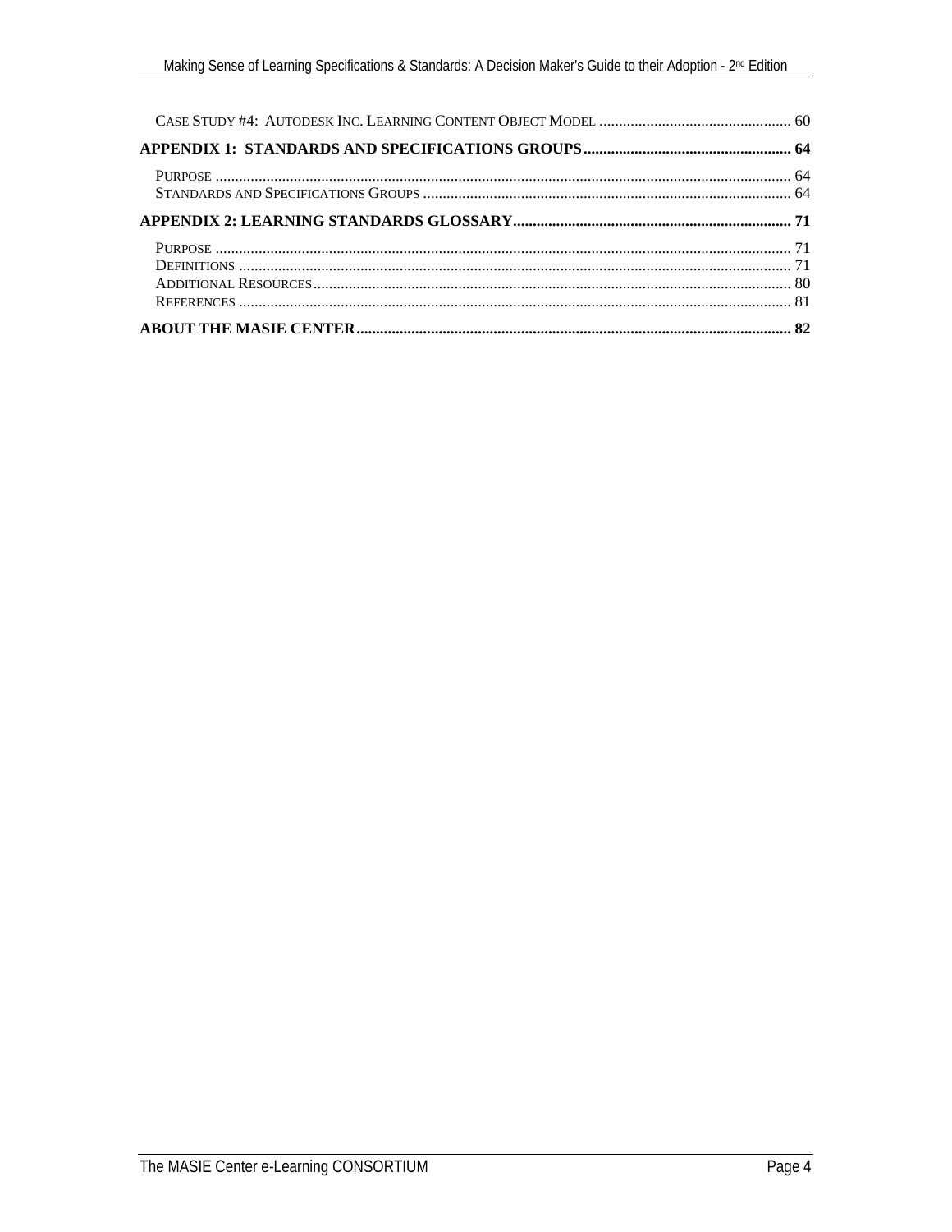CASE STUDY #4: AUTODESK INC. LEARNING CONTENT OBJECT MODEL ................................................ 60

**APPENDIX 1: STANDARDS AND SPECIFICATIONS GROUPS ..................................................... 64**

PURPOSE ........................................................................................................................................ 64
STANDARDS AND SPECIFICATIONS GROUPS ................................................................................... 64

**APPENDIX 2: LEARNING STANDARDS GLOSSARY ....................................................................... 71**

PURPOSE ........................................................................................................................................ 71
DEFINITIONS .................................................................................................................................. 71
ADDITIONAL RESOURCES ................................................................................................................ 80
REFERENCES .................................................................................................................................. 81

**ABOUT THE MASIE CENTER ............................................................................................................ 82**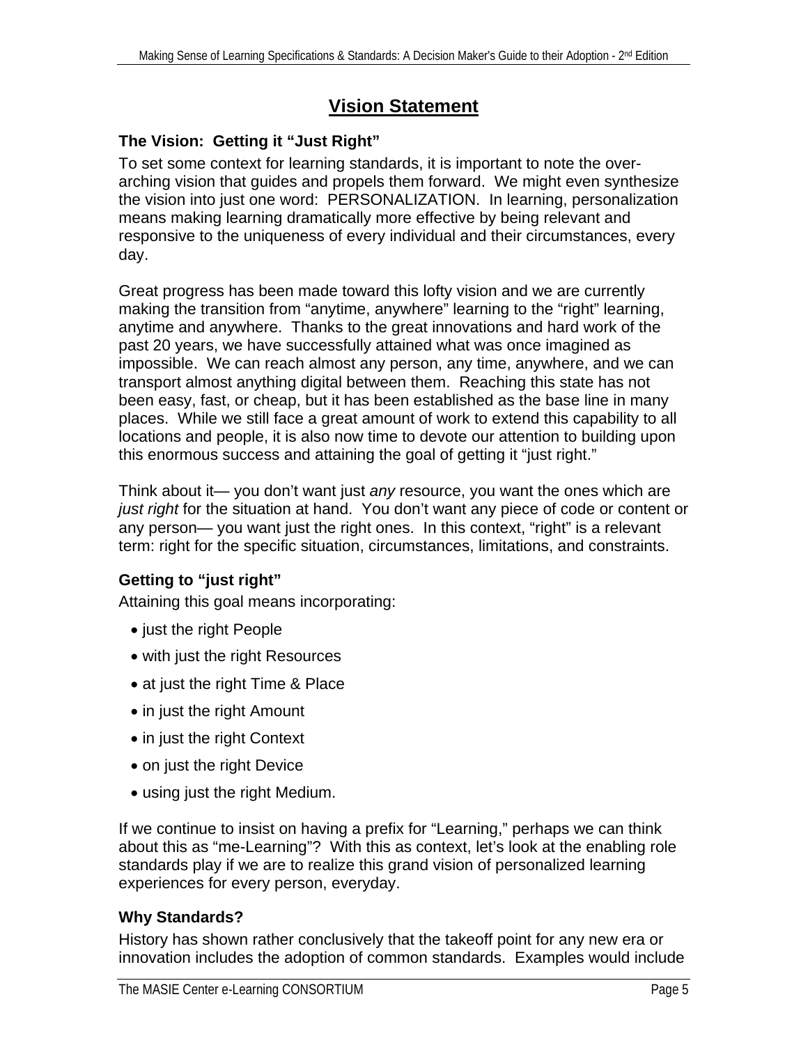# Vision Statement

### The Vision: Getting it "Just Right"

To set some context for learning standards, it is important to note the over-arching vision that guides and propels them forward. We might even synthesize the vision into just one word: PERSONALIZATION. In learning, personalization means making learning dramatically more effective by being relevant and responsive to the uniqueness of every individual and their circumstances, every day.

Great progress has been made toward this lofty vision and we are currently making the transition from "anytime, anywhere" learning to the "right" learning, anytime and anywhere. Thanks to the great innovations and hard work of the past 20 years, we have successfully attained what was once imagined as impossible. We can reach almost any person, any time, anywhere, and we can transport almost anything digital between them. Reaching this state has not been easy, fast, or cheap, but it has been established as the base line in many places. While we still face a great amount of work to extend this capability to all locations and people, it is also now time to devote our attention to building upon this enormous success and attaining the goal of getting it "just right."

Think about it— you don't want just *any* resource, you want the ones which are *just right* for the situation at hand. You don't want any piece of code or content or any person— you want just the right ones. In this context, "right" is a relevant term: right for the specific situation, circumstances, limitations, and constraints.

### Getting to "just right"

Attaining this goal means incorporating:

- just the right People
- with just the right Resources
- at just the right Time & Place
- in just the right Amount
- in just the right Context
- on just the right Device
- using just the right Medium.

If we continue to insist on having a prefix for "Learning," perhaps we can think about this as "me-Learning"? With this as context, let's look at the enabling role standards play if we are to realize this grand vision of personalized learning experiences for every person, everyday.

### Why Standards?

History has shown rather conclusively that the takeoff point for any new era or innovation includes the adoption of common standards. Examples would include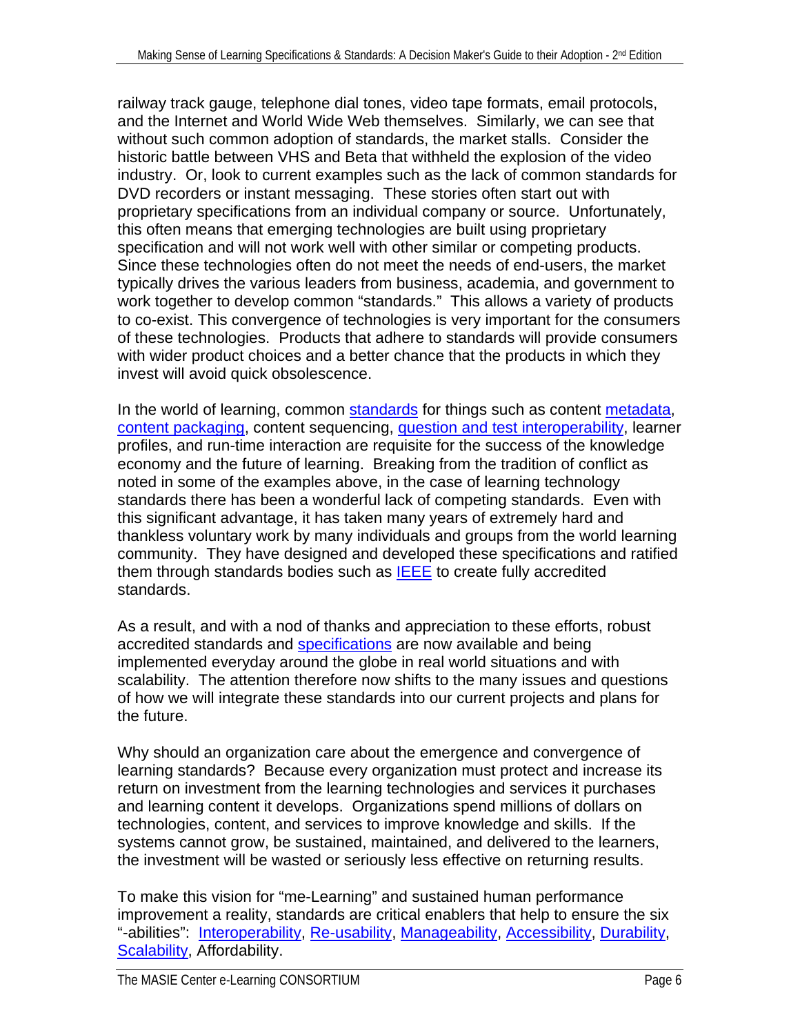railway track gauge, telephone dial tones, video tape formats, email protocols, and the Internet and World Wide Web themselves. Similarly, we can see that without such common adoption of standards, the market stalls. Consider the historic battle between VHS and Beta that withheld the explosion of the video industry. Or, look to current examples such as the lack of common standards for DVD recorders or instant messaging. These stories often start out with proprietary specifications from an individual company or source. Unfortunately, this often means that emerging technologies are built using proprietary specification and will not work well with other similar or competing products. Since these technologies often do not meet the needs of end-users, the market typically drives the various leaders from business, academia, and government to work together to develop common "standards." This allows a variety of products to co-exist. This convergence of technologies is very important for the consumers of these technologies. Products that adhere to standards will provide consumers with wider product choices and a better chance that the products in which they invest will avoid quick obsolescence.

In the world of learning, common standards for things such as content metadata, content packaging, content sequencing, question and test interoperability, learner profiles, and run-time interaction are requisite for the success of the knowledge economy and the future of learning. Breaking from the tradition of conflict as noted in some of the examples above, in the case of learning technology standards there has been a wonderful lack of competing standards. Even with this significant advantage, it has taken many years of extremely hard and thankless voluntary work by many individuals and groups from the world learning community. They have designed and developed these specifications and ratified them through standards bodies such as IEEE to create fully accredited standards.

As a result, and with a nod of thanks and appreciation to these efforts, robust accredited standards and specifications are now available and being implemented everyday around the globe in real world situations and with scalability. The attention therefore now shifts to the many issues and questions of how we will integrate these standards into our current projects and plans for the future.

Why should an organization care about the emergence and convergence of learning standards? Because every organization must protect and increase its return on investment from the learning technologies and services it purchases and learning content it develops. Organizations spend millions of dollars on technologies, content, and services to improve knowledge and skills. If the systems cannot grow, be sustained, maintained, and delivered to the learners, the investment will be wasted or seriously less effective on returning results.

To make this vision for "me-Learning" and sustained human performance improvement a reality, standards are critical enablers that help to ensure the six "-abilities": Interoperability, Re-usability, Manageability, Accessibility, Durability, Scalability, Affordability.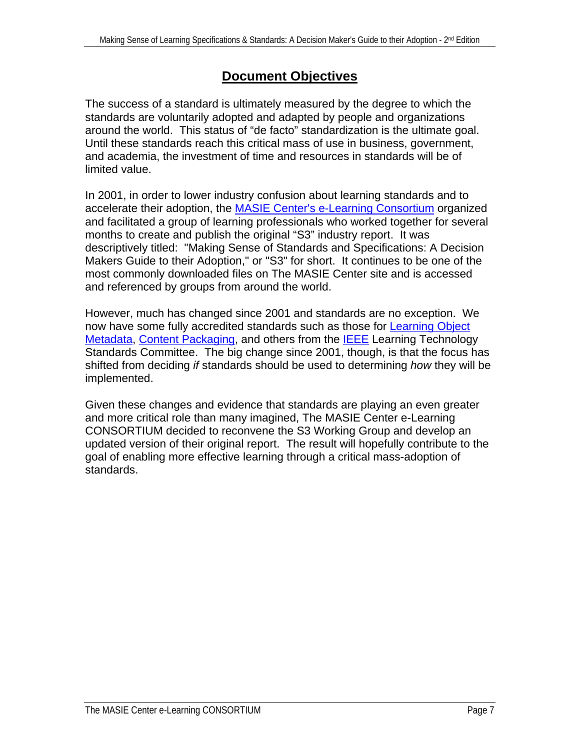# Document Objectives

The success of a standard is ultimately measured by the degree to which the standards are voluntarily adopted and adapted by people and organizations around the world. This status of "de facto" standardization is the ultimate goal. Until these standards reach this critical mass of use in business, government, and academia, the investment of time and resources in standards will be of limited value.

In 2001, in order to lower industry confusion about learning standards and to accelerate their adoption, the MASIE Center's e-Learning Consortium organized and facilitated a group of learning professionals who worked together for several months to create and publish the original "S3" industry report. It was descriptively titled: "Making Sense of Standards and Specifications: A Decision Makers Guide to their Adoption," or "S3" for short. It continues to be one of the most commonly downloaded files on The MASIE Center site and is accessed and referenced by groups from around the world.

However, much has changed since 2001 and standards are no exception. We now have some fully accredited standards such as those for Learning Object Metadata, Content Packaging, and others from the IEEE Learning Technology Standards Committee. The big change since 2001, though, is that the focus has shifted from deciding *if* standards should be used to determining *how* they will be implemented.

Given these changes and evidence that standards are playing an even greater and more critical role than many imagined, The MASIE Center e-Learning CONSORTIUM decided to reconvene the S3 Working Group and develop an updated version of their original report. The result will hopefully contribute to the goal of enabling more effective learning through a critical mass-adoption of standards.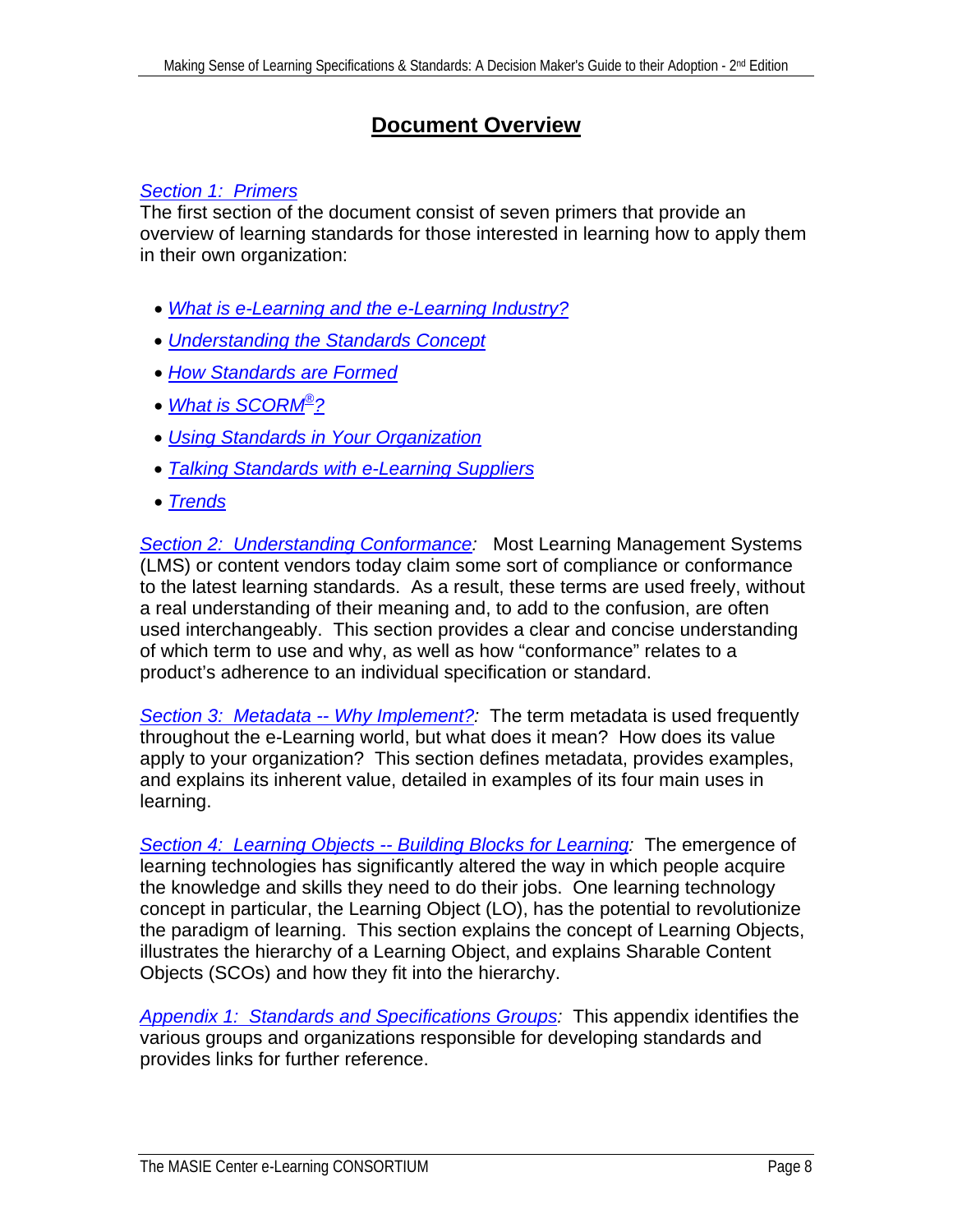# Document Overview

*Section 1: Primers*

The first section of the document consist of seven primers that provide an overview of learning standards for those interested in learning how to apply them in their own organization:

- *What is e-Learning and the e-Learning Industry?*
- *Understanding the Standards Concept*
- *How Standards are Formed*
- *What is SCORM®?*
- *Using Standards in Your Organization*
- *Talking Standards with e-Learning Suppliers*
- *Trends*

*Section 2: Understanding Conformance:* Most Learning Management Systems (LMS) or content vendors today claim some sort of compliance or conformance to the latest learning standards. As a result, these terms are used freely, without a real understanding of their meaning and, to add to the confusion, are often used interchangeably. This section provides a clear and concise understanding of which term to use and why, as well as how "conformance" relates to a product's adherence to an individual specification or standard.

*Section 3: Metadata -- Why Implement?:* The term metadata is used frequently throughout the e-Learning world, but what does it mean? How does its value apply to your organization? This section defines metadata, provides examples, and explains its inherent value, detailed in examples of its four main uses in learning.

*Section 4: Learning Objects -- Building Blocks for Learning:* The emergence of learning technologies has significantly altered the way in which people acquire the knowledge and skills they need to do their jobs. One learning technology concept in particular, the Learning Object (LO), has the potential to revolutionize the paradigm of learning. This section explains the concept of Learning Objects, illustrates the hierarchy of a Learning Object, and explains Sharable Content Objects (SCOs) and how they fit into the hierarchy.

*Appendix 1: Standards and Specifications Groups:* This appendix identifies the various groups and organizations responsible for developing standards and provides links for further reference.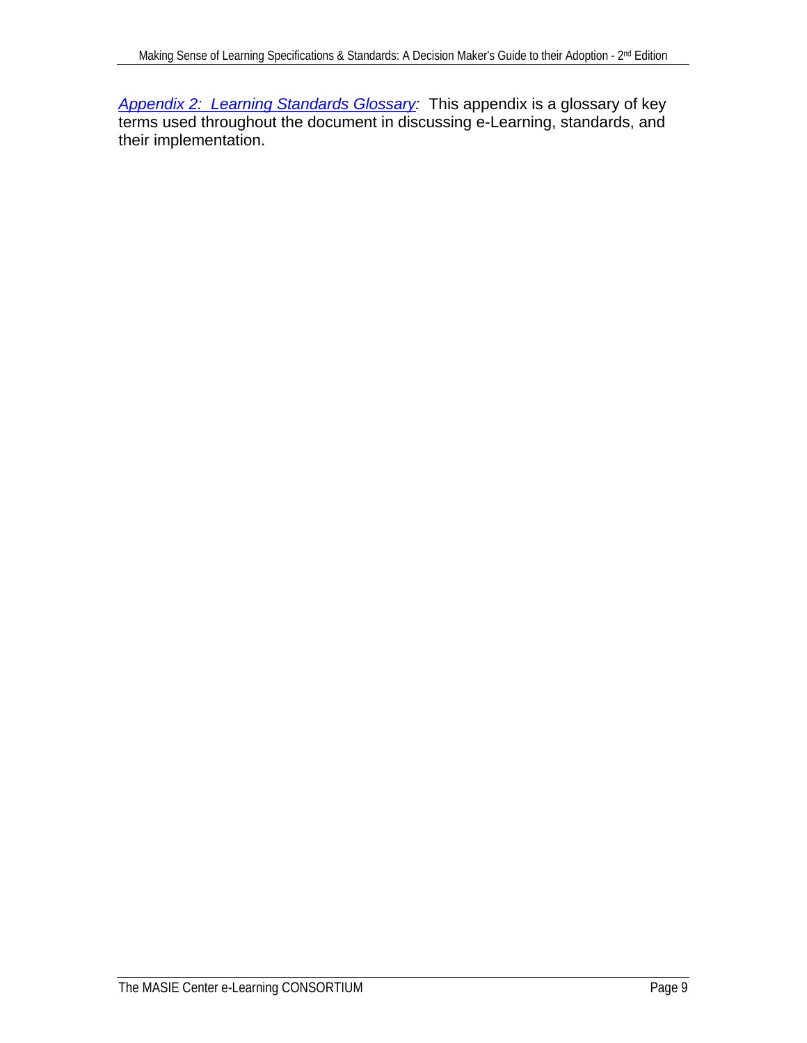*Appendix 2: Learning Standards Glossary:* This appendix is a glossary of key terms used throughout the document in discussing e-Learning, standards, and their implementation.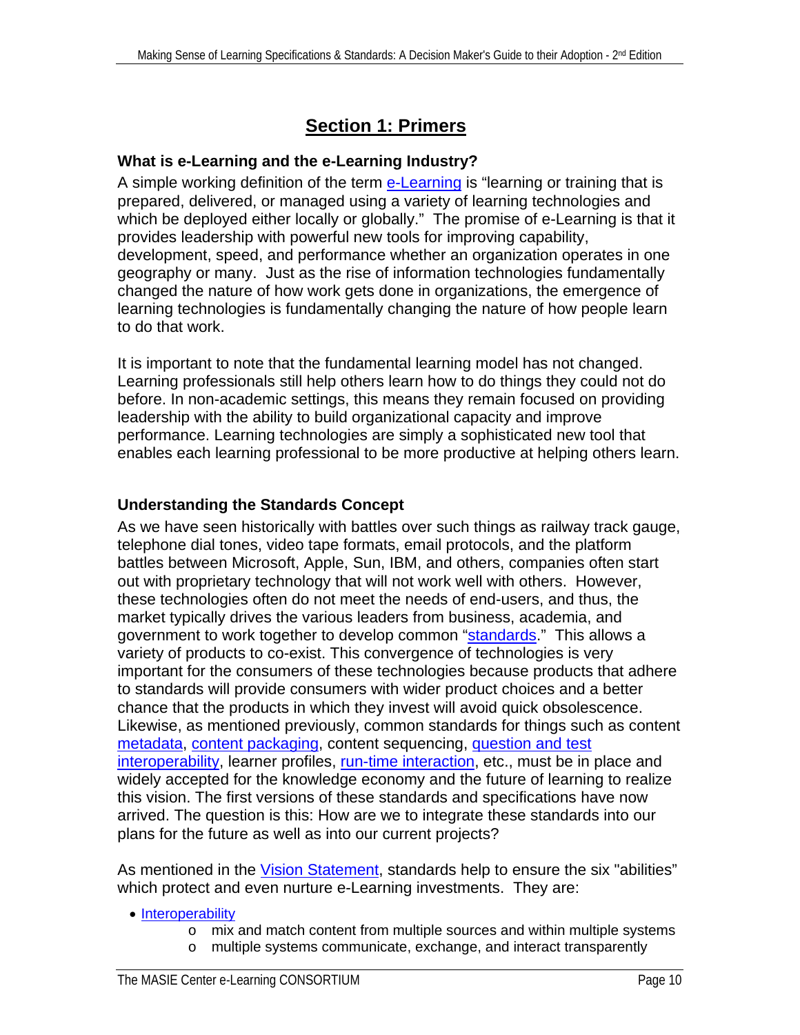# Section 1: Primers

### What is e-Learning and the e-Learning Industry?

A simple working definition of the term e-Learning is "learning or training that is prepared, delivered, or managed using a variety of learning technologies and which be deployed either locally or globally." The promise of e-Learning is that it provides leadership with powerful new tools for improving capability, development, speed, and performance whether an organization operates in one geography or many. Just as the rise of information technologies fundamentally changed the nature of how work gets done in organizations, the emergence of learning technologies is fundamentally changing the nature of how people learn to do that work.

It is important to note that the fundamental learning model has not changed. Learning professionals still help others learn how to do things they could not do before. In non-academic settings, this means they remain focused on providing leadership with the ability to build organizational capacity and improve performance. Learning technologies are simply a sophisticated new tool that enables each learning professional to be more productive at helping others learn.

### Understanding the Standards Concept

As we have seen historically with battles over such things as railway track gauge, telephone dial tones, video tape formats, email protocols, and the platform battles between Microsoft, Apple, Sun, IBM, and others, companies often start out with proprietary technology that will not work well with others. However, these technologies often do not meet the needs of end-users, and thus, the market typically drives the various leaders from business, academia, and government to work together to develop common "standards." This allows a variety of products to co-exist. This convergence of technologies is very important for the consumers of these technologies because products that adhere to standards will provide consumers with wider product choices and a better chance that the products in which they invest will avoid quick obsolescence. Likewise, as mentioned previously, common standards for things such as content metadata, content packaging, content sequencing, question and test interoperability, learner profiles, run-time interaction, etc., must be in place and widely accepted for the knowledge economy and the future of learning to realize this vision. The first versions of these standards and specifications have now arrived. The question is this: How are we to integrate these standards into our plans for the future as well as into our current projects?

As mentioned in the Vision Statement, standards help to ensure the six "abilities" which protect and even nurture e-Learning investments. They are:

- Interoperability
    - mix and match content from multiple sources and within multiple systems
    - multiple systems communicate, exchange, and interact transparently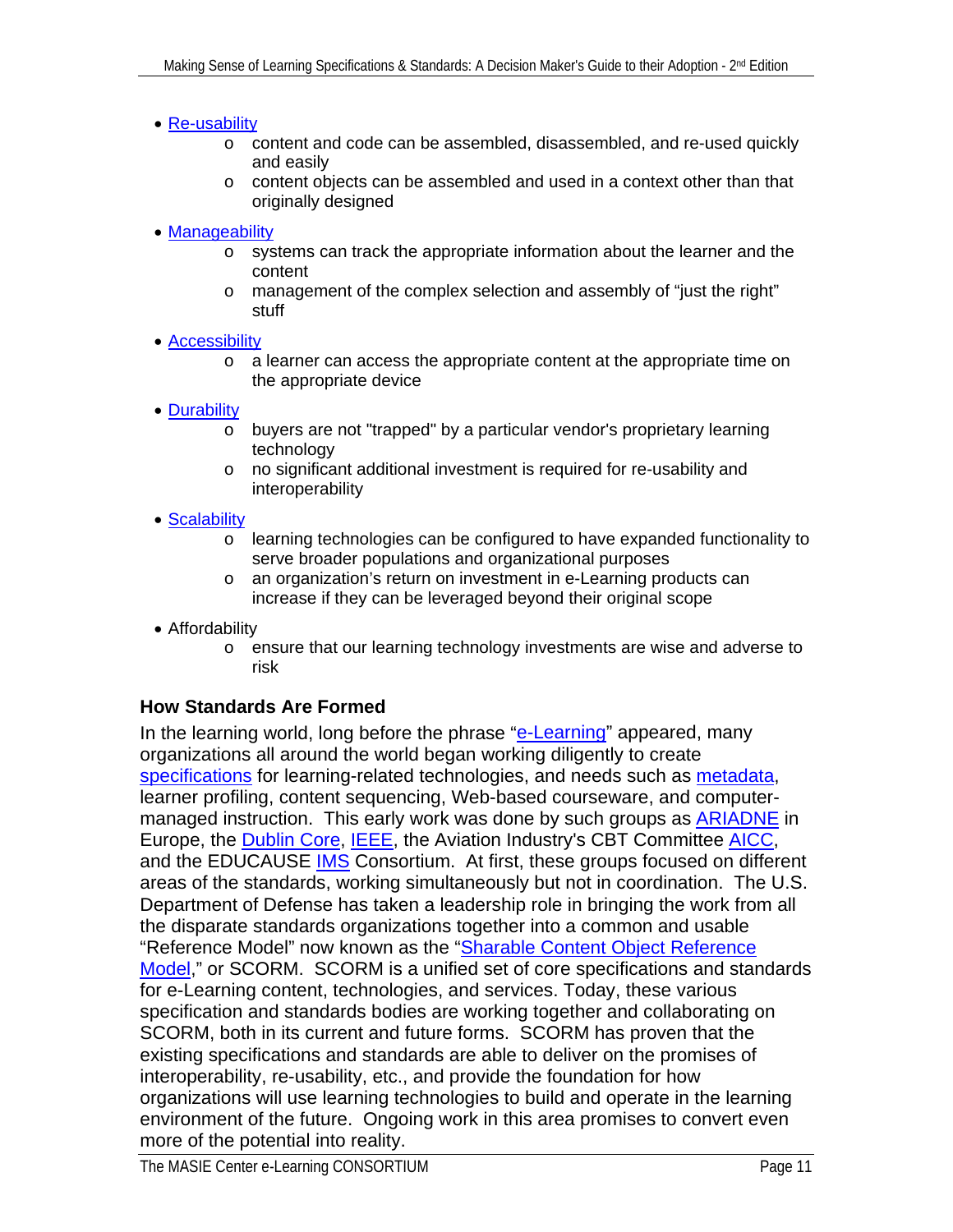- Re-usability
  - content and code can be assembled, disassembled, and re-used quickly and easily
  - content objects can be assembled and used in a context other than that originally designed
- Manageability
  - systems can track the appropriate information about the learner and the content
  - management of the complex selection and assembly of "just the right" stuff
- Accessibility
  - a learner can access the appropriate content at the appropriate time on the appropriate device
- Durability
  - buyers are not "trapped" by a particular vendor's proprietary learning technology
  - no significant additional investment is required for re-usability and interoperability
- Scalability
  - learning technologies can be configured to have expanded functionality to serve broader populations and organizational purposes
  - an organization's return on investment in e-Learning products can increase if they can be leveraged beyond their original scope
- Affordability
  - ensure that our learning technology investments are wise and adverse to risk

## How Standards Are Formed

In the learning world, long before the phrase "e-Learning" appeared, many organizations all around the world began working diligently to create specifications for learning-related technologies, and needs such as metadata, learner profiling, content sequencing, Web-based courseware, and computer-managed instruction. This early work was done by such groups as ARIADNE in Europe, the Dublin Core, IEEE, the Aviation Industry's CBT Committee AICC, and the EDUCAUSE IMS Consortium. At first, these groups focused on different areas of the standards, working simultaneously but not in coordination. The U.S. Department of Defense has taken a leadership role in bringing the work from all the disparate standards organizations together into a common and usable "Reference Model" now known as the "Sharable Content Object Reference Model," or SCORM. SCORM is a unified set of core specifications and standards for e-Learning content, technologies, and services. Today, these various specification and standards bodies are working together and collaborating on SCORM, both in its current and future forms. SCORM has proven that the existing specifications and standards are able to deliver on the promises of interoperability, re-usability, etc., and provide the foundation for how organizations will use learning technologies to build and operate in the learning environment of the future. Ongoing work in this area promises to convert even more of the potential into reality.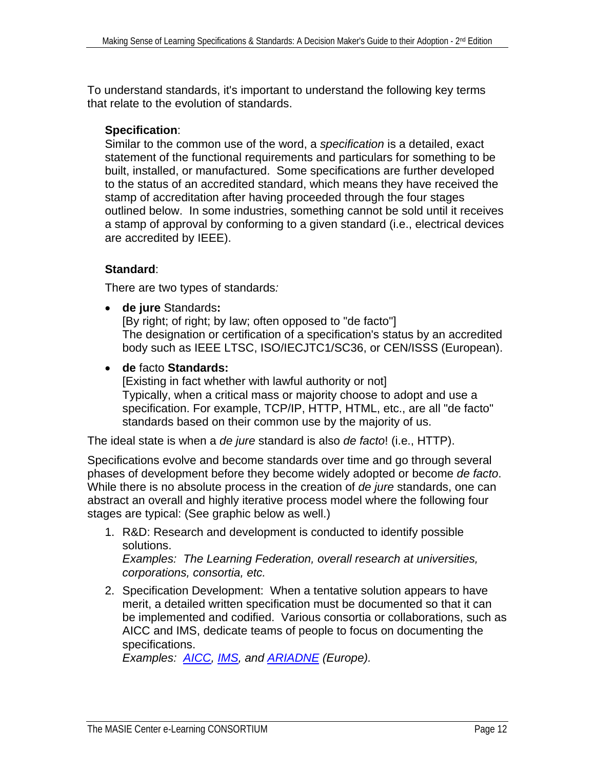To understand standards, it's important to understand the following key terms that relate to the evolution of standards.

**Specification**:
Similar to the common use of the word, a *specification* is a detailed, exact statement of the functional requirements and particulars for something to be built, installed, or manufactured. Some specifications are further developed to the status of an accredited standard, which means they have received the stamp of accreditation after having proceeded through the four stages outlined below. In some industries, something cannot be sold until it receives a stamp of approval by conforming to a given standard (i.e., electrical devices are accredited by IEEE).

**Standard**:

There are two types of standards*:*

- **de jure** Standards**:**
  [By right; of right; by law; often opposed to "de facto"]
  The designation or certification of a specification's status by an accredited body such as IEEE LTSC, ISO/IECJTC1/SC36, or CEN/ISSS (European).
- **de** facto **Standards:**
  [Existing in fact whether with lawful authority or not]
  Typically, when a critical mass or majority choose to adopt and use a specification. For example, TCP/IP, HTTP, HTML, etc., are all "de facto" standards based on their common use by the majority of us.

The ideal state is when a *de jure* standard is also *de facto*! (i.e., HTTP).

Specifications evolve and become standards over time and go through several phases of development before they become widely adopted or become *de facto*. While there is no absolute process in the creation of *de jure* standards, one can abstract an overall and highly iterative process model where the following four stages are typical: (See graphic below as well.)

1. R&D: Research and development is conducted to identify possible solutions.
   *Examples: The Learning Federation, overall research at universities, corporations, consortia, etc.*
2. Specification Development: When a tentative solution appears to have merit, a detailed written specification must be documented so that it can be implemented and codified. Various consortia or collaborations, such as AICC and IMS, dedicate teams of people to focus on documenting the specifications.
   *Examples: AICC, IMS, and ARIADNE (Europe).*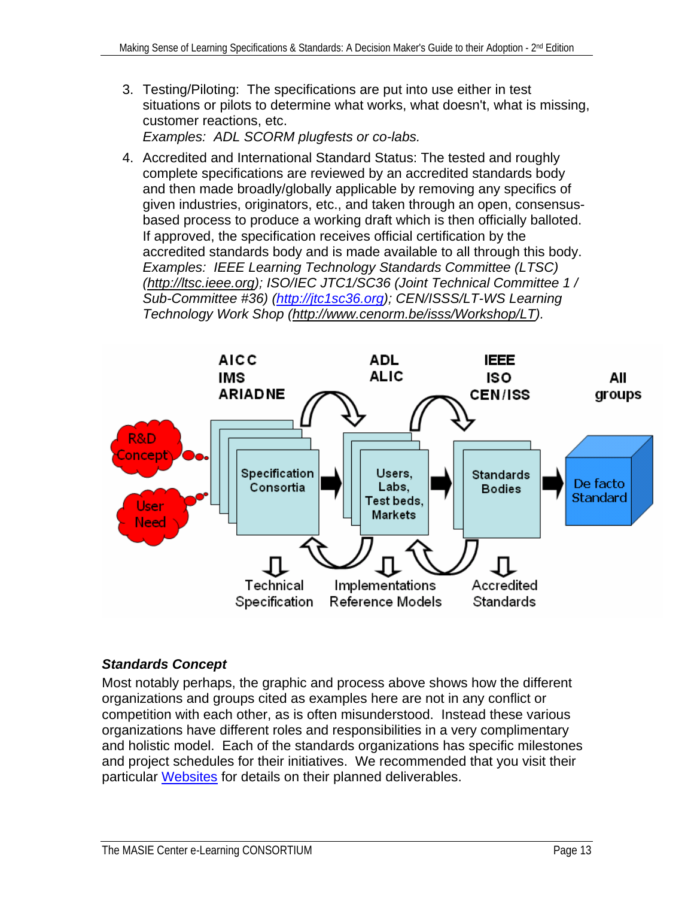3. Testing/Piloting: The specifications are put into use either in test situations or pilots to determine what works, what doesn't, what is missing, customer reactions, etc.
   *Examples: ADL SCORM plugfests or co-labs.*
4. Accredited and International Standard Status: The tested and roughly complete specifications are reviewed by an accredited standards body and then made broadly/globally applicable by removing any specifics of given industries, originators, etc., and taken through an open, consensus-based process to produce a working draft which is then officially balloted. If approved, the specification receives official certification by the accredited standards body and is made available to all through this body.
   *Examples: IEEE Learning Technology Standards Committee (LTSC) (http://ltsc.ieee.org); ISO/IEC JTC1/SC36 (Joint Technical Committee 1 / Sub-Committee #36) (http://jtc1sc36.org); CEN/ISSS/LT-WS Learning Technology Work Shop (http://www.cenorm.be/isss/Workshop/LT).*

AICC IMS ARIADNE | ADL ALIC | IEEE ISO CEN/ISS | All groups

R&D Concept, User Need → Specification Consortia → Users, Labs, Test beds, Markets → Standards Bodies → De facto Standard

Technical Specification | Implementations Reference Models | Accredited Standards

### *Standards Concept*

Most notably perhaps, the graphic and process above shows how the different organizations and groups cited as examples here are not in any conflict or competition with each other, as is often misunderstood. Instead these various organizations have different roles and responsibilities in a very complimentary and holistic model. Each of the standards organizations has specific milestones and project schedules for their initiatives. We recommended that you visit their particular Websites for details on their planned deliverables.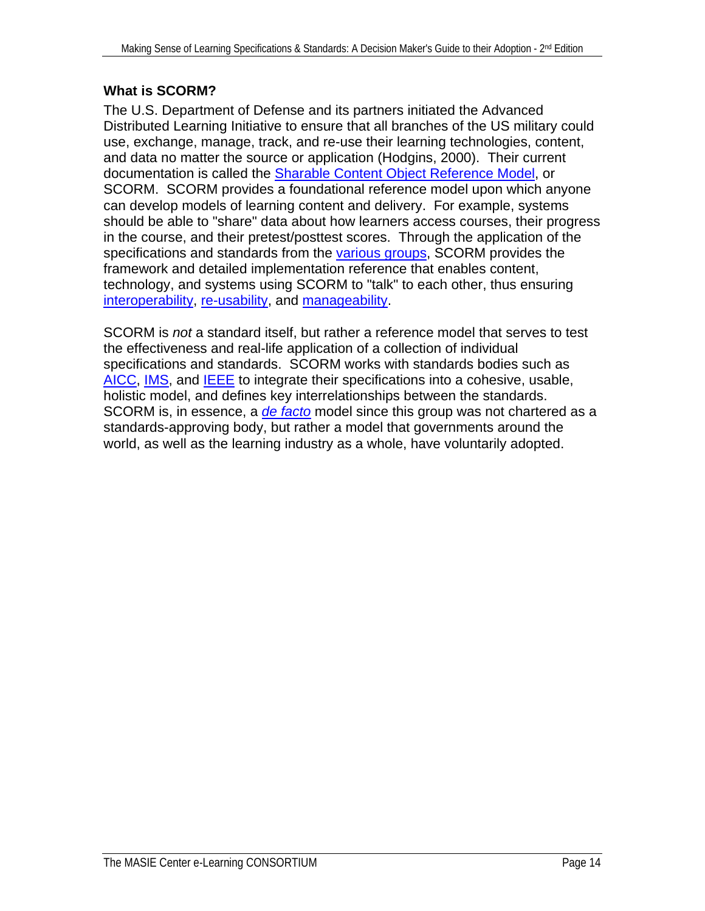## What is SCORM?

The U.S. Department of Defense and its partners initiated the Advanced Distributed Learning Initiative to ensure that all branches of the US military could use, exchange, manage, track, and re-use their learning technologies, content, and data no matter the source or application (Hodgins, 2000). Their current documentation is called the Sharable Content Object Reference Model, or SCORM. SCORM provides a foundational reference model upon which anyone can develop models of learning content and delivery. For example, systems should be able to "share" data about how learners access courses, their progress in the course, and their pretest/posttest scores. Through the application of the specifications and standards from the various groups, SCORM provides the framework and detailed implementation reference that enables content, technology, and systems using SCORM to "talk" to each other, thus ensuring interoperability, re-usability, and manageability.

SCORM is *not* a standard itself, but rather a reference model that serves to test the effectiveness and real-life application of a collection of individual specifications and standards. SCORM works with standards bodies such as AICC, IMS, and IEEE to integrate their specifications into a cohesive, usable, holistic model, and defines key interrelationships between the standards. SCORM is, in essence, a *de facto* model since this group was not chartered as a standards-approving body, but rather a model that governments around the world, as well as the learning industry as a whole, have voluntarily adopted.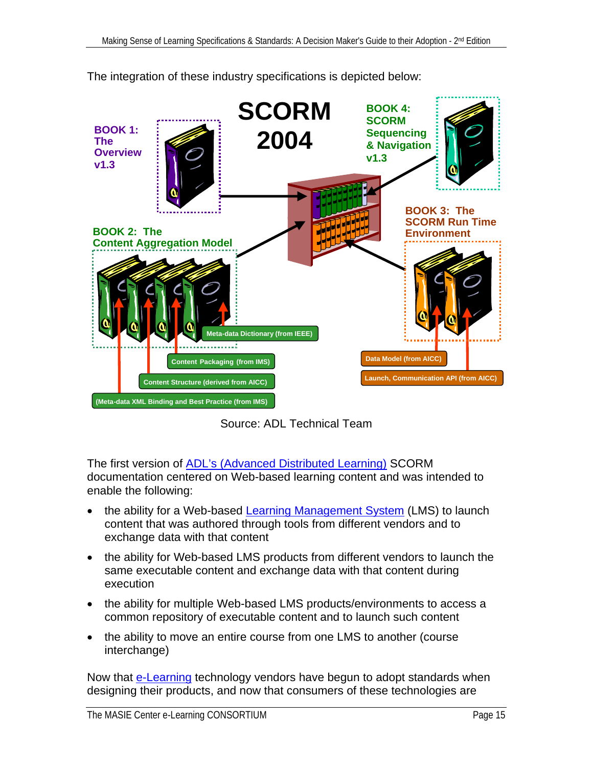The integration of these industry specifications is depicted below:

SCORM 2004

BOOK 1: The Overview v1.3

BOOK 2: The Content Aggregation Model

BOOK 3: The SCORM Run Time Environment

BOOK 4: SCORM Sequencing & Navigation v1.3

Meta-data Dictionary (from IEEE)

Content Packaging (from IMS)

Content Structure (derived from AICC)

(Meta-data XML Binding and Best Practice (from IMS)

Data Model (from AICC)

Launch, Communication API (from AICC)

Source: ADL Technical Team

The first version of ADL's (Advanced Distributed Learning) SCORM documentation centered on Web-based learning content and was intended to enable the following:

- the ability for a Web-based Learning Management System (LMS) to launch content that was authored through tools from different vendors and to exchange data with that content
- the ability for Web-based LMS products from different vendors to launch the same executable content and exchange data with that content during execution
- the ability for multiple Web-based LMS products/environments to access a common repository of executable content and to launch such content
- the ability to move an entire course from one LMS to another (course interchange)

Now that e-Learning technology vendors have begun to adopt standards when designing their products, and now that consumers of these technologies are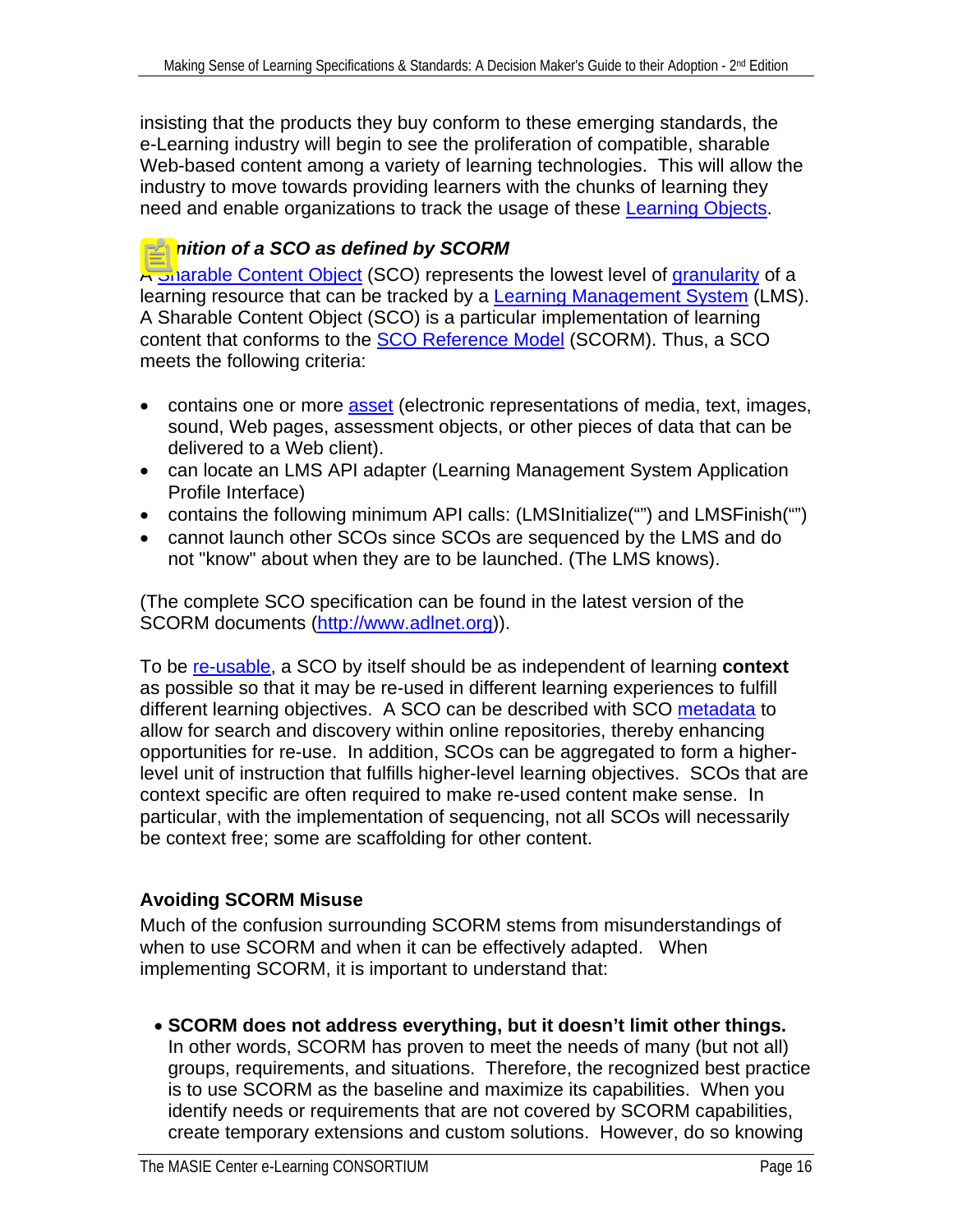insisting that the products they buy conform to these emerging standards, the e-Learning industry will begin to see the proliferation of compatible, sharable Web-based content among a variety of learning technologies. This will allow the industry to move towards providing learners with the chunks of learning they need and enable organizations to track the usage of these Learning Objects.

### *Definition of a SCO as defined by SCORM*

A Sharable Content Object (SCO) represents the lowest level of granularity of a learning resource that can be tracked by a Learning Management System (LMS). A Sharable Content Object (SCO) is a particular implementation of learning content that conforms to the SCO Reference Model (SCORM). Thus, a SCO meets the following criteria:

- contains one or more asset (electronic representations of media, text, images, sound, Web pages, assessment objects, or other pieces of data that can be delivered to a Web client).
- can locate an LMS API adapter (Learning Management System Application Profile Interface)
- contains the following minimum API calls: (LMSInitialize("") and LMSFinish(""))
- cannot launch other SCOs since SCOs are sequenced by the LMS and do not "know" about when they are to be launched. (The LMS knows).

(The complete SCO specification can be found in the latest version of the SCORM documents (http://www.adlnet.org)).

To be re-usable, a SCO by itself should be as independent of learning **context** as possible so that it may be re-used in different learning experiences to fulfill different learning objectives. A SCO can be described with SCO metadata to allow for search and discovery within online repositories, thereby enhancing opportunities for re-use. In addition, SCOs can be aggregated to form a higher-level unit of instruction that fulfills higher-level learning objectives. SCOs that are context specific are often required to make re-used content make sense. In particular, with the implementation of sequencing, not all SCOs will necessarily be context free; some are scaffolding for other content.

### Avoiding SCORM Misuse

Much of the confusion surrounding SCORM stems from misunderstandings of when to use SCORM and when it can be effectively adapted. When implementing SCORM, it is important to understand that:

- **SCORM does not address everything, but it doesn't limit other things.** In other words, SCORM has proven to meet the needs of many (but not all) groups, requirements, and situations. Therefore, the recognized best practice is to use SCORM as the baseline and maximize its capabilities. When you identify needs or requirements that are not covered by SCORM capabilities, create temporary extensions and custom solutions. However, do so knowing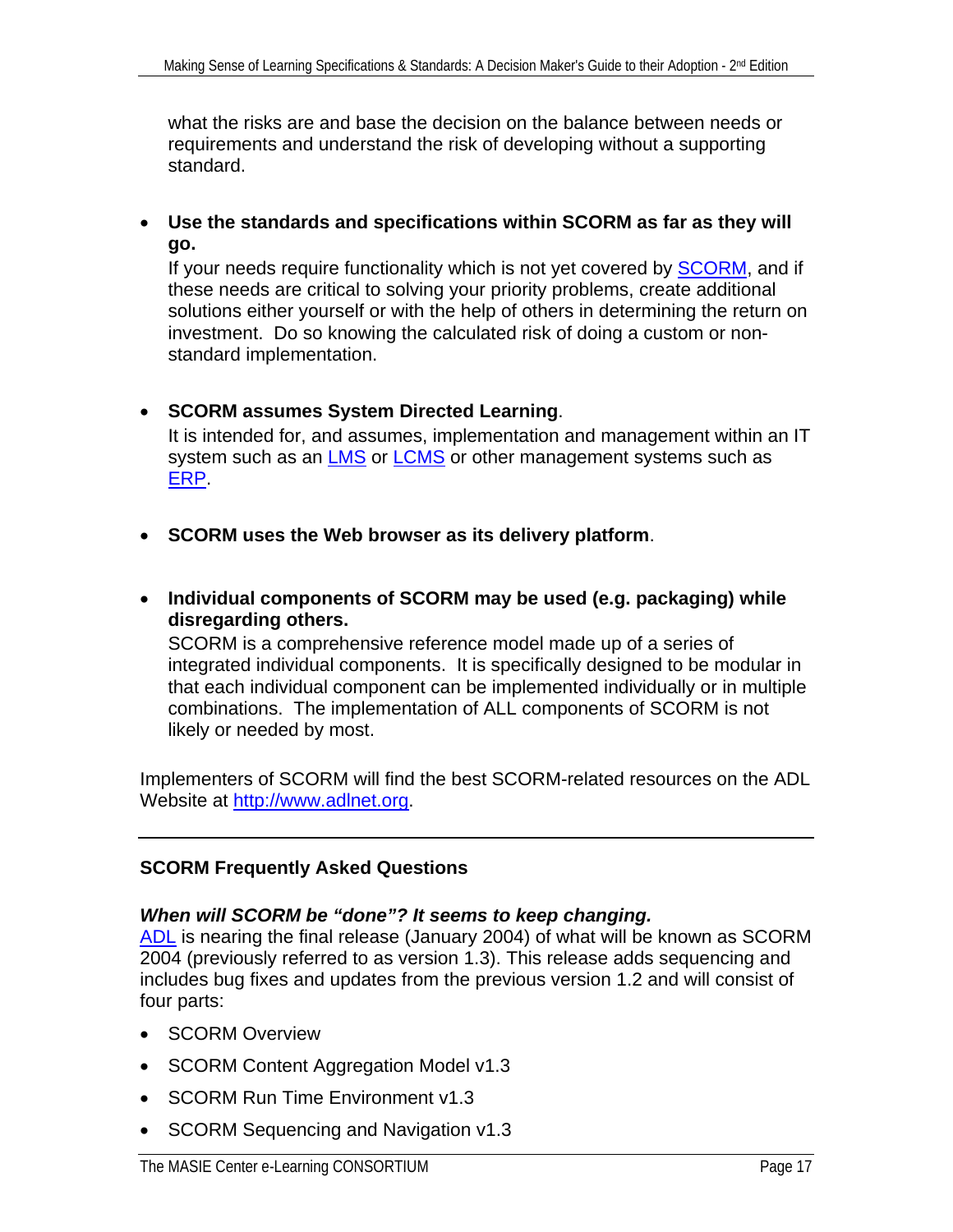what the risks are and base the decision on the balance between needs or requirements and understand the risk of developing without a supporting standard.

- **Use the standards and specifications within SCORM as far as they will go.**
  If your needs require functionality which is not yet covered by SCORM, and if these needs are critical to solving your priority problems, create additional solutions either yourself or with the help of others in determining the return on investment. Do so knowing the calculated risk of doing a custom or non-standard implementation.

- **SCORM assumes System Directed Learning**.
  It is intended for, and assumes, implementation and management within an IT system such as an LMS or LCMS or other management systems such as ERP.

- **SCORM uses the Web browser as its delivery platform**.

- **Individual components of SCORM may be used (e.g. packaging) while disregarding others.**
  SCORM is a comprehensive reference model made up of a series of integrated individual components. It is specifically designed to be modular in that each individual component can be implemented individually or in multiple combinations. The implementation of ALL components of SCORM is not likely or needed by most.

Implementers of SCORM will find the best SCORM-related resources on the ADL Website at http://www.adlnet.org.

---

### SCORM Frequently Asked Questions

***When will SCORM be "done"? It seems to keep changing.***
ADL is nearing the final release (January 2004) of what will be known as SCORM 2004 (previously referred to as version 1.3). This release adds sequencing and includes bug fixes and updates from the previous version 1.2 and will consist of four parts:

- SCORM Overview
- SCORM Content Aggregation Model v1.3
- SCORM Run Time Environment v1.3
- SCORM Sequencing and Navigation v1.3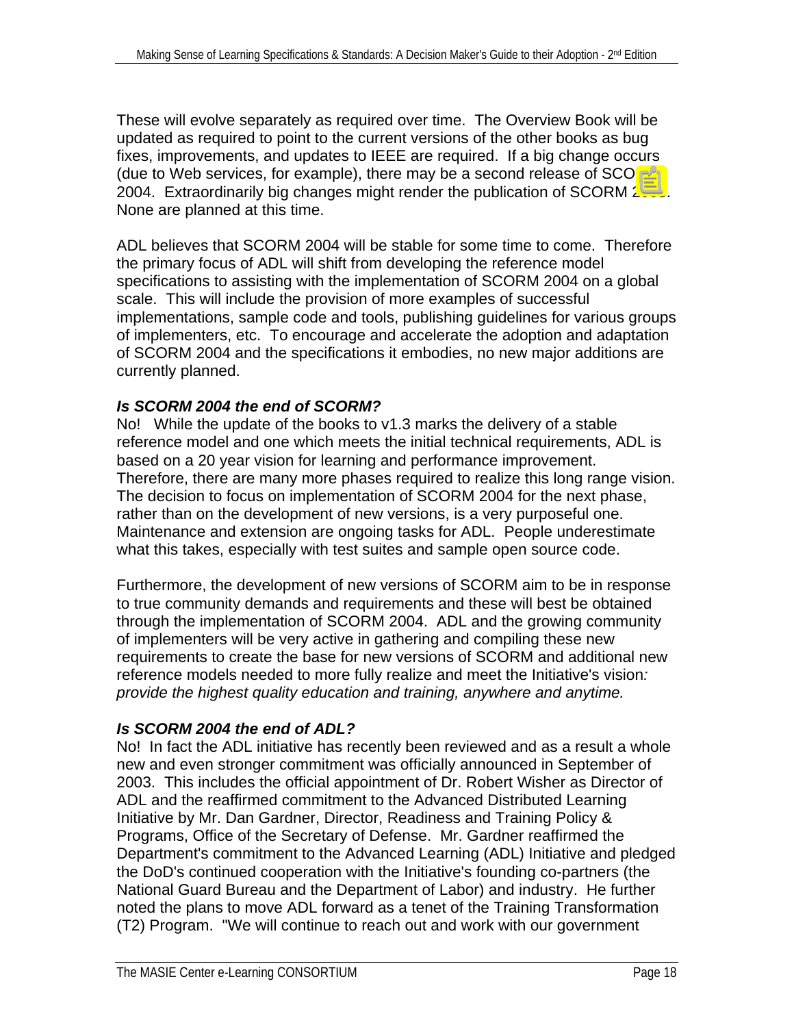These will evolve separately as required over time. The Overview Book will be updated as required to point to the current versions of the other books as bug fixes, improvements, and updates to IEEE are required. If a big change occurs (due to Web services, for example), there may be a second release of SCORM 2004. Extraordinarily big changes might render the publication of SCORM 2005. None are planned at this time.

ADL believes that SCORM 2004 will be stable for some time to come. Therefore the primary focus of ADL will shift from developing the reference model specifications to assisting with the implementation of SCORM 2004 on a global scale. This will include the provision of more examples of successful implementations, sample code and tools, publishing guidelines for various groups of implementers, etc. To encourage and accelerate the adoption and adaptation of SCORM 2004 and the specifications it embodies, no new major additions are currently planned.

### *Is SCORM 2004 the end of SCORM?*

No! While the update of the books to v1.3 marks the delivery of a stable reference model and one which meets the initial technical requirements, ADL is based on a 20 year vision for learning and performance improvement. Therefore, there are many more phases required to realize this long range vision. The decision to focus on implementation of SCORM 2004 for the next phase, rather than on the development of new versions, is a very purposeful one. Maintenance and extension are ongoing tasks for ADL. People underestimate what this takes, especially with test suites and sample open source code.

Furthermore, the development of new versions of SCORM aim to be in response to true community demands and requirements and these will best be obtained through the implementation of SCORM 2004. ADL and the growing community of implementers will be very active in gathering and compiling these new requirements to create the base for new versions of SCORM and additional new reference models needed to more fully realize and meet the Initiative's vision*: provide the highest quality education and training, anywhere and anytime.*

### *Is SCORM 2004 the end of ADL?*

No! In fact the ADL initiative has recently been reviewed and as a result a whole new and even stronger commitment was officially announced in September of 2003. This includes the official appointment of Dr. Robert Wisher as Director of ADL and the reaffirmed commitment to the Advanced Distributed Learning Initiative by Mr. Dan Gardner, Director, Readiness and Training Policy & Programs, Office of the Secretary of Defense. Mr. Gardner reaffirmed the Department's commitment to the Advanced Learning (ADL) Initiative and pledged the DoD's continued cooperation with the Initiative's founding co-partners (the National Guard Bureau and the Department of Labor) and industry. He further noted the plans to move ADL forward as a tenet of the Training Transformation (T2) Program. "We will continue to reach out and work with our government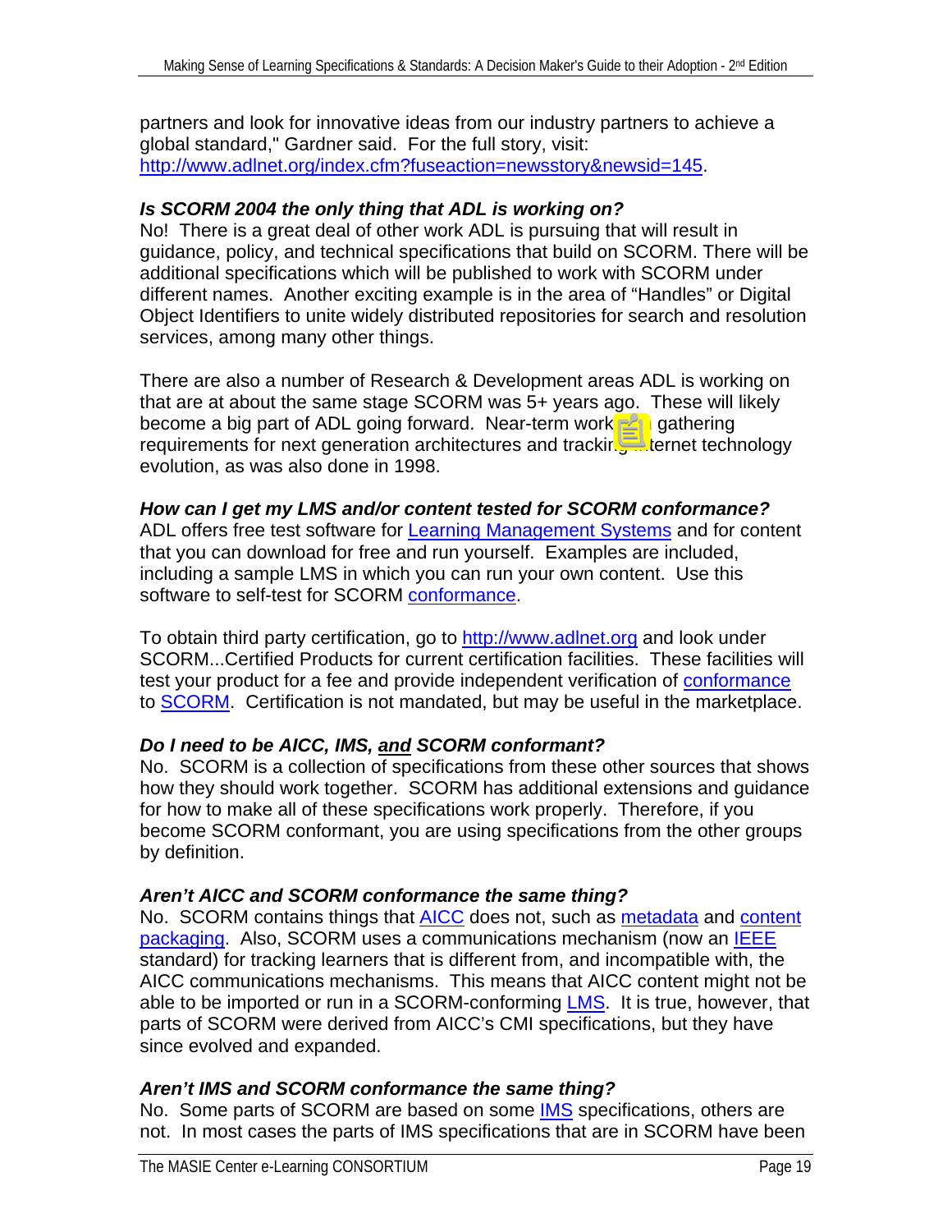partners and look for innovative ideas from our industry partners to achieve a global standard," Gardner said. For the full story, visit: http://www.adlnet.org/index.cfm?fuseaction=newsstory&newsid=145.

***Is SCORM 2004 the only thing that ADL is working on?***

No! There is a great deal of other work ADL is pursuing that will result in guidance, policy, and technical specifications that build on SCORM. There will be additional specifications which will be published to work with SCORM under different names. Another exciting example is in the area of "Handles" or Digital Object Identifiers to unite widely distributed repositories for search and resolution services, among many other things.

There are also a number of Research & Development areas ADL is working on that are at about the same stage SCORM was 5+ years ago. These will likely become a big part of ADL going forward. Near-term work is gathering requirements for next generation architectures and tracking Internet technology evolution, as was also done in 1998.

***How can I get my LMS and/or content tested for SCORM conformance?***

ADL offers free test software for Learning Management Systems and for content that you can download for free and run yourself. Examples are included, including a sample LMS in which you can run your own content. Use this software to self-test for SCORM conformance.

To obtain third party certification, go to http://www.adlnet.org and look under SCORM...Certified Products for current certification facilities. These facilities will test your product for a fee and provide independent verification of conformance to SCORM. Certification is not mandated, but may be useful in the marketplace.

***Do I need to be AICC, IMS, <u>and</u> SCORM conformant?***

No. SCORM is a collection of specifications from these other sources that shows how they should work together. SCORM has additional extensions and guidance for how to make all of these specifications work properly. Therefore, if you become SCORM conformant, you are using specifications from the other groups by definition.

***Aren't AICC and SCORM conformance the same thing?***

No. SCORM contains things that AICC does not, such as metadata and content packaging. Also, SCORM uses a communications mechanism (now an IEEE standard) for tracking learners that is different from, and incompatible with, the AICC communications mechanisms. This means that AICC content might not be able to be imported or run in a SCORM-conforming LMS. It is true, however, that parts of SCORM were derived from AICC's CMI specifications, but they have since evolved and expanded.

***Aren't IMS and SCORM conformance the same thing?***

No. Some parts of SCORM are based on some IMS specifications, others are not. In most cases the parts of IMS specifications that are in SCORM have been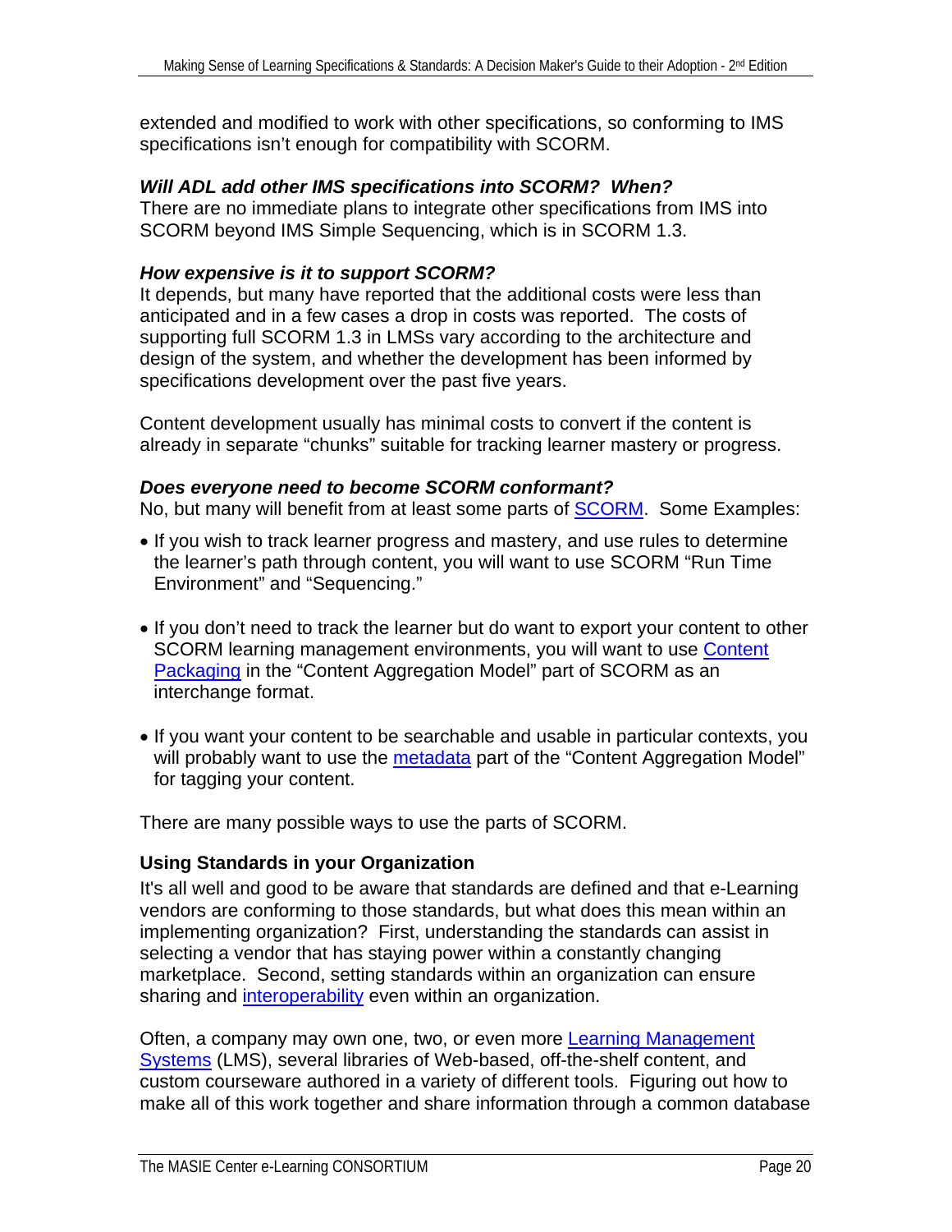extended and modified to work with other specifications, so conforming to IMS specifications isn't enough for compatibility with SCORM.

***Will ADL add other IMS specifications into SCORM? When?***

There are no immediate plans to integrate other specifications from IMS into SCORM beyond IMS Simple Sequencing, which is in SCORM 1.3.

***How expensive is it to support SCORM?***

It depends, but many have reported that the additional costs were less than anticipated and in a few cases a drop in costs was reported. The costs of supporting full SCORM 1.3 in LMSs vary according to the architecture and design of the system, and whether the development has been informed by specifications development over the past five years.

Content development usually has minimal costs to convert if the content is already in separate "chunks" suitable for tracking learner mastery or progress.

***Does everyone need to become SCORM conformant?***

No, but many will benefit from at least some parts of SCORM. Some Examples:

- If you wish to track learner progress and mastery, and use rules to determine the learner's path through content, you will want to use SCORM "Run Time Environment" and "Sequencing."
- If you don't need to track the learner but do want to export your content to other SCORM learning management environments, you will want to use Content Packaging in the "Content Aggregation Model" part of SCORM as an interchange format.
- If you want your content to be searchable and usable in particular contexts, you will probably want to use the metadata part of the "Content Aggregation Model" for tagging your content.

There are many possible ways to use the parts of SCORM.

### Using Standards in your Organization

It's all well and good to be aware that standards are defined and that e-Learning vendors are conforming to those standards, but what does this mean within an implementing organization? First, understanding the standards can assist in selecting a vendor that has staying power within a constantly changing marketplace. Second, setting standards within an organization can ensure sharing and interoperability even within an organization.

Often, a company may own one, two, or even more Learning Management Systems (LMS), several libraries of Web-based, off-the-shelf content, and custom courseware authored in a variety of different tools. Figuring out how to make all of this work together and share information through a common database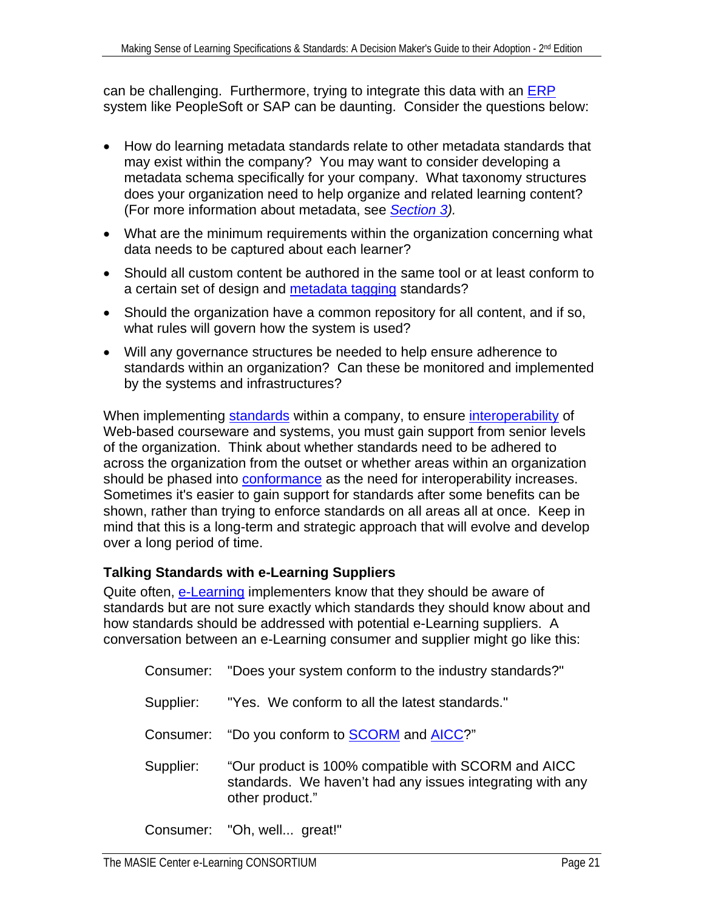can be challenging. Furthermore, trying to integrate this data with an ERP system like PeopleSoft or SAP can be daunting. Consider the questions below:

- How do learning metadata standards relate to other metadata standards that may exist within the company? You may want to consider developing a metadata schema specifically for your company. What taxonomy structures does your organization need to help organize and related learning content? (For more information about metadata, see *Section 3*).
- What are the minimum requirements within the organization concerning what data needs to be captured about each learner?
- Should all custom content be authored in the same tool or at least conform to a certain set of design and metadata tagging standards?
- Should the organization have a common repository for all content, and if so, what rules will govern how the system is used?
- Will any governance structures be needed to help ensure adherence to standards within an organization? Can these be monitored and implemented by the systems and infrastructures?

When implementing standards within a company, to ensure interoperability of Web-based courseware and systems, you must gain support from senior levels of the organization. Think about whether standards need to be adhered to across the organization from the outset or whether areas within an organization should be phased into conformance as the need for interoperability increases. Sometimes it's easier to gain support for standards after some benefits can be shown, rather than trying to enforce standards on all areas all at once. Keep in mind that this is a long-term and strategic approach that will evolve and develop over a long period of time.

### Talking Standards with e-Learning Suppliers

Quite often, e-Learning implementers know that they should be aware of standards but are not sure exactly which standards they should know about and how standards should be addressed with potential e-Learning suppliers. A conversation between an e-Learning consumer and supplier might go like this:

Consumer: "Does your system conform to the industry standards?"

Supplier: "Yes. We conform to all the latest standards."

Consumer: "Do you conform to SCORM and AICC?"

Supplier: "Our product is 100% compatible with SCORM and AICC standards. We haven't had any issues integrating with any other product."

Consumer: "Oh, well... great!"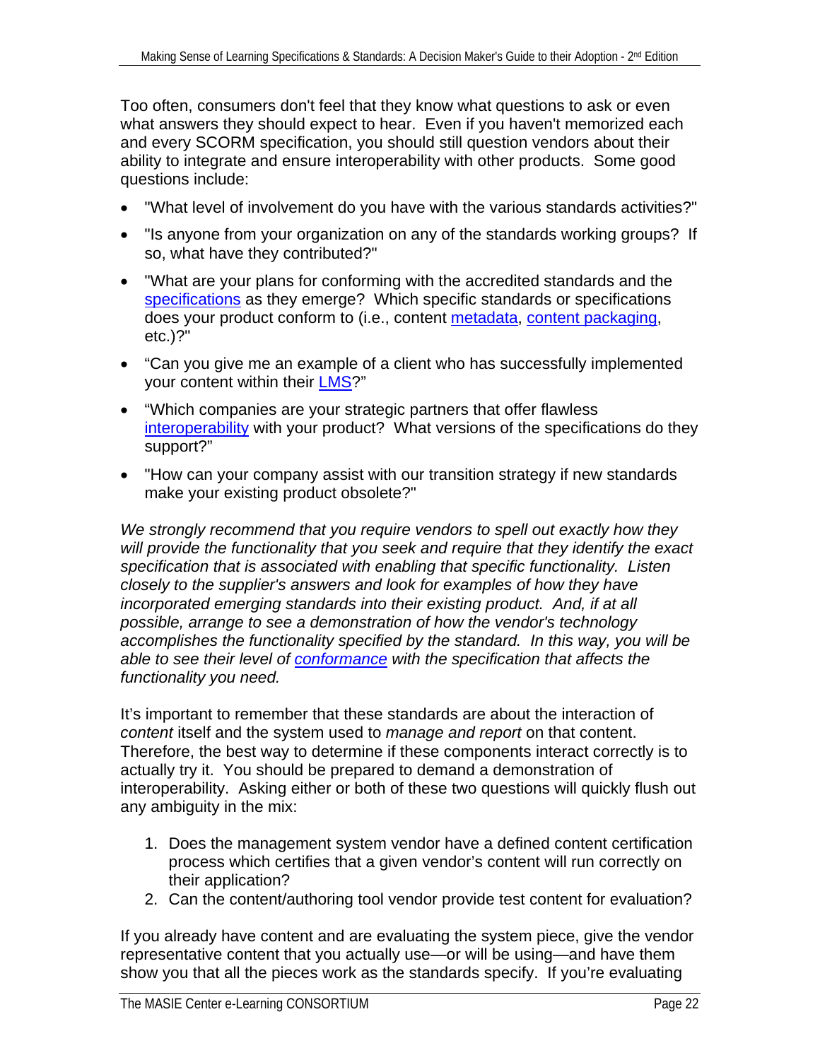Too often, consumers don't feel that they know what questions to ask or even what answers they should expect to hear. Even if you haven't memorized each and every SCORM specification, you should still question vendors about their ability to integrate and ensure interoperability with other products. Some good questions include:

- "What level of involvement do you have with the various standards activities?"
- "Is anyone from your organization on any of the standards working groups? If so, what have they contributed?"
- "What are your plans for conforming with the accredited standards and the specifications as they emerge? Which specific standards or specifications does your product conform to (i.e., content metadata, content packaging, etc.)?"
- "Can you give me an example of a client who has successfully implemented your content within their LMS?"
- "Which companies are your strategic partners that offer flawless interoperability with your product? What versions of the specifications do they support?"
- "How can your company assist with our transition strategy if new standards make your existing product obsolete?"

*We strongly recommend that you require vendors to spell out exactly how they will provide the functionality that you seek and require that they identify the exact specification that is associated with enabling that specific functionality. Listen closely to the supplier's answers and look for examples of how they have incorporated emerging standards into their existing product. And, if at all possible, arrange to see a demonstration of how the vendor's technology accomplishes the functionality specified by the standard. In this way, you will be able to see their level of conformance with the specification that affects the functionality you need.*

It's important to remember that these standards are about the interaction of *content* itself and the system used to *manage and report* on that content. Therefore, the best way to determine if these components interact correctly is to actually try it. You should be prepared to demand a demonstration of interoperability. Asking either or both of these two questions will quickly flush out any ambiguity in the mix:

1. Does the management system vendor have a defined content certification process which certifies that a given vendor's content will run correctly on their application?
2. Can the content/authoring tool vendor provide test content for evaluation?

If you already have content and are evaluating the system piece, give the vendor representative content that you actually use—or will be using—and have them show you that all the pieces work as the standards specify. If you're evaluating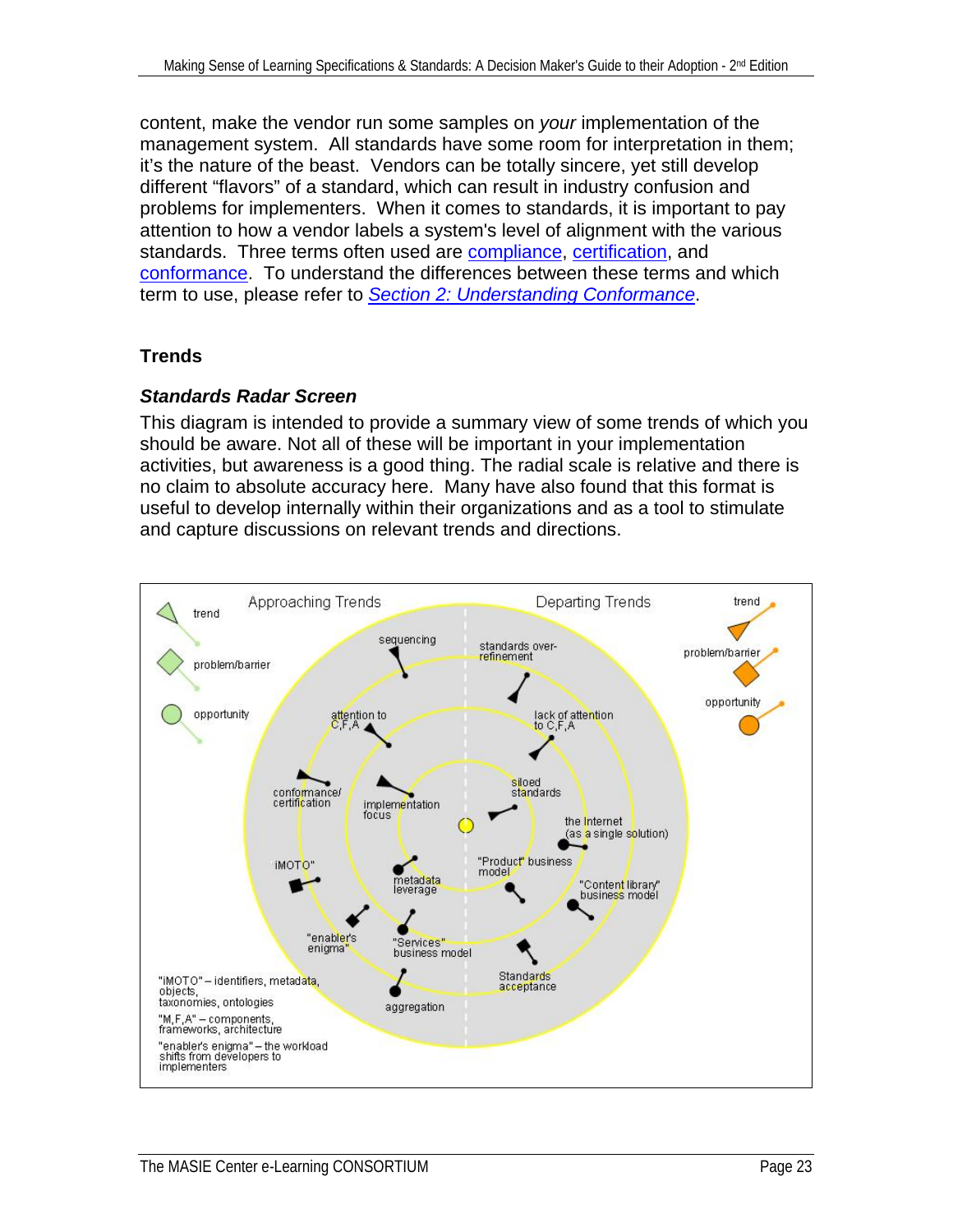content, make the vendor run some samples on *your* implementation of the management system. All standards have some room for interpretation in them; it's the nature of the beast. Vendors can be totally sincere, yet still develop different "flavors" of a standard, which can result in industry confusion and problems for implementers. When it comes to standards, it is important to pay attention to how a vendor labels a system's level of alignment with the various standards. Three terms often used are compliance, certification, and conformance. To understand the differences between these terms and which term to use, please refer to *Section 2: Understanding Conformance*.

## Trends

### *Standards Radar Screen*

This diagram is intended to provide a summary view of some trends of which you should be aware. Not all of these will be important in your implementation activities, but awareness is a good thing. The radial scale is relative and there is no claim to absolute accuracy here. Many have also found that this format is useful to develop internally within their organizations and as a tool to stimulate and capture discussions on relevant trends and directions.

Approaching Trends

trend

problem/barrier

opportunity

sequencing

attention to C,F,A

conformance/ certification

implementation focus

iMOTO"

metadata leverage

"enabler's enigma"

"Services" business model

aggregation

Departing Trends

trend

problem/barrier

opportunity

standards over-refinement

lack of attention to C,F,A

siloed standards

the Internet (as a single solution)

"Product" business model

"Content library" business model

Standards acceptance

"iMOTO" – identifiers, metadata, objects, taxonomies, ontologies

"M,F,A" – components, frameworks, architecture

"enabler's enigma" – the workload shifts from developers to implementers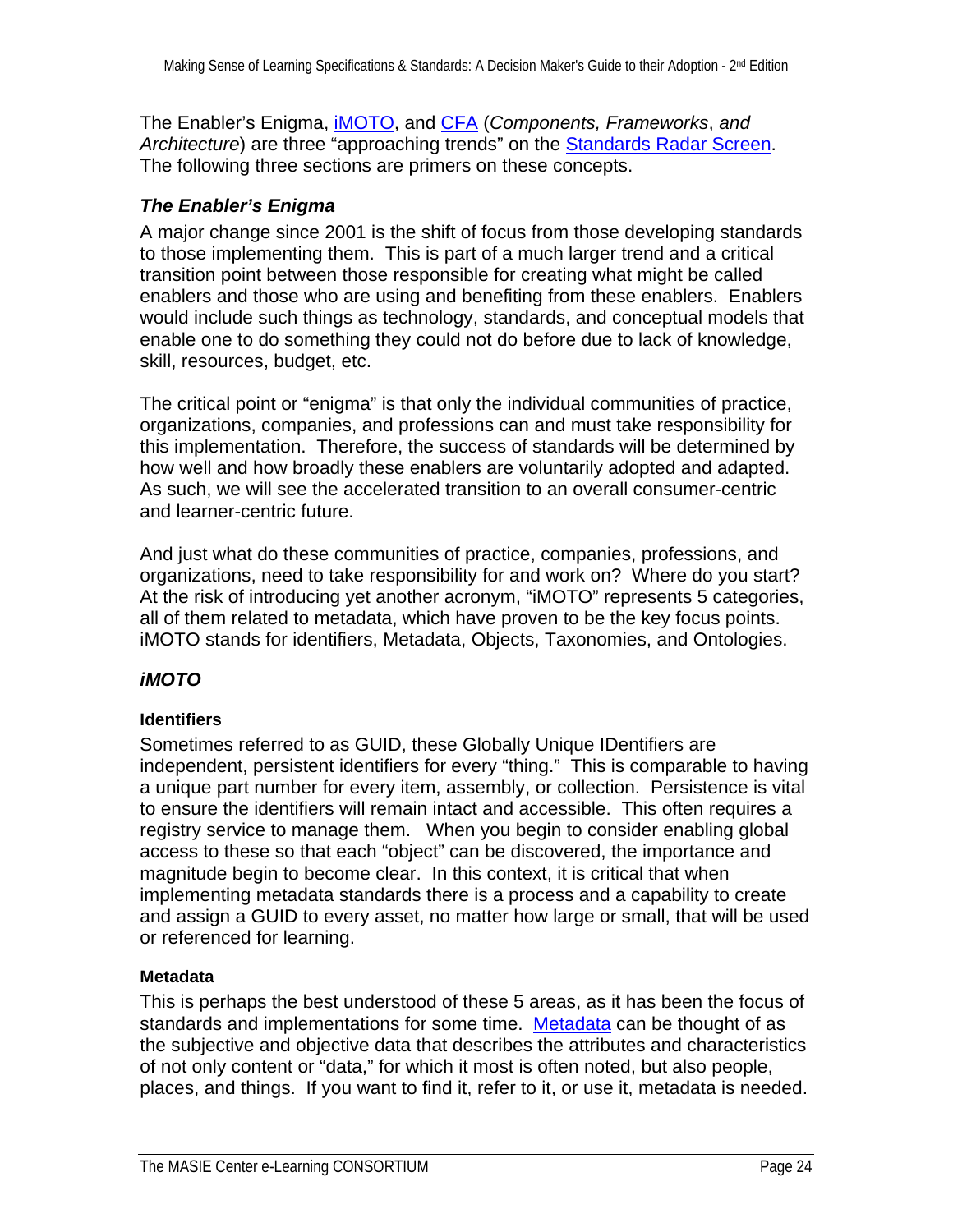The Enabler's Enigma, iMOTO, and CFA (*Components, Frameworks*, *and Architecture*) are three "approaching trends" on the Standards Radar Screen. The following three sections are primers on these concepts.

### *The Enabler's Enigma*

A major change since 2001 is the shift of focus from those developing standards to those implementing them. This is part of a much larger trend and a critical transition point between those responsible for creating what might be called enablers and those who are using and benefiting from these enablers. Enablers would include such things as technology, standards, and conceptual models that enable one to do something they could not do before due to lack of knowledge, skill, resources, budget, etc.

The critical point or "enigma" is that only the individual communities of practice, organizations, companies, and professions can and must take responsibility for this implementation. Therefore, the success of standards will be determined by how well and how broadly these enablers are voluntarily adopted and adapted. As such, we will see the accelerated transition to an overall consumer-centric and learner-centric future.

And just what do these communities of practice, companies, professions, and organizations, need to take responsibility for and work on? Where do you start? At the risk of introducing yet another acronym, "iMOTO" represents 5 categories, all of them related to metadata, which have proven to be the key focus points. iMOTO stands for identifiers, Metadata, Objects, Taxonomies, and Ontologies.

### *iMOTO*

#### Identifiers

Sometimes referred to as GUID, these Globally Unique IDentifiers are independent, persistent identifiers for every "thing." This is comparable to having a unique part number for every item, assembly, or collection. Persistence is vital to ensure the identifiers will remain intact and accessible. This often requires a registry service to manage them. When you begin to consider enabling global access to these so that each "object" can be discovered, the importance and magnitude begin to become clear. In this context, it is critical that when implementing metadata standards there is a process and a capability to create and assign a GUID to every asset, no matter how large or small, that will be used or referenced for learning.

#### Metadata

This is perhaps the best understood of these 5 areas, as it has been the focus of standards and implementations for some time. Metadata can be thought of as the subjective and objective data that describes the attributes and characteristics of not only content or "data," for which it most is often noted, but also people, places, and things. If you want to find it, refer to it, or use it, metadata is needed.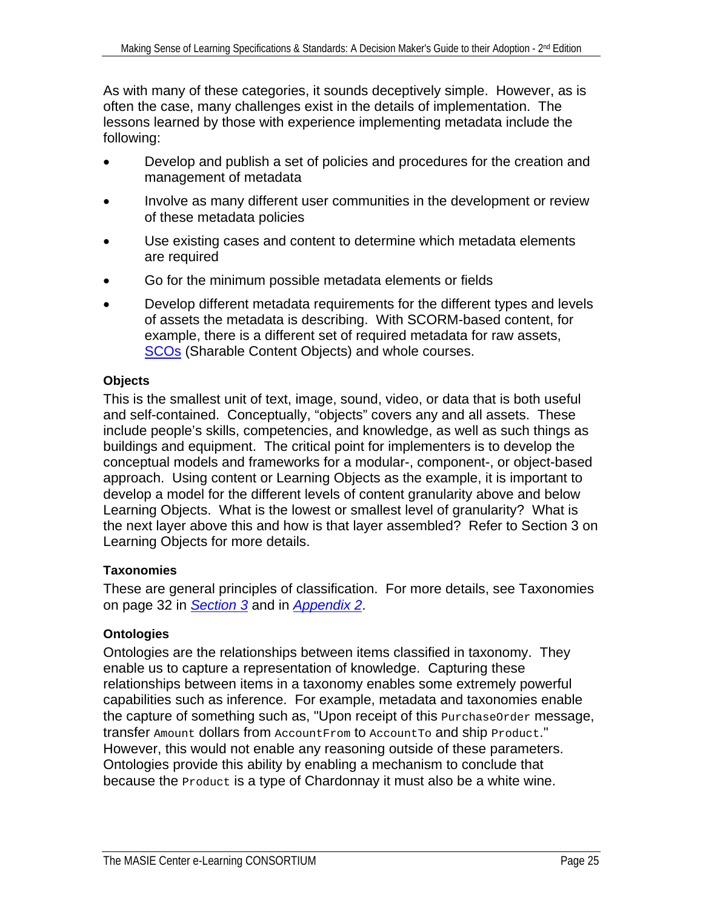As with many of these categories, it sounds deceptively simple. However, as is often the case, many challenges exist in the details of implementation. The lessons learned by those with experience implementing metadata include the following:

- Develop and publish a set of policies and procedures for the creation and management of metadata
- Involve as many different user communities in the development or review of these metadata policies
- Use existing cases and content to determine which metadata elements are required
- Go for the minimum possible metadata elements or fields
- Develop different metadata requirements for the different types and levels of assets the metadata is describing. With SCORM-based content, for example, there is a different set of required metadata for raw assets, SCOs (Sharable Content Objects) and whole courses.

**Objects**

This is the smallest unit of text, image, sound, video, or data that is both useful and self-contained. Conceptually, "objects" covers any and all assets. These include people's skills, competencies, and knowledge, as well as such things as buildings and equipment. The critical point for implementers is to develop the conceptual models and frameworks for a modular-, component-, or object-based approach. Using content or Learning Objects as the example, it is important to develop a model for the different levels of content granularity above and below Learning Objects. What is the lowest or smallest level of granularity? What is the next layer above this and how is that layer assembled? Refer to Section 3 on Learning Objects for more details.

**Taxonomies**

These are general principles of classification. For more details, see Taxonomies on page 32 in *Section 3* and in *Appendix 2*.

**Ontologies**

Ontologies are the relationships between items classified in taxonomy. They enable us to capture a representation of knowledge. Capturing these relationships between items in a taxonomy enables some extremely powerful capabilities such as inference. For example, metadata and taxonomies enable the capture of something such as, "Upon receipt of this `PurchaseOrder` message, transfer `Amount` dollars from `AccountFrom` to `AccountTo` and ship `Product`." However, this would not enable any reasoning outside of these parameters. Ontologies provide this ability by enabling a mechanism to conclude that because the `Product` is a type of Chardonnay it must also be a white wine.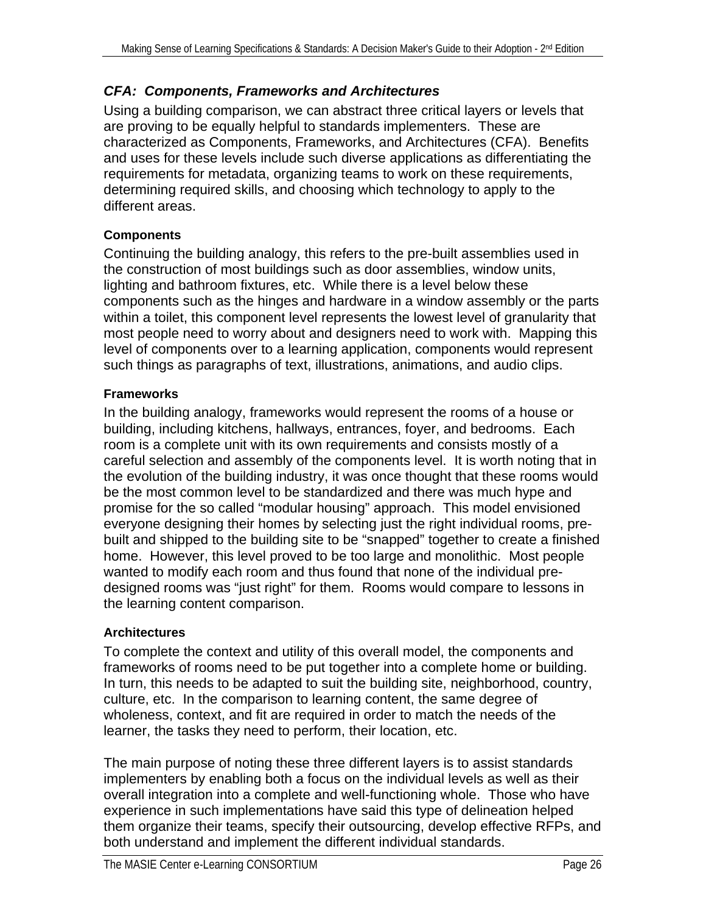### *CFA: Components, Frameworks and Architectures*

Using a building comparison, we can abstract three critical layers or levels that are proving to be equally helpful to standards implementers. These are characterized as Components, Frameworks, and Architectures (CFA). Benefits and uses for these levels include such diverse applications as differentiating the requirements for metadata, organizing teams to work on these requirements, determining required skills, and choosing which technology to apply to the different areas.

#### Components

Continuing the building analogy, this refers to the pre-built assemblies used in the construction of most buildings such as door assemblies, window units, lighting and bathroom fixtures, etc. While there is a level below these components such as the hinges and hardware in a window assembly or the parts within a toilet, this component level represents the lowest level of granularity that most people need to worry about and designers need to work with. Mapping this level of components over to a learning application, components would represent such things as paragraphs of text, illustrations, animations, and audio clips.

#### Frameworks

In the building analogy, frameworks would represent the rooms of a house or building, including kitchens, hallways, entrances, foyer, and bedrooms. Each room is a complete unit with its own requirements and consists mostly of a careful selection and assembly of the components level. It is worth noting that in the evolution of the building industry, it was once thought that these rooms would be the most common level to be standardized and there was much hype and promise for the so called "modular housing" approach. This model envisioned everyone designing their homes by selecting just the right individual rooms, pre-built and shipped to the building site to be "snapped" together to create a finished home. However, this level proved to be too large and monolithic. Most people wanted to modify each room and thus found that none of the individual pre-designed rooms was "just right" for them. Rooms would compare to lessons in the learning content comparison.

#### Architectures

To complete the context and utility of this overall model, the components and frameworks of rooms need to be put together into a complete home or building. In turn, this needs to be adapted to suit the building site, neighborhood, country, culture, etc. In the comparison to learning content, the same degree of wholeness, context, and fit are required in order to match the needs of the learner, the tasks they need to perform, their location, etc.

The main purpose of noting these three different layers is to assist standards implementers by enabling both a focus on the individual levels as well as their overall integration into a complete and well-functioning whole. Those who have experience in such implementations have said this type of delineation helped them organize their teams, specify their outsourcing, develop effective RFPs, and both understand and implement the different individual standards.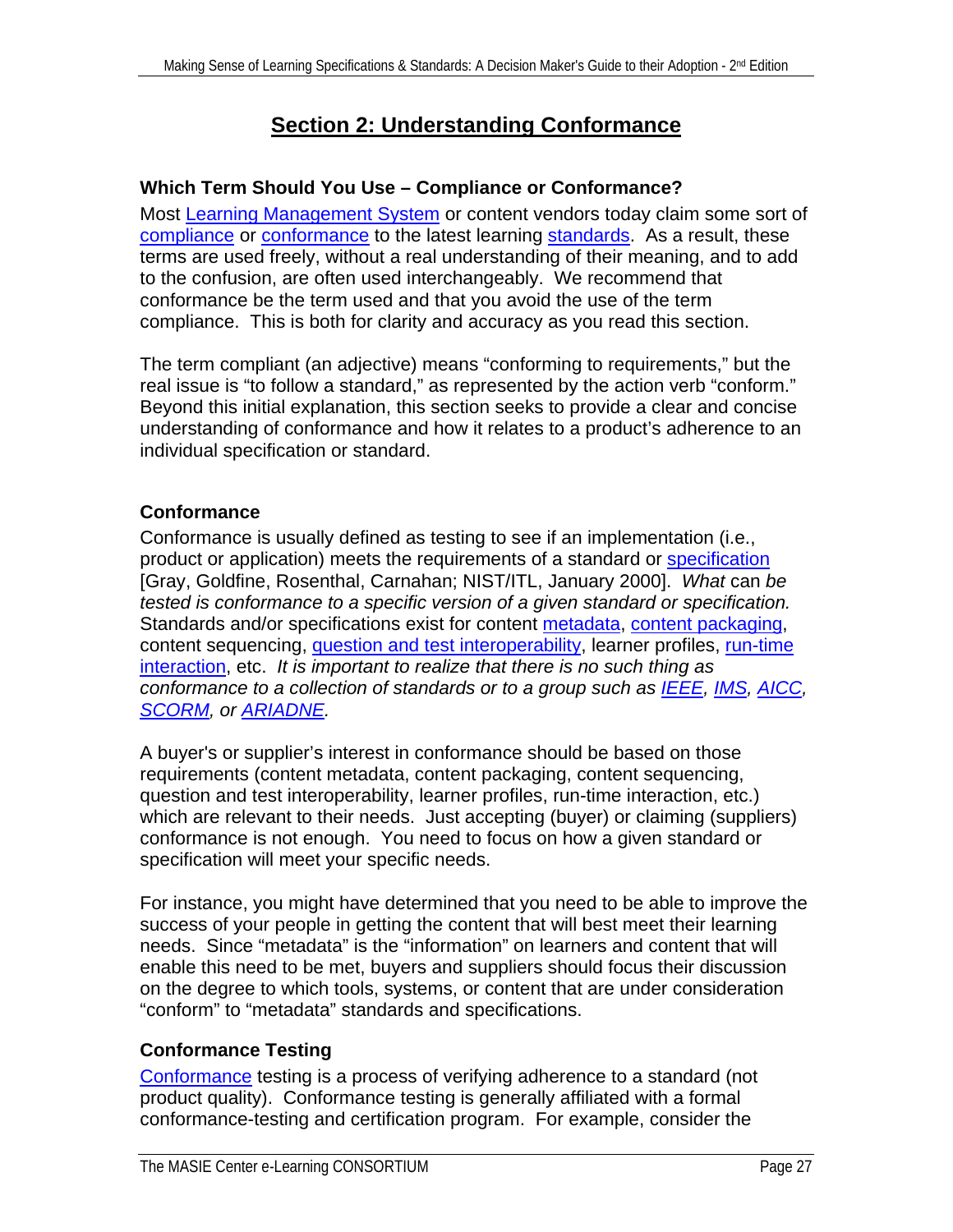# Section 2: Understanding Conformance

## Which Term Should You Use – Compliance or Conformance?

Most Learning Management System or content vendors today claim some sort of compliance or conformance to the latest learning standards. As a result, these terms are used freely, without a real understanding of their meaning, and to add to the confusion, are often used interchangeably. We recommend that conformance be the term used and that you avoid the use of the term compliance. This is both for clarity and accuracy as you read this section.

The term compliant (an adjective) means "conforming to requirements," but the real issue is "to follow a standard," as represented by the action verb "conform." Beyond this initial explanation, this section seeks to provide a clear and concise understanding of conformance and how it relates to a product's adherence to an individual specification or standard.

## Conformance

Conformance is usually defined as testing to see if an implementation (i.e., product or application) meets the requirements of a standard or specification [Gray, Goldfine, Rosenthal, Carnahan; NIST/ITL, January 2000]. *What* can *be tested is conformance to a specific version of a given standard or specification.* Standards and/or specifications exist for content metadata, content packaging, content sequencing, question and test interoperability, learner profiles, run-time interaction, etc. *It is important to realize that there is no such thing as conformance to a collection of standards or to a group such as IEEE, IMS, AICC, SCORM, or ARIADNE.*

A buyer's or supplier's interest in conformance should be based on those requirements (content metadata, content packaging, content sequencing, question and test interoperability, learner profiles, run-time interaction, etc.) which are relevant to their needs. Just accepting (buyer) or claiming (suppliers) conformance is not enough. You need to focus on how a given standard or specification will meet your specific needs.

For instance, you might have determined that you need to be able to improve the success of your people in getting the content that will best meet their learning needs. Since "metadata" is the "information" on learners and content that will enable this need to be met, buyers and suppliers should focus their discussion on the degree to which tools, systems, or content that are under consideration "conform" to "metadata" standards and specifications.

## Conformance Testing

Conformance testing is a process of verifying adherence to a standard (not product quality). Conformance testing is generally affiliated with a formal conformance-testing and certification program. For example, consider the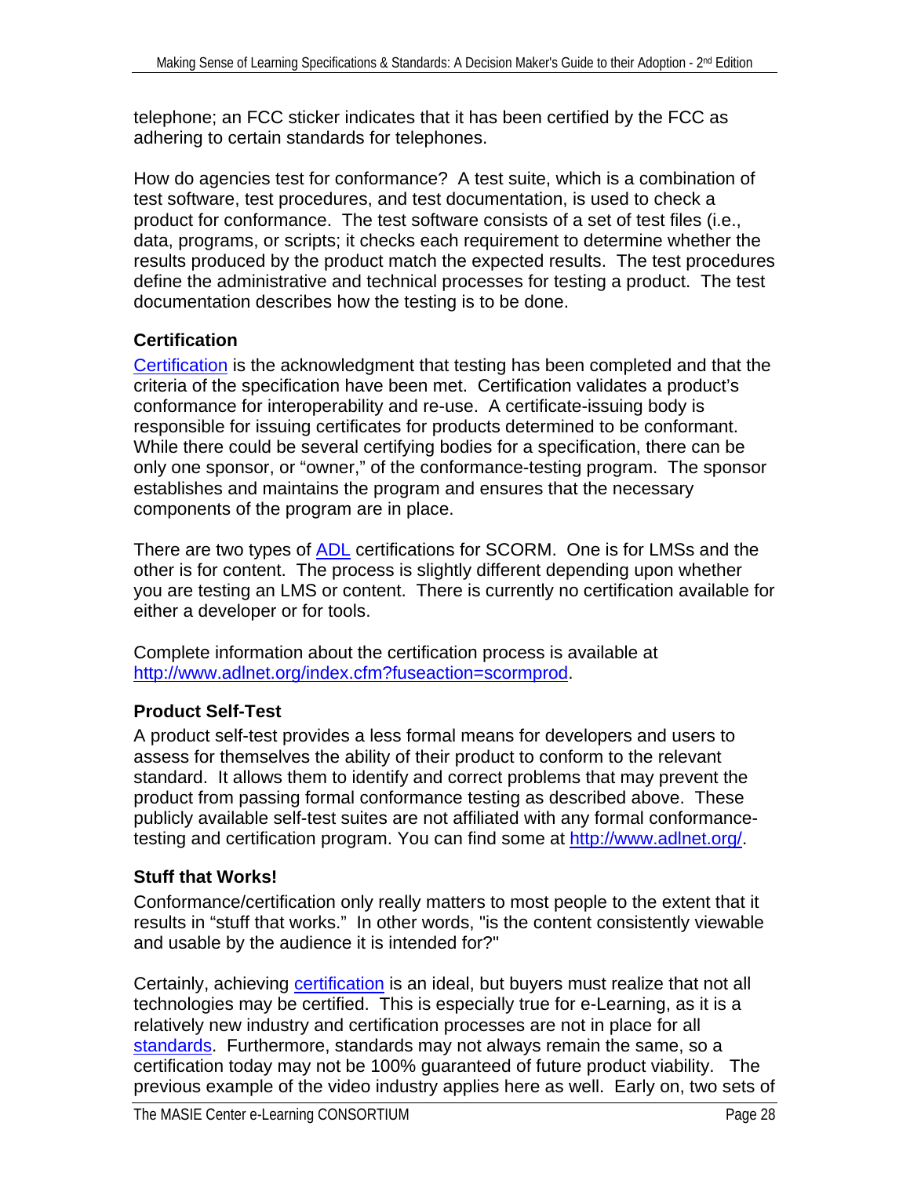telephone; an FCC sticker indicates that it has been certified by the FCC as adhering to certain standards for telephones.

How do agencies test for conformance? A test suite, which is a combination of test software, test procedures, and test documentation, is used to check a product for conformance. The test software consists of a set of test files (i.e., data, programs, or scripts; it checks each requirement to determine whether the results produced by the product match the expected results. The test procedures define the administrative and technical processes for testing a product. The test documentation describes how the testing is to be done.

### Certification

Certification is the acknowledgment that testing has been completed and that the criteria of the specification have been met. Certification validates a product's conformance for interoperability and re-use. A certificate-issuing body is responsible for issuing certificates for products determined to be conformant. While there could be several certifying bodies for a specification, there can be only one sponsor, or "owner," of the conformance-testing program. The sponsor establishes and maintains the program and ensures that the necessary components of the program are in place.

There are two types of ADL certifications for SCORM. One is for LMSs and the other is for content. The process is slightly different depending upon whether you are testing an LMS or content. There is currently no certification available for either a developer or for tools.

Complete information about the certification process is available at http://www.adlnet.org/index.cfm?fuseaction=scormprod.

### Product Self-Test

A product self-test provides a less formal means for developers and users to assess for themselves the ability of their product to conform to the relevant standard. It allows them to identify and correct problems that may prevent the product from passing formal conformance testing as described above. These publicly available self-test suites are not affiliated with any formal conformance-testing and certification program. You can find some at http://www.adlnet.org/.

### Stuff that Works!

Conformance/certification only really matters to most people to the extent that it results in "stuff that works." In other words, "is the content consistently viewable and usable by the audience it is intended for?"

Certainly, achieving certification is an ideal, but buyers must realize that not all technologies may be certified. This is especially true for e-Learning, as it is a relatively new industry and certification processes are not in place for all standards. Furthermore, standards may not always remain the same, so a certification today may not be 100% guaranteed of future product viability. The previous example of the video industry applies here as well. Early on, two sets of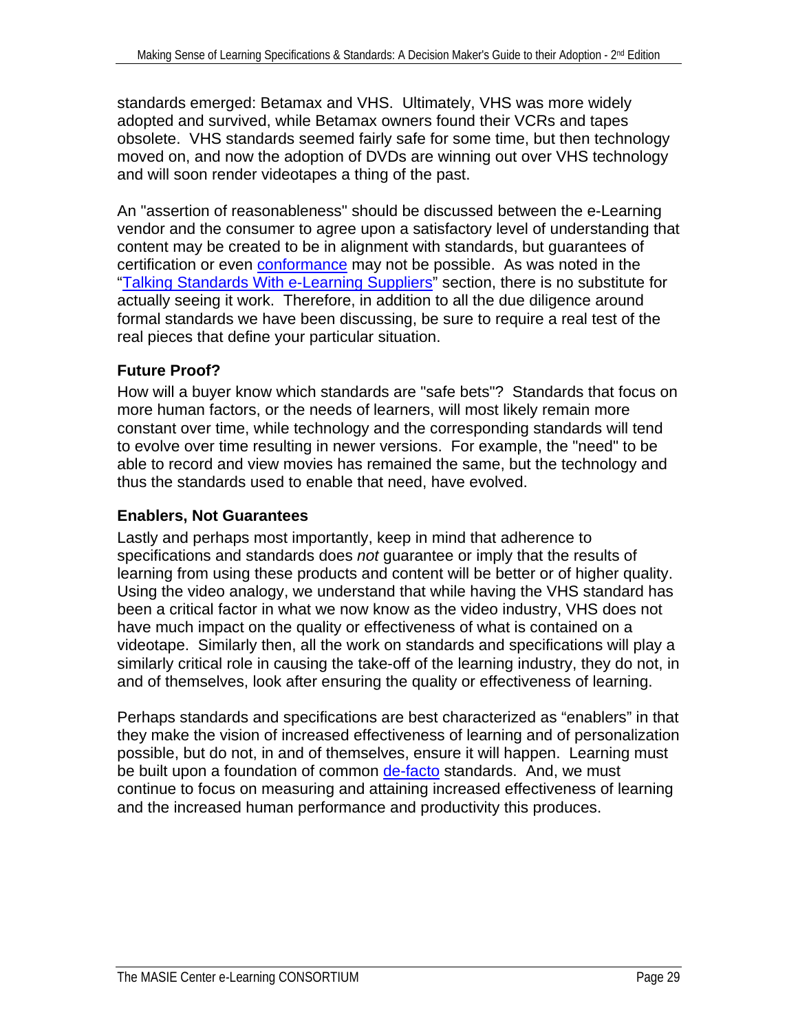standards emerged: Betamax and VHS. Ultimately, VHS was more widely adopted and survived, while Betamax owners found their VCRs and tapes obsolete. VHS standards seemed fairly safe for some time, but then technology moved on, and now the adoption of DVDs are winning out over VHS technology and will soon render videotapes a thing of the past.

An "assertion of reasonableness" should be discussed between the e-Learning vendor and the consumer to agree upon a satisfactory level of understanding that content may be created to be in alignment with standards, but guarantees of certification or even conformance may not be possible. As was noted in the "Talking Standards With e-Learning Suppliers" section, there is no substitute for actually seeing it work. Therefore, in addition to all the due diligence around formal standards we have been discussing, be sure to require a real test of the real pieces that define your particular situation.

### Future Proof?

How will a buyer know which standards are "safe bets"? Standards that focus on more human factors, or the needs of learners, will most likely remain more constant over time, while technology and the corresponding standards will tend to evolve over time resulting in newer versions. For example, the "need" to be able to record and view movies has remained the same, but the technology and thus the standards used to enable that need, have evolved.

### Enablers, Not Guarantees

Lastly and perhaps most importantly, keep in mind that adherence to specifications and standards does *not* guarantee or imply that the results of learning from using these products and content will be better or of higher quality. Using the video analogy, we understand that while having the VHS standard has been a critical factor in what we now know as the video industry, VHS does not have much impact on the quality or effectiveness of what is contained on a videotape. Similarly then, all the work on standards and specifications will play a similarly critical role in causing the take-off of the learning industry, they do not, in and of themselves, look after ensuring the quality or effectiveness of learning.

Perhaps standards and specifications are best characterized as "enablers" in that they make the vision of increased effectiveness of learning and of personalization possible, but do not, in and of themselves, ensure it will happen. Learning must be built upon a foundation of common de-facto standards. And, we must continue to focus on measuring and attaining increased effectiveness of learning and the increased human performance and productivity this produces.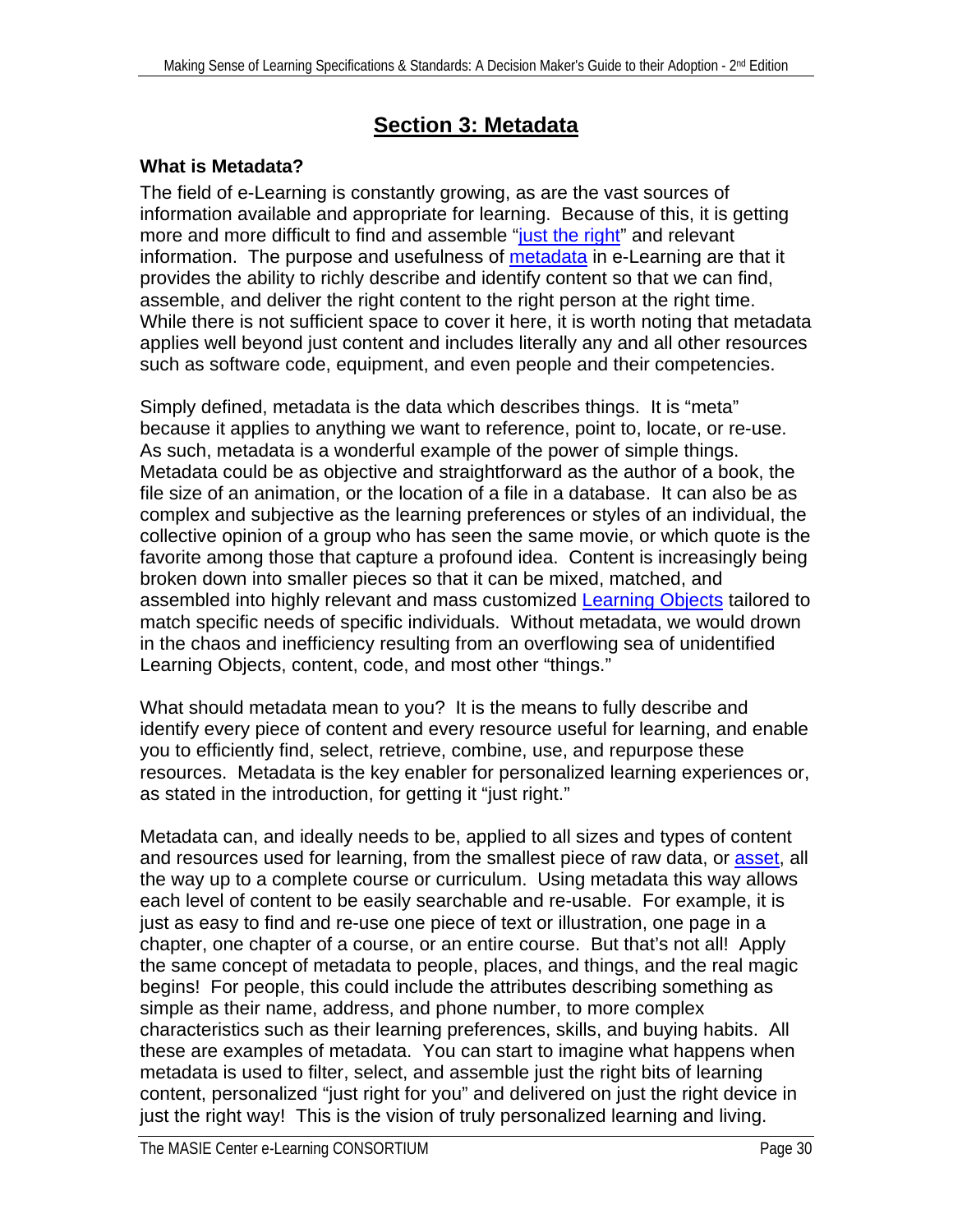# Section 3: Metadata

## What is Metadata?

The field of e-Learning is constantly growing, as are the vast sources of information available and appropriate for learning. Because of this, it is getting more and more difficult to find and assemble "just the right" and relevant information. The purpose and usefulness of metadata in e-Learning are that it provides the ability to richly describe and identify content so that we can find, assemble, and deliver the right content to the right person at the right time. While there is not sufficient space to cover it here, it is worth noting that metadata applies well beyond just content and includes literally any and all other resources such as software code, equipment, and even people and their competencies.

Simply defined, metadata is the data which describes things. It is "meta" because it applies to anything we want to reference, point to, locate, or re-use. As such, metadata is a wonderful example of the power of simple things. Metadata could be as objective and straightforward as the author of a book, the file size of an animation, or the location of a file in a database. It can also be as complex and subjective as the learning preferences or styles of an individual, the collective opinion of a group who has seen the same movie, or which quote is the favorite among those that capture a profound idea. Content is increasingly being broken down into smaller pieces so that it can be mixed, matched, and assembled into highly relevant and mass customized Learning Objects tailored to match specific needs of specific individuals. Without metadata, we would drown in the chaos and inefficiency resulting from an overflowing sea of unidentified Learning Objects, content, code, and most other "things."

What should metadata mean to you? It is the means to fully describe and identify every piece of content and every resource useful for learning, and enable you to efficiently find, select, retrieve, combine, use, and repurpose these resources. Metadata is the key enabler for personalized learning experiences or, as stated in the introduction, for getting it "just right."

Metadata can, and ideally needs to be, applied to all sizes and types of content and resources used for learning, from the smallest piece of raw data, or asset, all the way up to a complete course or curriculum. Using metadata this way allows each level of content to be easily searchable and re-usable. For example, it is just as easy to find and re-use one piece of text or illustration, one page in a chapter, one chapter of a course, or an entire course. But that's not all! Apply the same concept of metadata to people, places, and things, and the real magic begins! For people, this could include the attributes describing something as simple as their name, address, and phone number, to more complex characteristics such as their learning preferences, skills, and buying habits. All these are examples of metadata. You can start to imagine what happens when metadata is used to filter, select, and assemble just the right bits of learning content, personalized "just right for you" and delivered on just the right device in just the right way! This is the vision of truly personalized learning and living.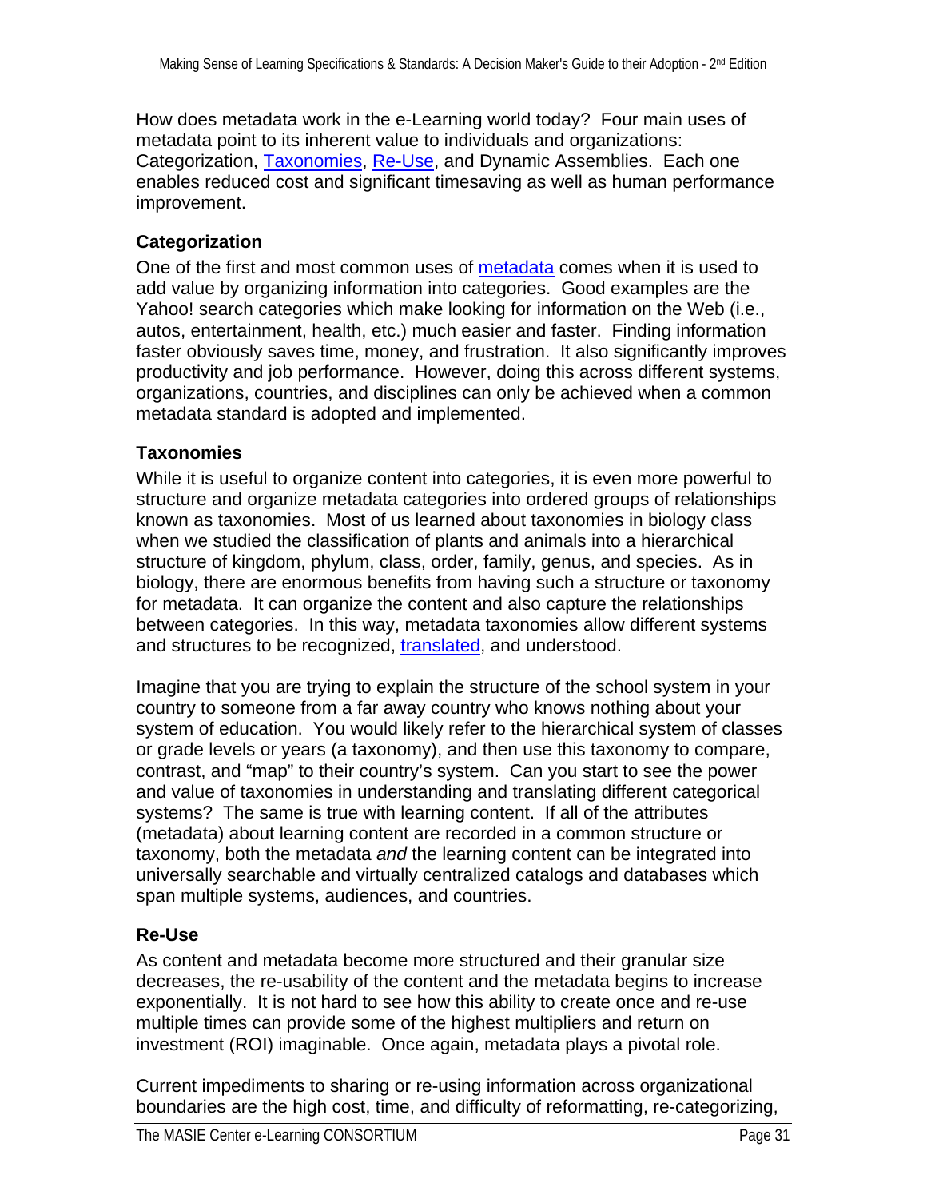How does metadata work in the e-Learning world today? Four main uses of metadata point to its inherent value to individuals and organizations: Categorization, Taxonomies, Re-Use, and Dynamic Assemblies. Each one enables reduced cost and significant timesaving as well as human performance improvement.

### Categorization

One of the first and most common uses of metadata comes when it is used to add value by organizing information into categories. Good examples are the Yahoo! search categories which make looking for information on the Web (i.e., autos, entertainment, health, etc.) much easier and faster. Finding information faster obviously saves time, money, and frustration. It also significantly improves productivity and job performance. However, doing this across different systems, organizations, countries, and disciplines can only be achieved when a common metadata standard is adopted and implemented.

### Taxonomies

While it is useful to organize content into categories, it is even more powerful to structure and organize metadata categories into ordered groups of relationships known as taxonomies. Most of us learned about taxonomies in biology class when we studied the classification of plants and animals into a hierarchical structure of kingdom, phylum, class, order, family, genus, and species. As in biology, there are enormous benefits from having such a structure or taxonomy for metadata. It can organize the content and also capture the relationships between categories. In this way, metadata taxonomies allow different systems and structures to be recognized, translated, and understood.

Imagine that you are trying to explain the structure of the school system in your country to someone from a far away country who knows nothing about your system of education. You would likely refer to the hierarchical system of classes or grade levels or years (a taxonomy), and then use this taxonomy to compare, contrast, and "map" to their country's system. Can you start to see the power and value of taxonomies in understanding and translating different categorical systems? The same is true with learning content. If all of the attributes (metadata) about learning content are recorded in a common structure or taxonomy, both the metadata *and* the learning content can be integrated into universally searchable and virtually centralized catalogs and databases which span multiple systems, audiences, and countries.

### Re-Use

As content and metadata become more structured and their granular size decreases, the re-usability of the content and the metadata begins to increase exponentially. It is not hard to see how this ability to create once and re-use multiple times can provide some of the highest multipliers and return on investment (ROI) imaginable. Once again, metadata plays a pivotal role.

Current impediments to sharing or re-using information across organizational boundaries are the high cost, time, and difficulty of reformatting, re-categorizing,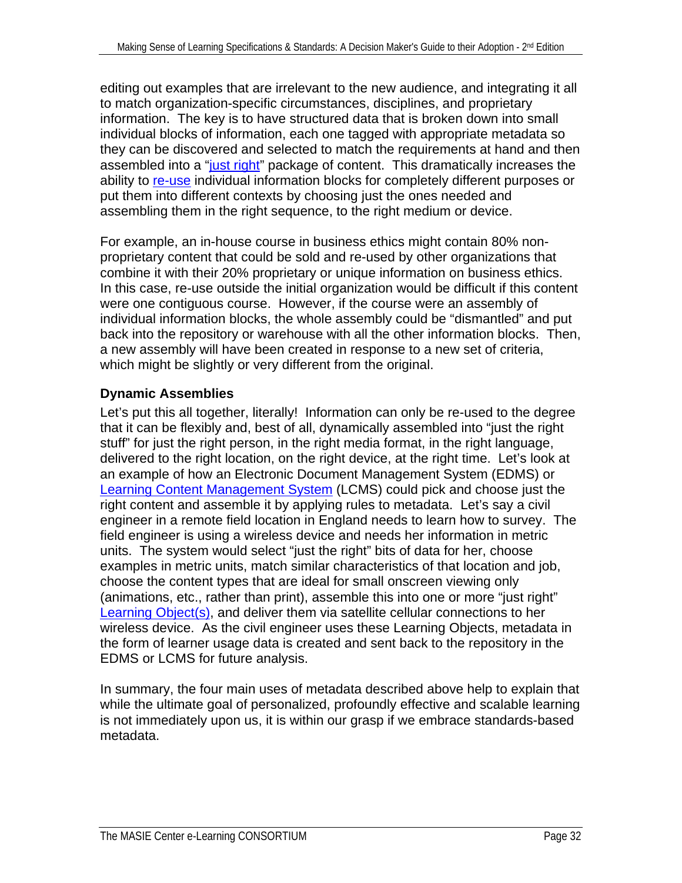editing out examples that are irrelevant to the new audience, and integrating it all to match organization-specific circumstances, disciplines, and proprietary information. The key is to have structured data that is broken down into small individual blocks of information, each one tagged with appropriate metadata so they can be discovered and selected to match the requirements at hand and then assembled into a "just right" package of content. This dramatically increases the ability to re-use individual information blocks for completely different purposes or put them into different contexts by choosing just the ones needed and assembling them in the right sequence, to the right medium or device.

For example, an in-house course in business ethics might contain 80% non-proprietary content that could be sold and re-used by other organizations that combine it with their 20% proprietary or unique information on business ethics. In this case, re-use outside the initial organization would be difficult if this content were one contiguous course. However, if the course were an assembly of individual information blocks, the whole assembly could be "dismantled" and put back into the repository or warehouse with all the other information blocks. Then, a new assembly will have been created in response to a new set of criteria, which might be slightly or very different from the original.

### Dynamic Assemblies

Let's put this all together, literally! Information can only be re-used to the degree that it can be flexibly and, best of all, dynamically assembled into "just the right stuff" for just the right person, in the right media format, in the right language, delivered to the right location, on the right device, at the right time. Let's look at an example of how an Electronic Document Management System (EDMS) or Learning Content Management System (LCMS) could pick and choose just the right content and assemble it by applying rules to metadata. Let's say a civil engineer in a remote field location in England needs to learn how to survey. The field engineer is using a wireless device and needs her information in metric units. The system would select "just the right" bits of data for her, choose examples in metric units, match similar characteristics of that location and job, choose the content types that are ideal for small onscreen viewing only (animations, etc., rather than print), assemble this into one or more "just right" Learning Object(s), and deliver them via satellite cellular connections to her wireless device. As the civil engineer uses these Learning Objects, metadata in the form of learner usage data is created and sent back to the repository in the EDMS or LCMS for future analysis.

In summary, the four main uses of metadata described above help to explain that while the ultimate goal of personalized, profoundly effective and scalable learning is not immediately upon us, it is within our grasp if we embrace standards-based metadata.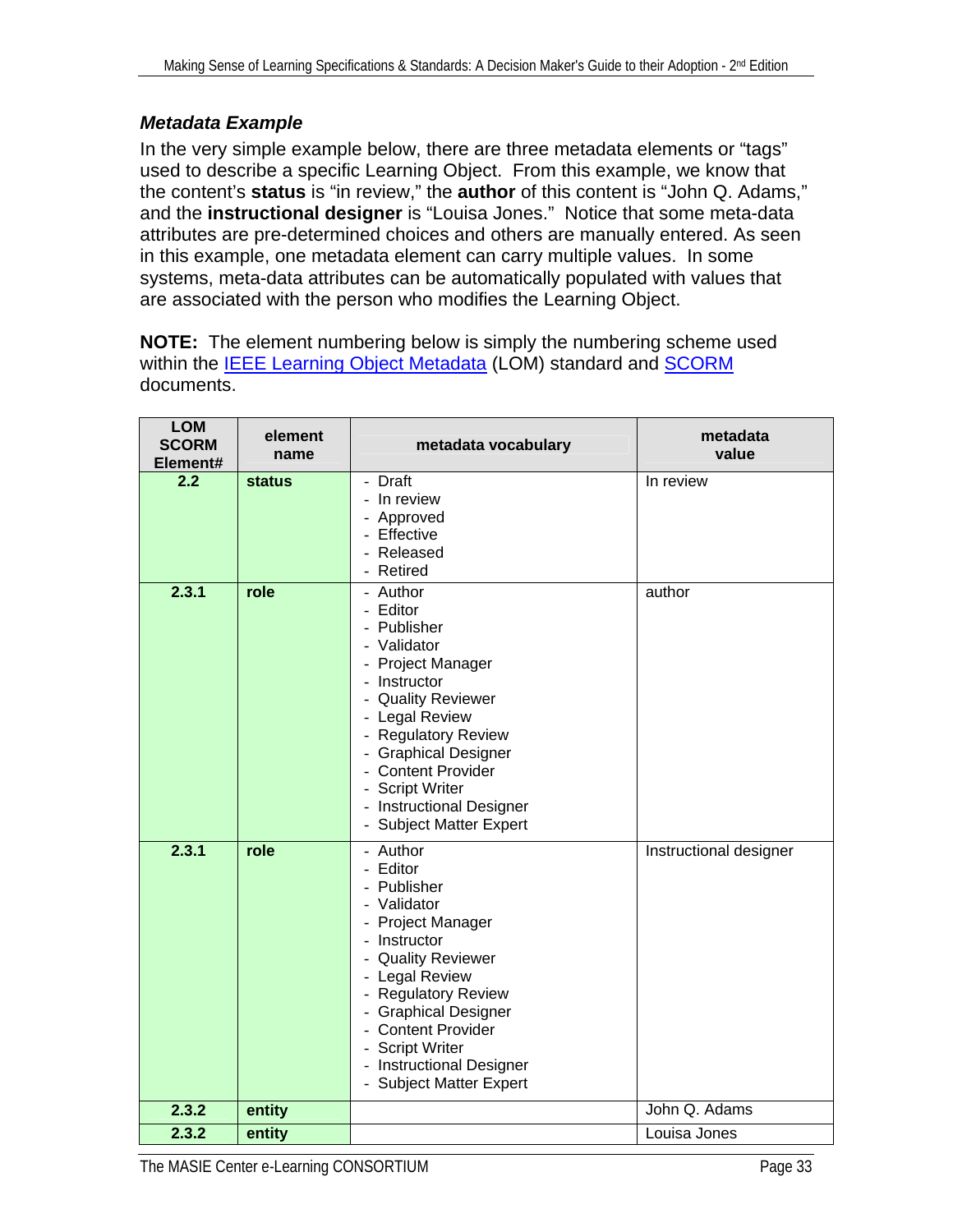### *Metadata Example*

In the very simple example below, there are three metadata elements or "tags" used to describe a specific Learning Object. From this example, we know that the content's **status** is "in review," the **author** of this content is "John Q. Adams," and the **instructional designer** is "Louisa Jones." Notice that some meta-data attributes are pre-determined choices and others are manually entered. As seen in this example, one metadata element can carry multiple values. In some systems, meta-data attributes can be automatically populated with values that are associated with the person who modifies the Learning Object.

**NOTE:** The element numbering below is simply the numbering scheme used within the IEEE Learning Object Metadata (LOM) standard and SCORM documents.

| LOM SCORM Element# | element name | metadata vocabulary | metadata value |
|---|---|---|---|
| **2.2** | **status** | - Draft<br>- In review<br>- Approved<br>- Effective<br>- Released<br>- Retired | In review |
| **2.3.1** | **role** | - Author<br>- Editor<br>- Publisher<br>- Validator<br>- Project Manager<br>- Instructor<br>- Quality Reviewer<br>- Legal Review<br>- Regulatory Review<br>- Graphical Designer<br>- Content Provider<br>- Script Writer<br>- Instructional Designer<br>- Subject Matter Expert | author |
| **2.3.1** | **role** | - Author<br>- Editor<br>- Publisher<br>- Validator<br>- Project Manager<br>- Instructor<br>- Quality Reviewer<br>- Legal Review<br>- Regulatory Review<br>- Graphical Designer<br>- Content Provider<br>- Script Writer<br>- Instructional Designer<br>- Subject Matter Expert | Instructional designer |
| **2.3.2** | **entity** | | John Q. Adams |
| **2.3.2** | **entity** | | Louisa Jones |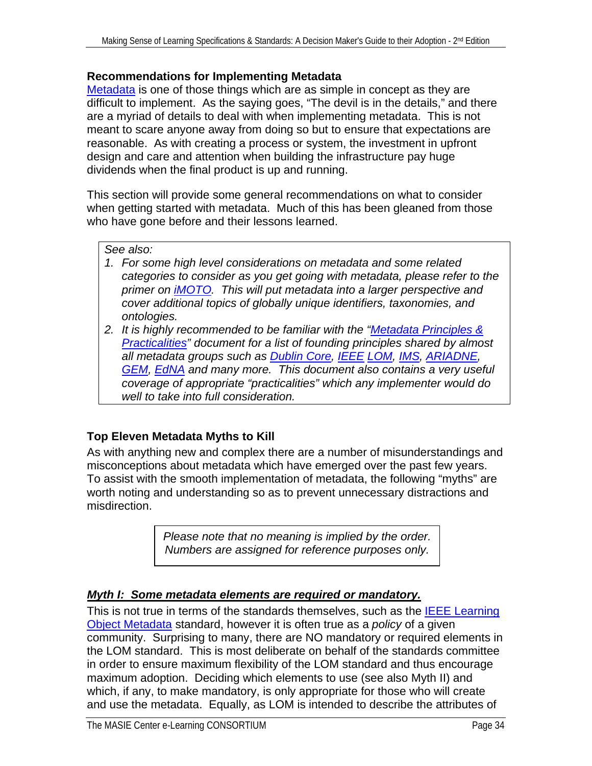## Recommendations for Implementing Metadata

Metadata is one of those things which are as simple in concept as they are difficult to implement. As the saying goes, "The devil is in the details," and there are a myriad of details to deal with when implementing metadata. This is not meant to scare anyone away from doing so but to ensure that expectations are reasonable. As with creating a process or system, the investment in upfront design and care and attention when building the infrastructure pay huge dividends when the final product is up and running.

This section will provide some general recommendations on what to consider when getting started with metadata. Much of this has been gleaned from those who have gone before and their lessons learned.

> *See also:*
> 1. *For some high level considerations on metadata and some related categories to consider as you get going with metadata, please refer to the primer on iMOTO. This will put metadata into a larger perspective and cover additional topics of globally unique identifiers, taxonomies, and ontologies.*
> 2. *It is highly recommended to be familiar with the "Metadata Principles & Practicalities" document for a list of founding principles shared by almost all metadata groups such as Dublin Core, IEEE LOM, IMS, ARIADNE, GEM, EdNA and many more. This document also contains a very useful coverage of appropriate "practicalities" which any implementer would do well to take into full consideration.*

### Top Eleven Metadata Myths to Kill

As with anything new and complex there are a number of misunderstandings and misconceptions about metadata which have emerged over the past few years. To assist with the smooth implementation of metadata, the following "myths" are worth noting and understanding so as to prevent unnecessary distractions and misdirection.

> *Please note that no meaning is implied by the order. Numbers are assigned for reference purposes only.*

#### ***Myth I: Some metadata elements are required or mandatory.***

This is not true in terms of the standards themselves, such as the IEEE Learning Object Metadata standard, however it is often true as a *policy* of a given community. Surprising to many, there are NO mandatory or required elements in the LOM standard. This is most deliberate on behalf of the standards committee in order to ensure maximum flexibility of the LOM standard and thus encourage maximum adoption. Deciding which elements to use (see also Myth II) and which, if any, to make mandatory, is only appropriate for those who will create and use the metadata. Equally, as LOM is intended to describe the attributes of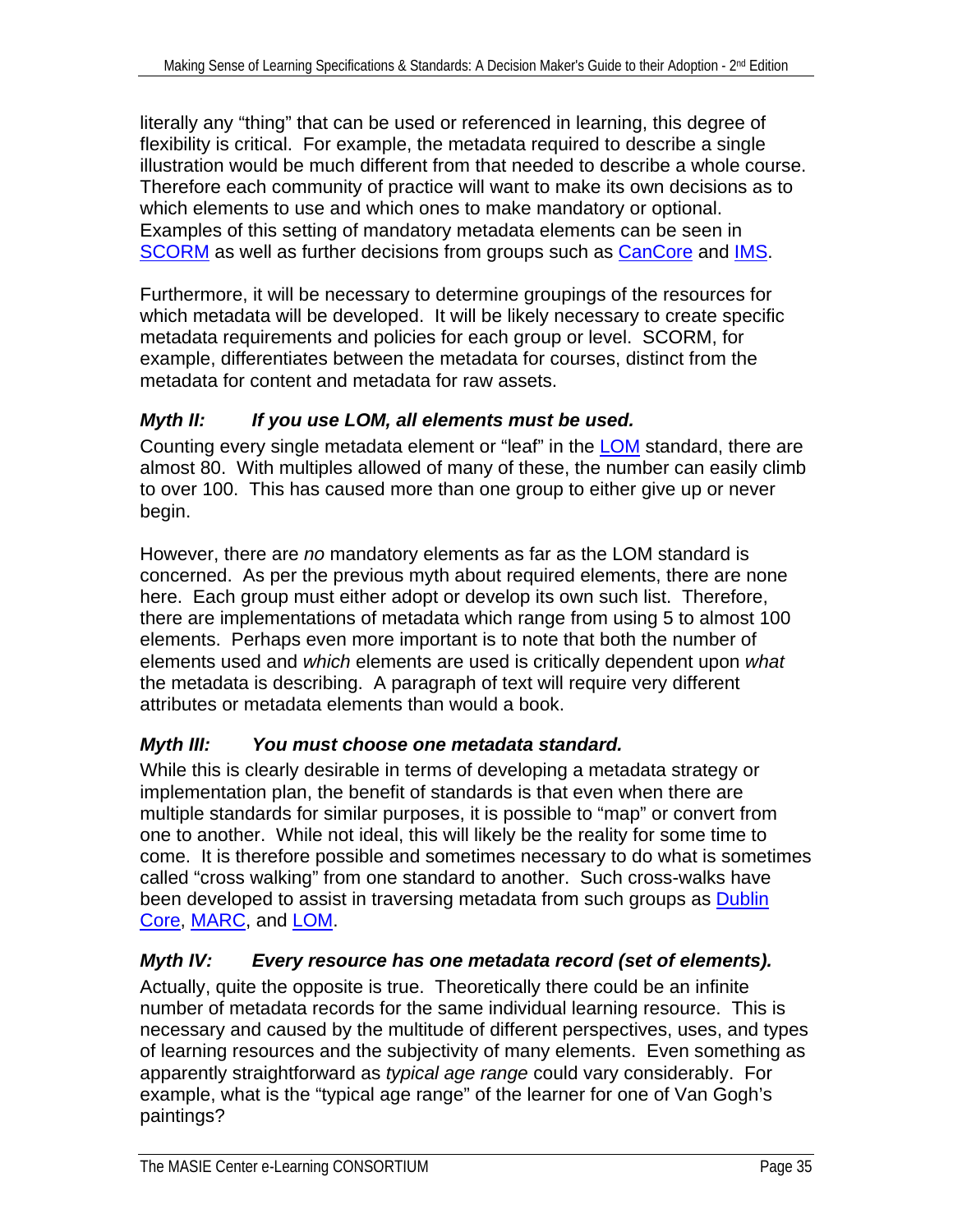literally any "thing" that can be used or referenced in learning, this degree of flexibility is critical. For example, the metadata required to describe a single illustration would be much different from that needed to describe a whole course. Therefore each community of practice will want to make its own decisions as to which elements to use and which ones to make mandatory or optional. Examples of this setting of mandatory metadata elements can be seen in SCORM as well as further decisions from groups such as CanCore and IMS.

Furthermore, it will be necessary to determine groupings of the resources for which metadata will be developed. It will be likely necessary to create specific metadata requirements and policies for each group or level. SCORM, for example, differentiates between the metadata for courses, distinct from the metadata for content and metadata for raw assets.

### *Myth II: If you use LOM, all elements must be used.*

Counting every single metadata element or "leaf" in the LOM standard, there are almost 80. With multiples allowed of many of these, the number can easily climb to over 100. This has caused more than one group to either give up or never begin.

However, there are *no* mandatory elements as far as the LOM standard is concerned. As per the previous myth about required elements, there are none here. Each group must either adopt or develop its own such list. Therefore, there are implementations of metadata which range from using 5 to almost 100 elements. Perhaps even more important is to note that both the number of elements used and *which* elements are used is critically dependent upon *what* the metadata is describing. A paragraph of text will require very different attributes or metadata elements than would a book.

### *Myth III: You must choose one metadata standard.*

While this is clearly desirable in terms of developing a metadata strategy or implementation plan, the benefit of standards is that even when there are multiple standards for similar purposes, it is possible to "map" or convert from one to another. While not ideal, this will likely be the reality for some time to come. It is therefore possible and sometimes necessary to do what is sometimes called "cross walking" from one standard to another. Such cross-walks have been developed to assist in traversing metadata from such groups as Dublin Core, MARC, and LOM.

### *Myth IV: Every resource has one metadata record (set of elements).*

Actually, quite the opposite is true. Theoretically there could be an infinite number of metadata records for the same individual learning resource. This is necessary and caused by the multitude of different perspectives, uses, and types of learning resources and the subjectivity of many elements. Even something as apparently straightforward as *typical age range* could vary considerably. For example, what is the "typical age range" of the learner for one of Van Gogh's paintings?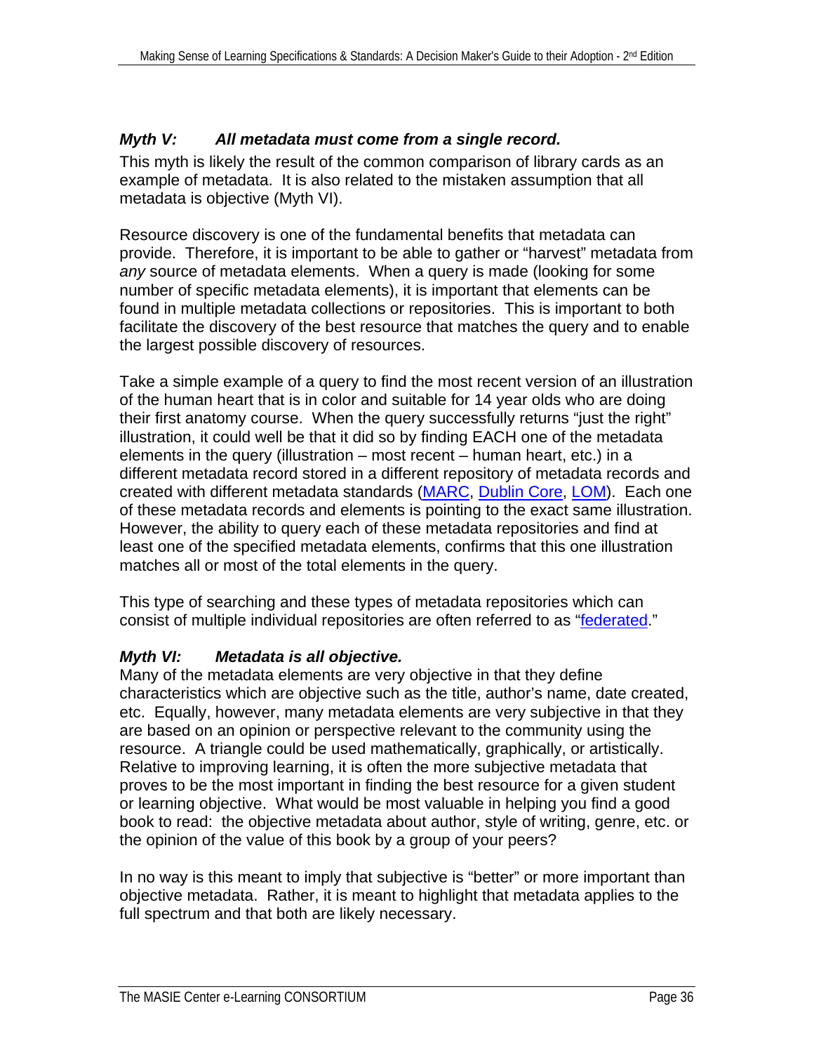### *Myth V: All metadata must come from a single record.*

This myth is likely the result of the common comparison of library cards as an example of metadata. It is also related to the mistaken assumption that all metadata is objective (Myth VI).

Resource discovery is one of the fundamental benefits that metadata can provide. Therefore, it is important to be able to gather or "harvest" metadata from *any* source of metadata elements. When a query is made (looking for some number of specific metadata elements), it is important that elements can be found in multiple metadata collections or repositories. This is important to both facilitate the discovery of the best resource that matches the query and to enable the largest possible discovery of resources.

Take a simple example of a query to find the most recent version of an illustration of the human heart that is in color and suitable for 14 year olds who are doing their first anatomy course. When the query successfully returns "just the right" illustration, it could well be that it did so by finding EACH one of the metadata elements in the query (illustration – most recent – human heart, etc.) in a different metadata record stored in a different repository of metadata records and created with different metadata standards (MARC, Dublin Core, LOM). Each one of these metadata records and elements is pointing to the exact same illustration. However, the ability to query each of these metadata repositories and find at least one of the specified metadata elements, confirms that this one illustration matches all or most of the total elements in the query.

This type of searching and these types of metadata repositories which can consist of multiple individual repositories are often referred to as "federated."

### *Myth VI: Metadata is all objective.*

Many of the metadata elements are very objective in that they define characteristics which are objective such as the title, author's name, date created, etc. Equally, however, many metadata elements are very subjective in that they are based on an opinion or perspective relevant to the community using the resource. A triangle could be used mathematically, graphically, or artistically. Relative to improving learning, it is often the more subjective metadata that proves to be the most important in finding the best resource for a given student or learning objective. What would be most valuable in helping you find a good book to read: the objective metadata about author, style of writing, genre, etc. or the opinion of the value of this book by a group of your peers?

In no way is this meant to imply that subjective is "better" or more important than objective metadata. Rather, it is meant to highlight that metadata applies to the full spectrum and that both are likely necessary.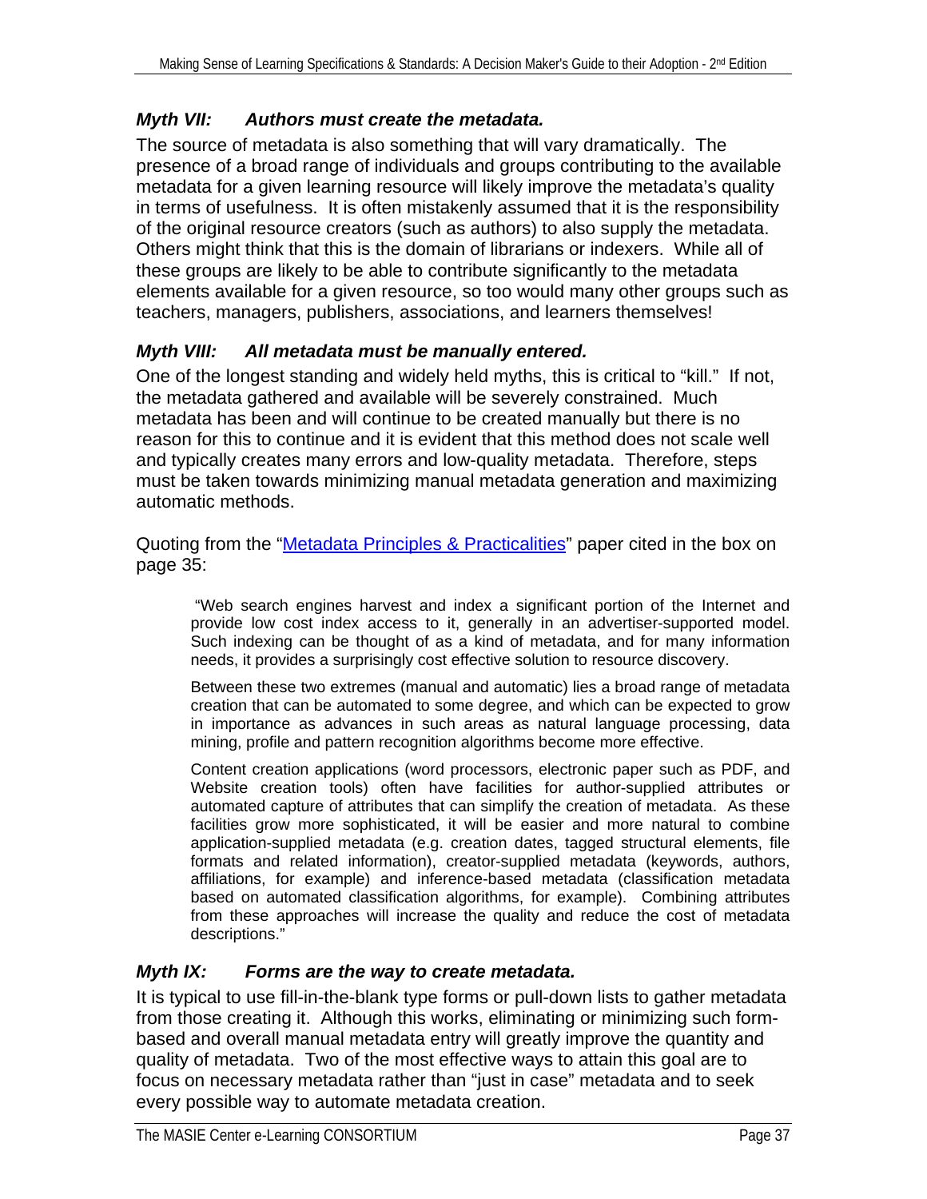### *Myth VII: Authors must create the metadata.*

The source of metadata is also something that will vary dramatically. The presence of a broad range of individuals and groups contributing to the available metadata for a given learning resource will likely improve the metadata's quality in terms of usefulness. It is often mistakenly assumed that it is the responsibility of the original resource creators (such as authors) to also supply the metadata. Others might think that this is the domain of librarians or indexers. While all of these groups are likely to be able to contribute significantly to the metadata elements available for a given resource, so too would many other groups such as teachers, managers, publishers, associations, and learners themselves!

### *Myth VIII: All metadata must be manually entered.*

One of the longest standing and widely held myths, this is critical to "kill." If not, the metadata gathered and available will be severely constrained. Much metadata has been and will continue to be created manually but there is no reason for this to continue and it is evident that this method does not scale well and typically creates many errors and low-quality metadata. Therefore, steps must be taken towards minimizing manual metadata generation and maximizing automatic methods.

Quoting from the "Metadata Principles & Practicalities" paper cited in the box on page 35:

> "Web search engines harvest and index a significant portion of the Internet and provide low cost index access to it, generally in an advertiser-supported model. Such indexing can be thought of as a kind of metadata, and for many information needs, it provides a surprisingly cost effective solution to resource discovery.
>
> Between these two extremes (manual and automatic) lies a broad range of metadata creation that can be automated to some degree, and which can be expected to grow in importance as advances in such areas as natural language processing, data mining, profile and pattern recognition algorithms become more effective.
>
> Content creation applications (word processors, electronic paper such as PDF, and Website creation tools) often have facilities for author-supplied attributes or automated capture of attributes that can simplify the creation of metadata. As these facilities grow more sophisticated, it will be easier and more natural to combine application-supplied metadata (e.g. creation dates, tagged structural elements, file formats and related information), creator-supplied metadata (keywords, authors, affiliations, for example) and inference-based metadata (classification metadata based on automated classification algorithms, for example). Combining attributes from these approaches will increase the quality and reduce the cost of metadata descriptions."

### *Myth IX: Forms are the way to create metadata.*

It is typical to use fill-in-the-blank type forms or pull-down lists to gather metadata from those creating it. Although this works, eliminating or minimizing such form-based and overall manual metadata entry will greatly improve the quantity and quality of metadata. Two of the most effective ways to attain this goal are to focus on necessary metadata rather than "just in case" metadata and to seek every possible way to automate metadata creation.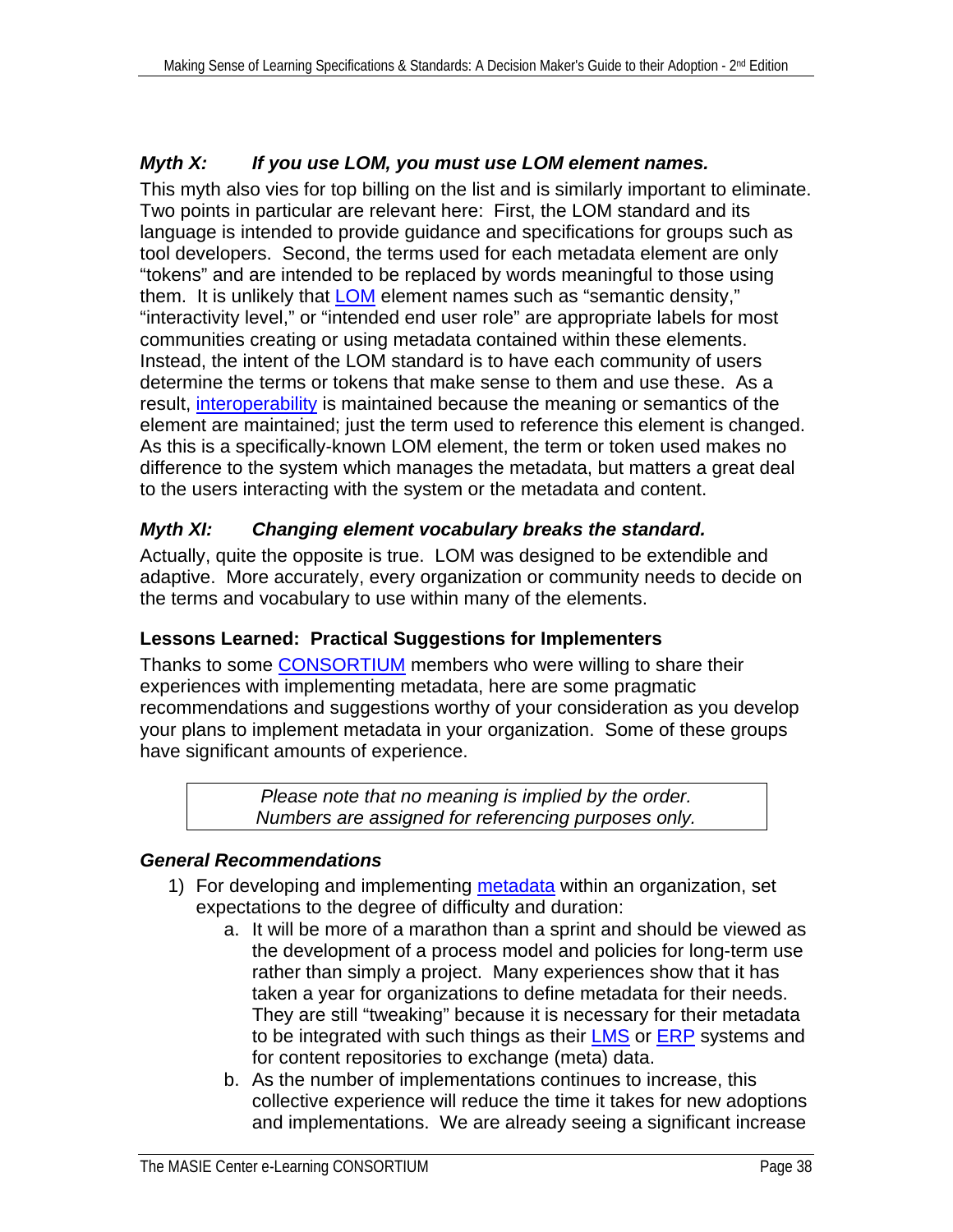### *Myth X: If you use LOM, you must use LOM element names.*

This myth also vies for top billing on the list and is similarly important to eliminate. Two points in particular are relevant here: First, the LOM standard and its language is intended to provide guidance and specifications for groups such as tool developers. Second, the terms used for each metadata element are only "tokens" and are intended to be replaced by words meaningful to those using them. It is unlikely that LOM element names such as "semantic density," "interactivity level," or "intended end user role" are appropriate labels for most communities creating or using metadata contained within these elements. Instead, the intent of the LOM standard is to have each community of users determine the terms or tokens that make sense to them and use these. As a result, interoperability is maintained because the meaning or semantics of the element are maintained; just the term used to reference this element is changed. As this is a specifically-known LOM element, the term or token used makes no difference to the system which manages the metadata, but matters a great deal to the users interacting with the system or the metadata and content.

### *Myth XI: Changing element vocabulary breaks the standard.*

Actually, quite the opposite is true. LOM was designed to be extendible and adaptive. More accurately, every organization or community needs to decide on the terms and vocabulary to use within many of the elements.

### **Lessons Learned: Practical Suggestions for Implementers**

Thanks to some CONSORTIUM members who were willing to share their experiences with implementing metadata, here are some pragmatic recommendations and suggestions worthy of your consideration as you develop your plans to implement metadata in your organization. Some of these groups have significant amounts of experience.

| *Please note that no meaning is implied by the order. Numbers are assigned for referencing purposes only.* |
|---|

### *General Recommendations*

1) For developing and implementing metadata within an organization, set expectations to the degree of difficulty and duration:
    a. It will be more of a marathon than a sprint and should be viewed as the development of a process model and policies for long-term use rather than simply a project. Many experiences show that it has taken a year for organizations to define metadata for their needs. They are still "tweaking" because it is necessary for their metadata to be integrated with such things as their LMS or ERP systems and for content repositories to exchange (meta) data.
    b. As the number of implementations continues to increase, this collective experience will reduce the time it takes for new adoptions and implementations. We are already seeing a significant increase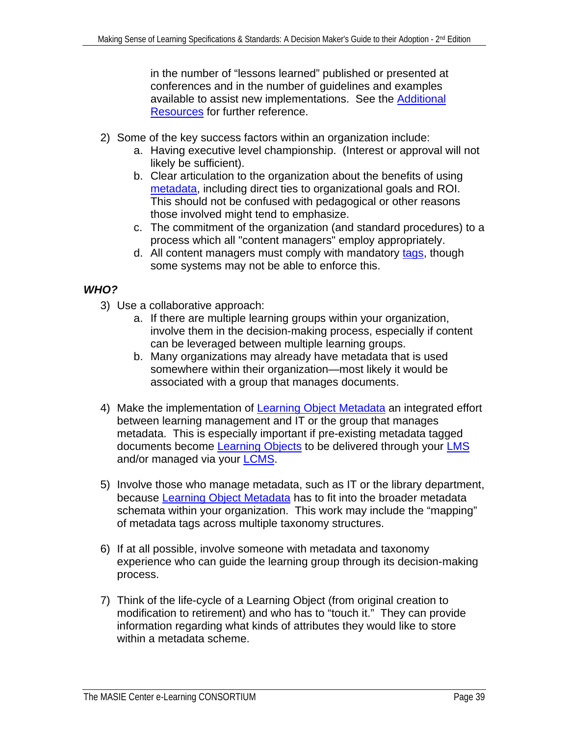in the number of "lessons learned" published or presented at conferences and in the number of guidelines and examples available to assist new implementations. See the [Additional Resources] for further reference.

2) Some of the key success factors within an organization include:
   a. Having executive level championship. (Interest or approval will not likely be sufficient).
   b. Clear articulation to the organization about the benefits of using metadata, including direct ties to organizational goals and ROI. This should not be confused with pedagogical or other reasons those involved might tend to emphasize.
   c. The commitment of the organization (and standard procedures) to a process which all "content managers" employ appropriately.
   d. All content managers must comply with mandatory tags, though some systems may not be able to enforce this.

***WHO?***

3) Use a collaborative approach:
   a. If there are multiple learning groups within your organization, involve them in the decision-making process, especially if content can be leveraged between multiple learning groups.
   b. Many organizations may already have metadata that is used somewhere within their organization—most likely it would be associated with a group that manages documents.

4) Make the implementation of Learning Object Metadata an integrated effort between learning management and IT or the group that manages metadata. This is especially important if pre-existing metadata tagged documents become Learning Objects to be delivered through your LMS and/or managed via your LCMS.

5) Involve those who manage metadata, such as IT or the library department, because Learning Object Metadata has to fit into the broader metadata schemata within your organization. This work may include the "mapping" of metadata tags across multiple taxonomy structures.

6) If at all possible, involve someone with metadata and taxonomy experience who can guide the learning group through its decision-making process.

7) Think of the life-cycle of a Learning Object (from original creation to modification to retirement) and who has to "touch it." They can provide information regarding what kinds of attributes they would like to store within a metadata scheme.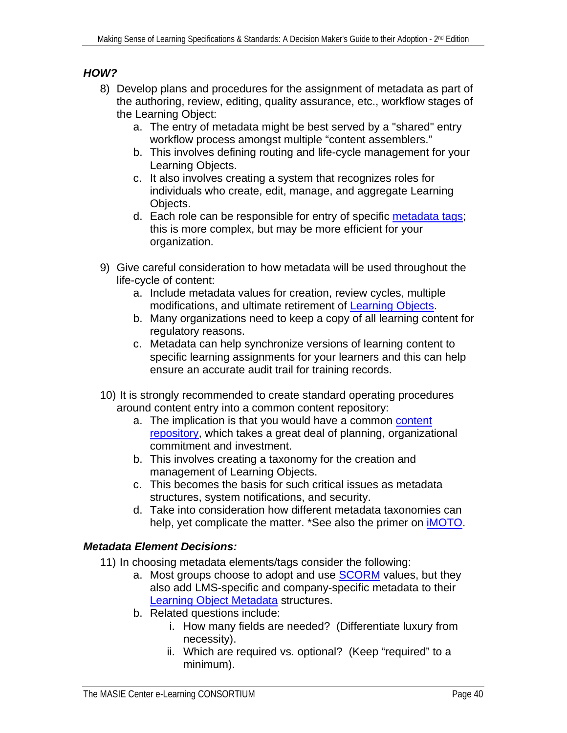***HOW?***

8) Develop plans and procedures for the assignment of metadata as part of the authoring, review, editing, quality assurance, etc., workflow stages of the Learning Object:
    a. The entry of metadata might be best served by a "shared" entry workflow process amongst multiple "content assemblers."
    b. This involves defining routing and life-cycle management for your Learning Objects.
    c. It also involves creating a system that recognizes roles for individuals who create, edit, manage, and aggregate Learning Objects.
    d. Each role can be responsible for entry of specific metadata tags; this is more complex, but may be more efficient for your organization.

9) Give careful consideration to how metadata will be used throughout the life-cycle of content:
    a. Include metadata values for creation, review cycles, multiple modifications, and ultimate retirement of Learning Objects.
    b. Many organizations need to keep a copy of all learning content for regulatory reasons.
    c. Metadata can help synchronize versions of learning content to specific learning assignments for your learners and this can help ensure an accurate audit trail for training records.

10) It is strongly recommended to create standard operating procedures around content entry into a common content repository:
    a. The implication is that you would have a common content repository, which takes a great deal of planning, organizational commitment and investment.
    b. This involves creating a taxonomy for the creation and management of Learning Objects.
    c. This becomes the basis for such critical issues as metadata structures, system notifications, and security.
    d. Take into consideration how different metadata taxonomies can help, yet complicate the matter. *See also the primer on iMOTO.

***Metadata Element Decisions:***

11) In choosing metadata elements/tags consider the following:
    a. Most groups choose to adopt and use SCORM values, but they also add LMS-specific and company-specific metadata to their Learning Object Metadata structures.
    b. Related questions include:
        i. How many fields are needed? (Differentiate luxury from necessity).
        ii. Which are required vs. optional? (Keep "required" to a minimum).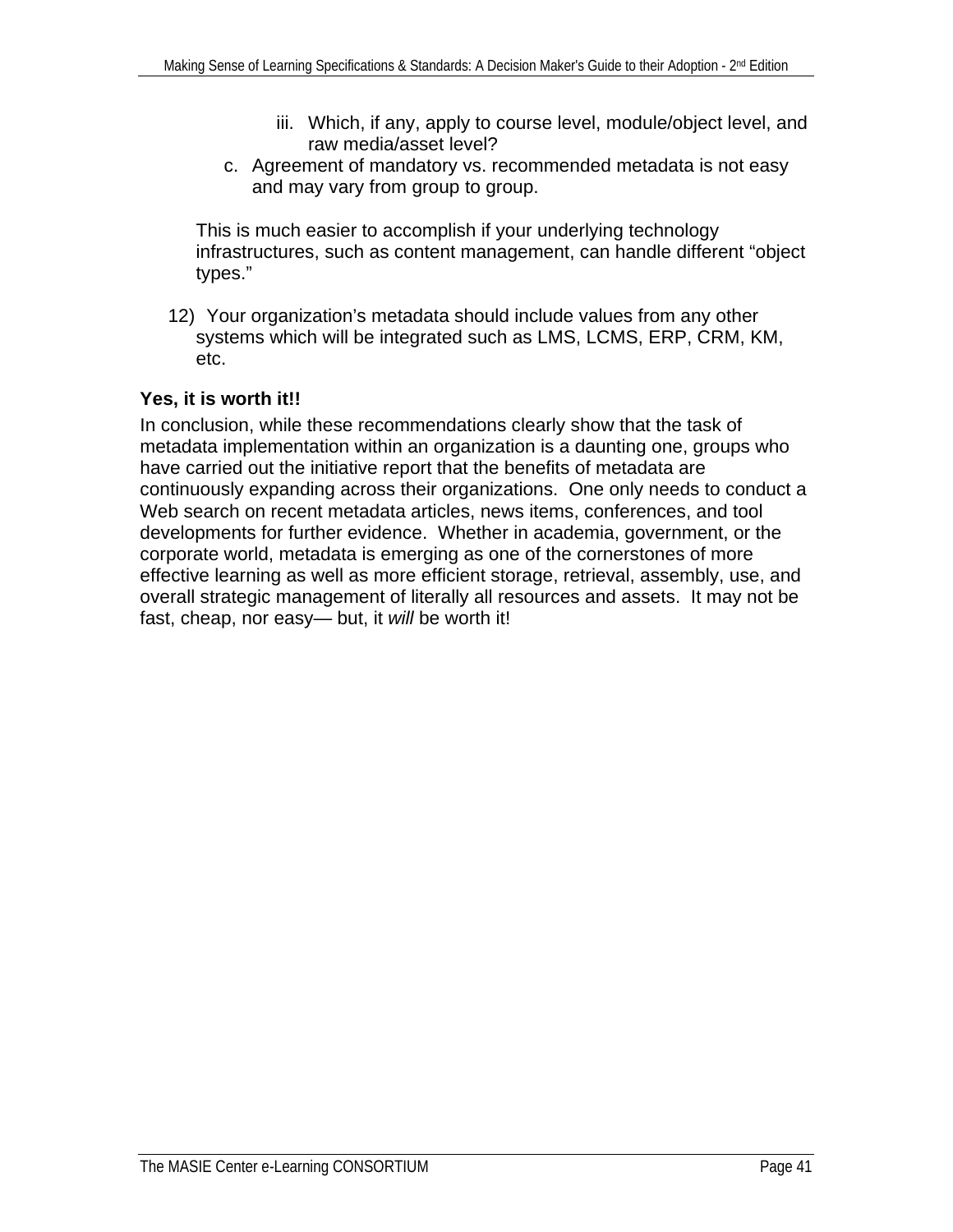iii. Which, if any, apply to course level, module/object level, and raw media/asset level?

c. Agreement of mandatory vs. recommended metadata is not easy and may vary from group to group.

This is much easier to accomplish if your underlying technology infrastructures, such as content management, can handle different "object types."

12) Your organization's metadata should include values from any other systems which will be integrated such as LMS, LCMS, ERP, CRM, KM, etc.

**Yes, it is worth it!!**

In conclusion, while these recommendations clearly show that the task of metadata implementation within an organization is a daunting one, groups who have carried out the initiative report that the benefits of metadata are continuously expanding across their organizations. One only needs to conduct a Web search on recent metadata articles, news items, conferences, and tool developments for further evidence. Whether in academia, government, or the corporate world, metadata is emerging as one of the cornerstones of more effective learning as well as more efficient storage, retrieval, assembly, use, and overall strategic management of literally all resources and assets. It may not be fast, cheap, nor easy— but, it *will* be worth it!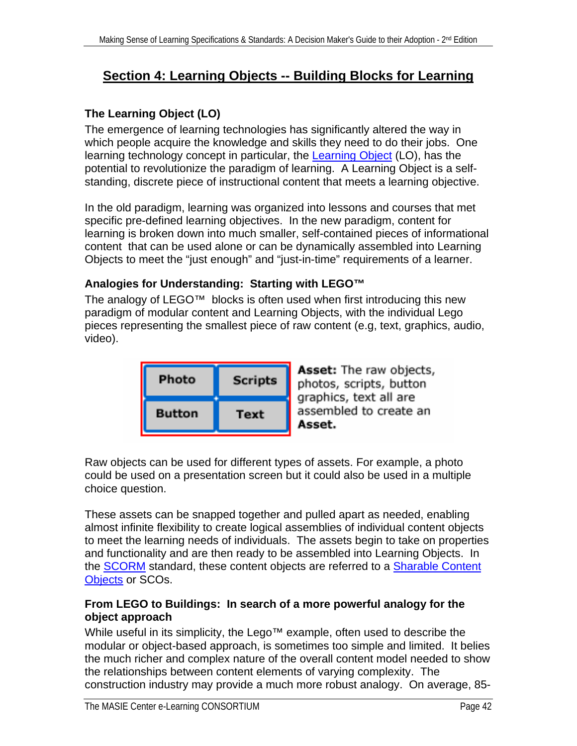# Section 4: Learning Objects -- Building Blocks for Learning

## The Learning Object (LO)

The emergence of learning technologies has significantly altered the way in which people acquire the knowledge and skills they need to do their jobs. One learning technology concept in particular, the Learning Object (LO), has the potential to revolutionize the paradigm of learning. A Learning Object is a self-standing, discrete piece of instructional content that meets a learning objective.

In the old paradigm, learning was organized into lessons and courses that met specific pre-defined learning objectives. In the new paradigm, content for learning is broken down into much smaller, self-contained pieces of informational content that can be used alone or can be dynamically assembled into Learning Objects to meet the "just enough" and "just-in-time" requirements of a learner.

### Analogies for Understanding: Starting with LEGO™

The analogy of LEGO™ blocks is often used when first introducing this new paradigm of modular content and Learning Objects, with the individual Lego pieces representing the smallest piece of raw content (e.g, text, graphics, audio, video).

| Photo | Scripts |
|---|---|
| Button | Text |

**Asset:** The raw objects, photos, scripts, button graphics, text all are assembled to create an **Asset.**

Raw objects can be used for different types of assets. For example, a photo could be used on a presentation screen but it could also be used in a multiple choice question.

These assets can be snapped together and pulled apart as needed, enabling almost infinite flexibility to create logical assemblies of individual content objects to meet the learning needs of individuals. The assets begin to take on properties and functionality and are then ready to be assembled into Learning Objects. In the SCORM standard, these content objects are referred to a Sharable Content Objects or SCOs.

### From LEGO to Buildings: In search of a more powerful analogy for the object approach

While useful in its simplicity, the Lego™ example, often used to describe the modular or object-based approach, is sometimes too simple and limited. It belies the much richer and complex nature of the overall content model needed to show the relationships between content elements of varying complexity. The construction industry may provide a much more robust analogy. On average, 85-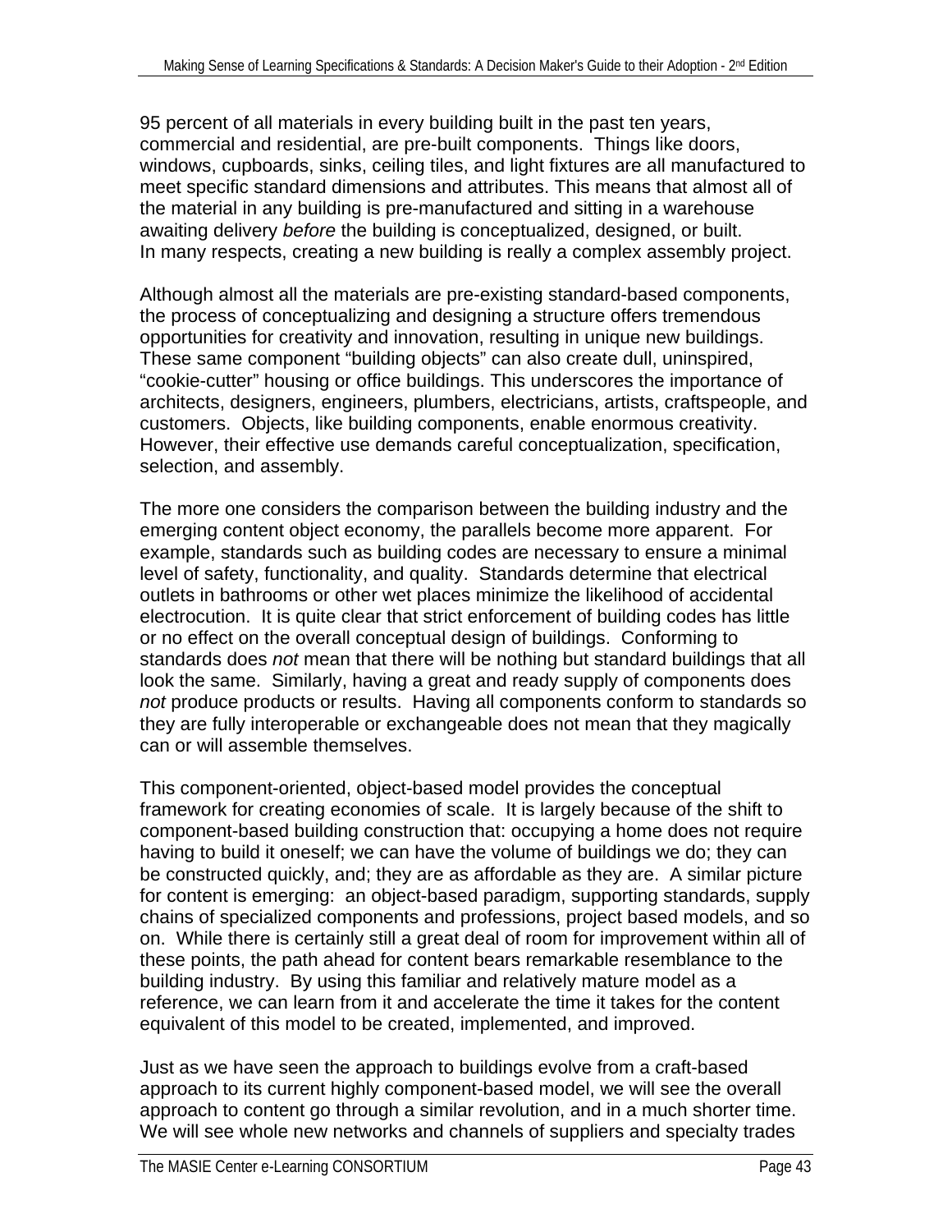95 percent of all materials in every building built in the past ten years, commercial and residential, are pre-built components. Things like doors, windows, cupboards, sinks, ceiling tiles, and light fixtures are all manufactured to meet specific standard dimensions and attributes. This means that almost all of the material in any building is pre-manufactured and sitting in a warehouse awaiting delivery *before* the building is conceptualized, designed, or built. In many respects, creating a new building is really a complex assembly project.

Although almost all the materials are pre-existing standard-based components, the process of conceptualizing and designing a structure offers tremendous opportunities for creativity and innovation, resulting in unique new buildings. These same component "building objects" can also create dull, uninspired, "cookie-cutter" housing or office buildings. This underscores the importance of architects, designers, engineers, plumbers, electricians, artists, craftspeople, and customers. Objects, like building components, enable enormous creativity. However, their effective use demands careful conceptualization, specification, selection, and assembly.

The more one considers the comparison between the building industry and the emerging content object economy, the parallels become more apparent. For example, standards such as building codes are necessary to ensure a minimal level of safety, functionality, and quality. Standards determine that electrical outlets in bathrooms or other wet places minimize the likelihood of accidental electrocution. It is quite clear that strict enforcement of building codes has little or no effect on the overall conceptual design of buildings. Conforming to standards does *not* mean that there will be nothing but standard buildings that all look the same. Similarly, having a great and ready supply of components does *not* produce products or results. Having all components conform to standards so they are fully interoperable or exchangeable does not mean that they magically can or will assemble themselves.

This component-oriented, object-based model provides the conceptual framework for creating economies of scale. It is largely because of the shift to component-based building construction that: occupying a home does not require having to build it oneself; we can have the volume of buildings we do; they can be constructed quickly, and; they are as affordable as they are. A similar picture for content is emerging: an object-based paradigm, supporting standards, supply chains of specialized components and professions, project based models, and so on. While there is certainly still a great deal of room for improvement within all of these points, the path ahead for content bears remarkable resemblance to the building industry. By using this familiar and relatively mature model as a reference, we can learn from it and accelerate the time it takes for the content equivalent of this model to be created, implemented, and improved.

Just as we have seen the approach to buildings evolve from a craft-based approach to its current highly component-based model, we will see the overall approach to content go through a similar revolution, and in a much shorter time. We will see whole new networks and channels of suppliers and specialty trades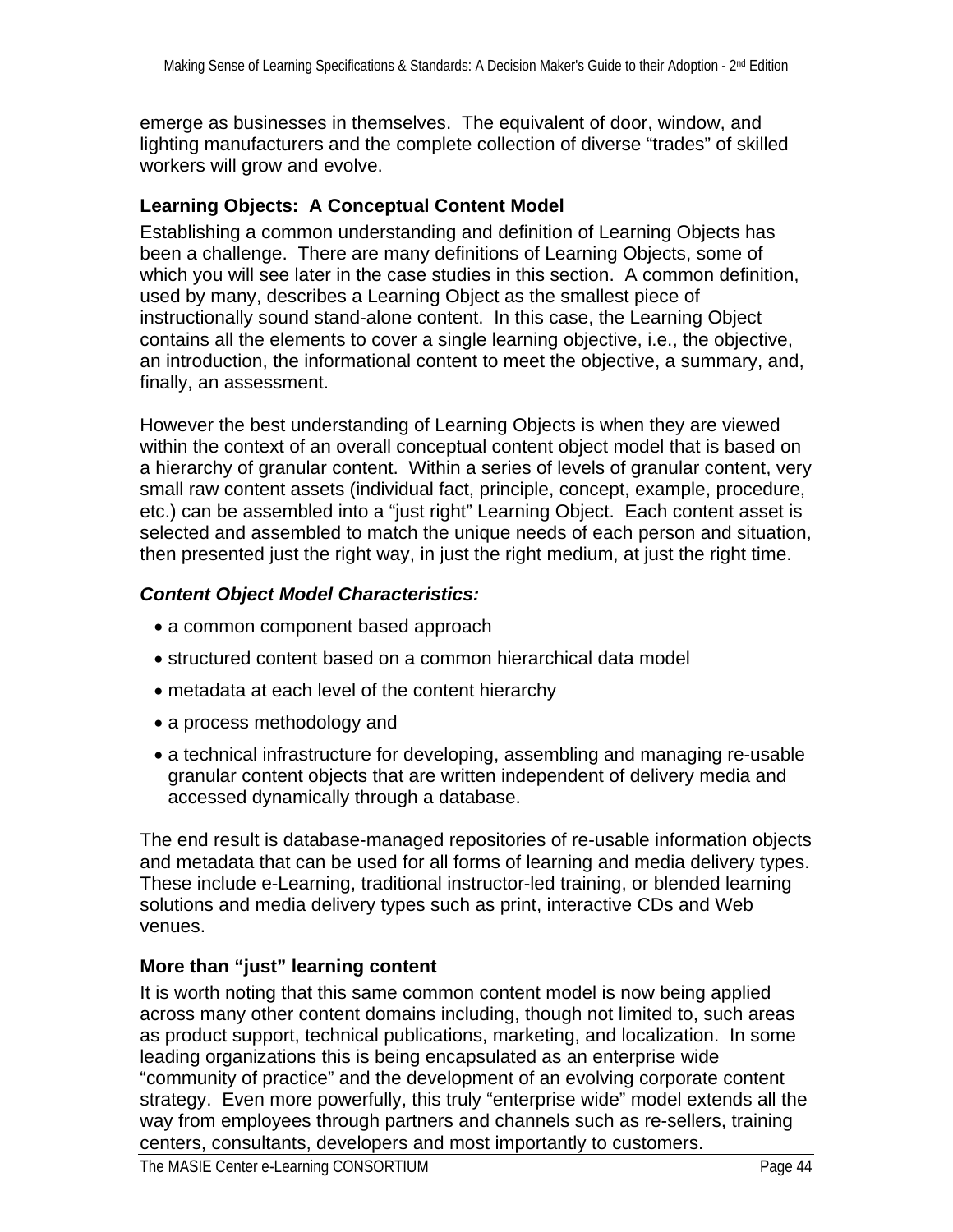emerge as businesses in themselves. The equivalent of door, window, and lighting manufacturers and the complete collection of diverse "trades" of skilled workers will grow and evolve.

### Learning Objects: A Conceptual Content Model

Establishing a common understanding and definition of Learning Objects has been a challenge. There are many definitions of Learning Objects, some of which you will see later in the case studies in this section. A common definition, used by many, describes a Learning Object as the smallest piece of instructionally sound stand-alone content. In this case, the Learning Object contains all the elements to cover a single learning objective, i.e., the objective, an introduction, the informational content to meet the objective, a summary, and, finally, an assessment.

However the best understanding of Learning Objects is when they are viewed within the context of an overall conceptual content object model that is based on a hierarchy of granular content. Within a series of levels of granular content, very small raw content assets (individual fact, principle, concept, example, procedure, etc.) can be assembled into a "just right" Learning Object. Each content asset is selected and assembled to match the unique needs of each person and situation, then presented just the right way, in just the right medium, at just the right time.

***Content Object Model Characteristics:***

- a common component based approach
- structured content based on a common hierarchical data model
- metadata at each level of the content hierarchy
- a process methodology and
- a technical infrastructure for developing, assembling and managing re-usable granular content objects that are written independent of delivery media and accessed dynamically through a database.

The end result is database-managed repositories of re-usable information objects and metadata that can be used for all forms of learning and media delivery types. These include e-Learning, traditional instructor-led training, or blended learning solutions and media delivery types such as print, interactive CDs and Web venues.

### More than "just" learning content

It is worth noting that this same common content model is now being applied across many other content domains including, though not limited to, such areas as product support, technical publications, marketing, and localization. In some leading organizations this is being encapsulated as an enterprise wide "community of practice" and the development of an evolving corporate content strategy. Even more powerfully, this truly "enterprise wide" model extends all the way from employees through partners and channels such as re-sellers, training centers, consultants, developers and most importantly to customers.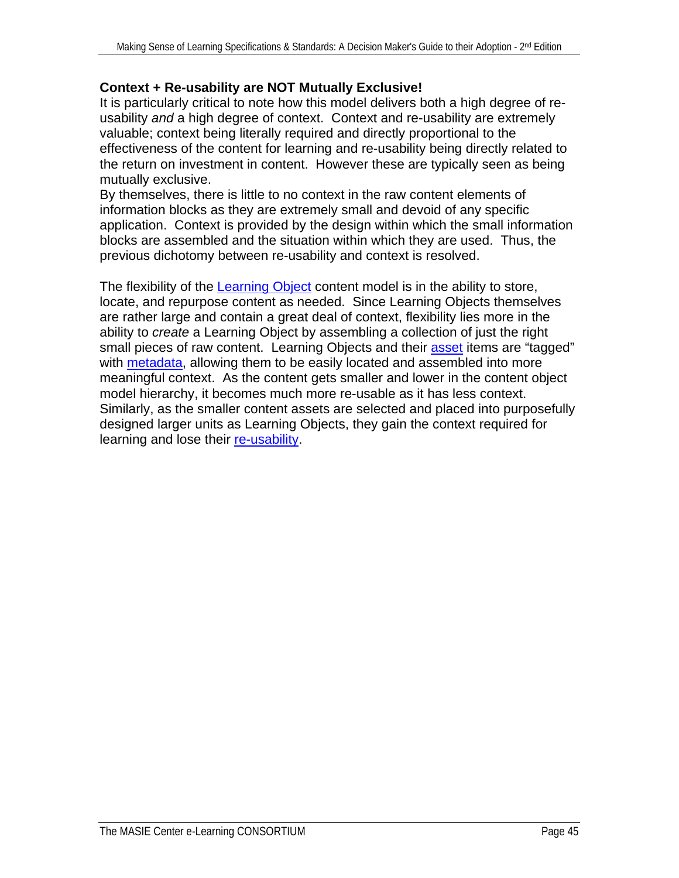**Context + Re-usability are NOT Mutually Exclusive!**

It is particularly critical to note how this model delivers both a high degree of re-usability *and* a high degree of context. Context and re-usability are extremely valuable; context being literally required and directly proportional to the effectiveness of the content for learning and re-usability being directly related to the return on investment in content. However these are typically seen as being mutually exclusive.

By themselves, there is little to no context in the raw content elements of information blocks as they are extremely small and devoid of any specific application. Context is provided by the design within which the small information blocks are assembled and the situation within which they are used. Thus, the previous dichotomy between re-usability and context is resolved.

The flexibility of the Learning Object content model is in the ability to store, locate, and repurpose content as needed. Since Learning Objects themselves are rather large and contain a great deal of context, flexibility lies more in the ability to *create* a Learning Object by assembling a collection of just the right small pieces of raw content. Learning Objects and their asset items are "tagged" with metadata, allowing them to be easily located and assembled into more meaningful context. As the content gets smaller and lower in the content object model hierarchy, it becomes much more re-usable as it has less context. Similarly, as the smaller content assets are selected and placed into purposefully designed larger units as Learning Objects, they gain the context required for learning and lose their re-usability.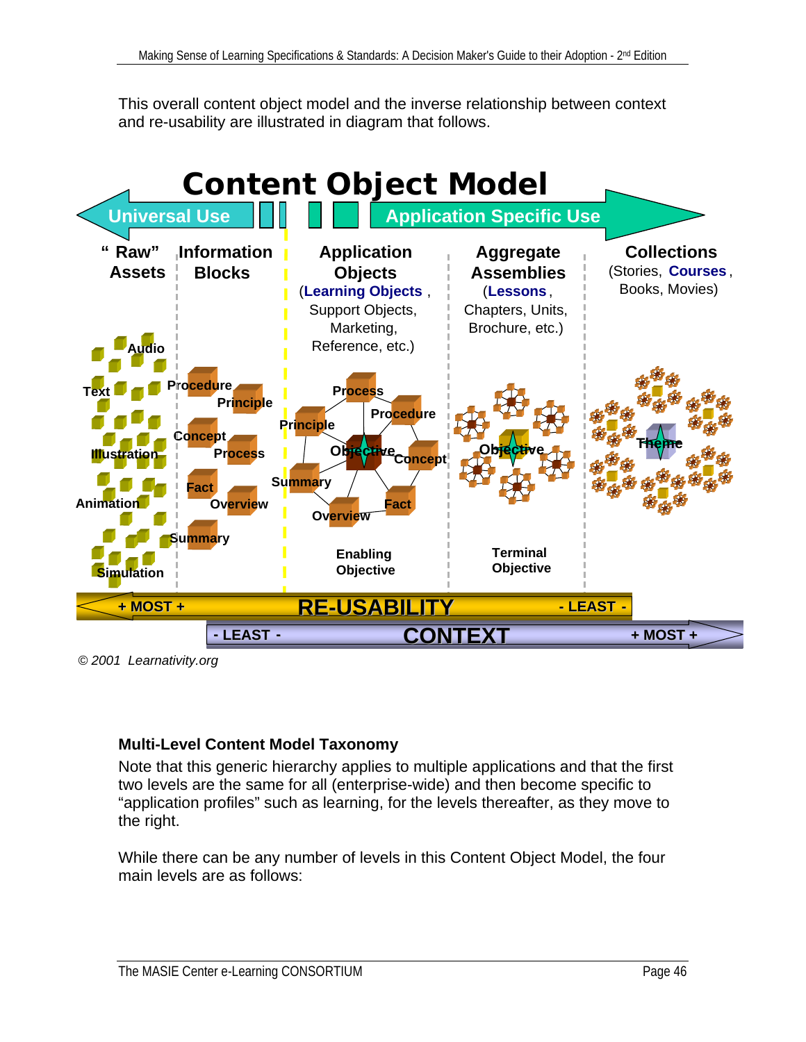This overall content object model and the inverse relationship between context and re-usability are illustrated in diagram that follows.

© 2001 Learnativity.org

### Multi-Level Content Model Taxonomy

Note that this generic hierarchy applies to multiple applications and that the first two levels are the same for all (enterprise-wide) and then become specific to "application profiles" such as learning, for the levels thereafter, as they move to the right.

While there can be any number of levels in this Content Object Model, the four main levels are as follows: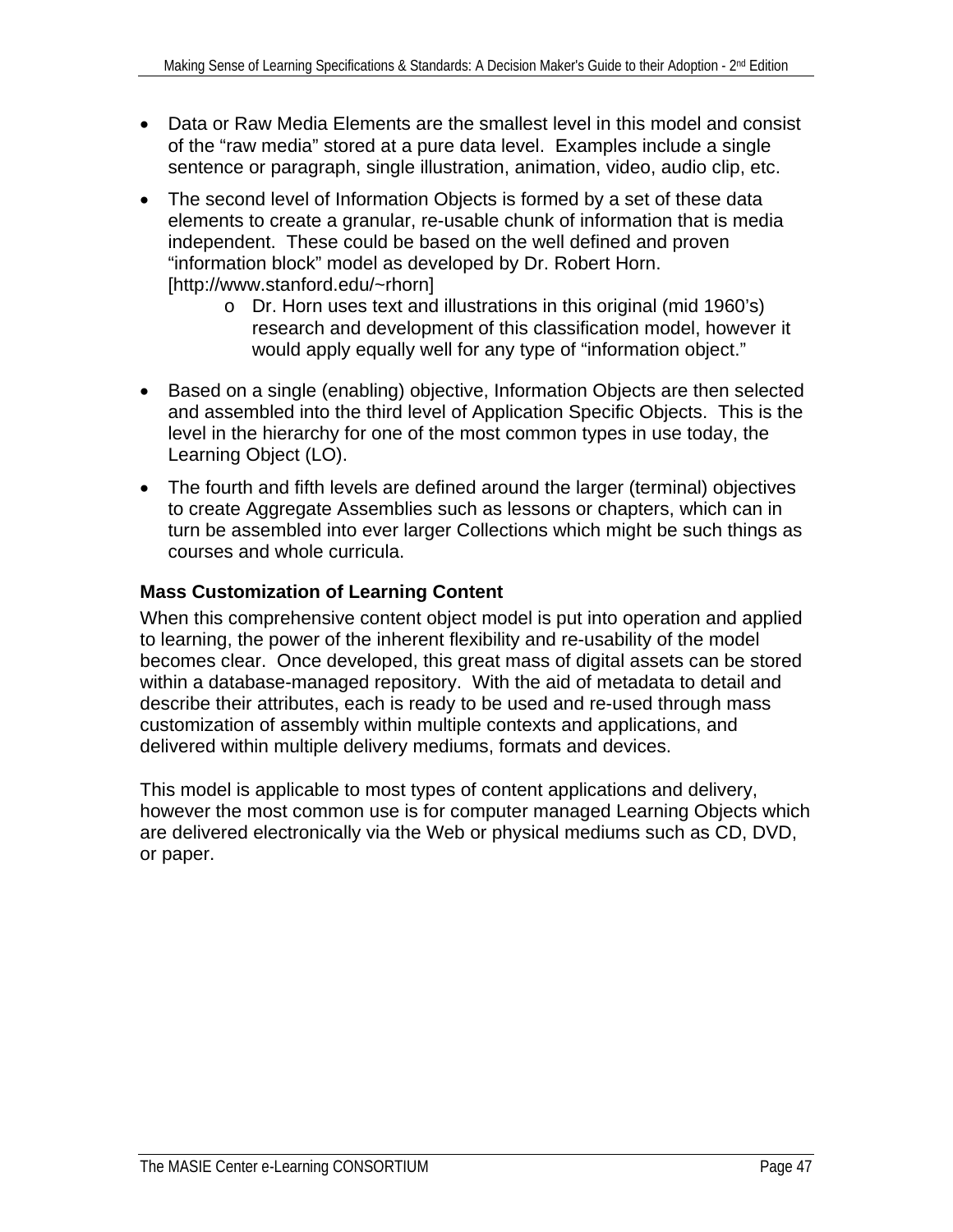- Data or Raw Media Elements are the smallest level in this model and consist of the "raw media" stored at a pure data level. Examples include a single sentence or paragraph, single illustration, animation, video, audio clip, etc.
- The second level of Information Objects is formed by a set of these data elements to create a granular, re-usable chunk of information that is media independent. These could be based on the well defined and proven "information block" model as developed by Dr. Robert Horn. [http://www.stanford.edu/~rhorn]
  - Dr. Horn uses text and illustrations in this original (mid 1960's) research and development of this classification model, however it would apply equally well for any type of "information object."
- Based on a single (enabling) objective, Information Objects are then selected and assembled into the third level of Application Specific Objects. This is the level in the hierarchy for one of the most common types in use today, the Learning Object (LO).
- The fourth and fifth levels are defined around the larger (terminal) objectives to create Aggregate Assemblies such as lessons or chapters, which can in turn be assembled into ever larger Collections which might be such things as courses and whole curricula.

### Mass Customization of Learning Content

When this comprehensive content object model is put into operation and applied to learning, the power of the inherent flexibility and re-usability of the model becomes clear. Once developed, this great mass of digital assets can be stored within a database-managed repository. With the aid of metadata to detail and describe their attributes, each is ready to be used and re-used through mass customization of assembly within multiple contexts and applications, and delivered within multiple delivery mediums, formats and devices.

This model is applicable to most types of content applications and delivery, however the most common use is for computer managed Learning Objects which are delivered electronically via the Web or physical mediums such as CD, DVD, or paper.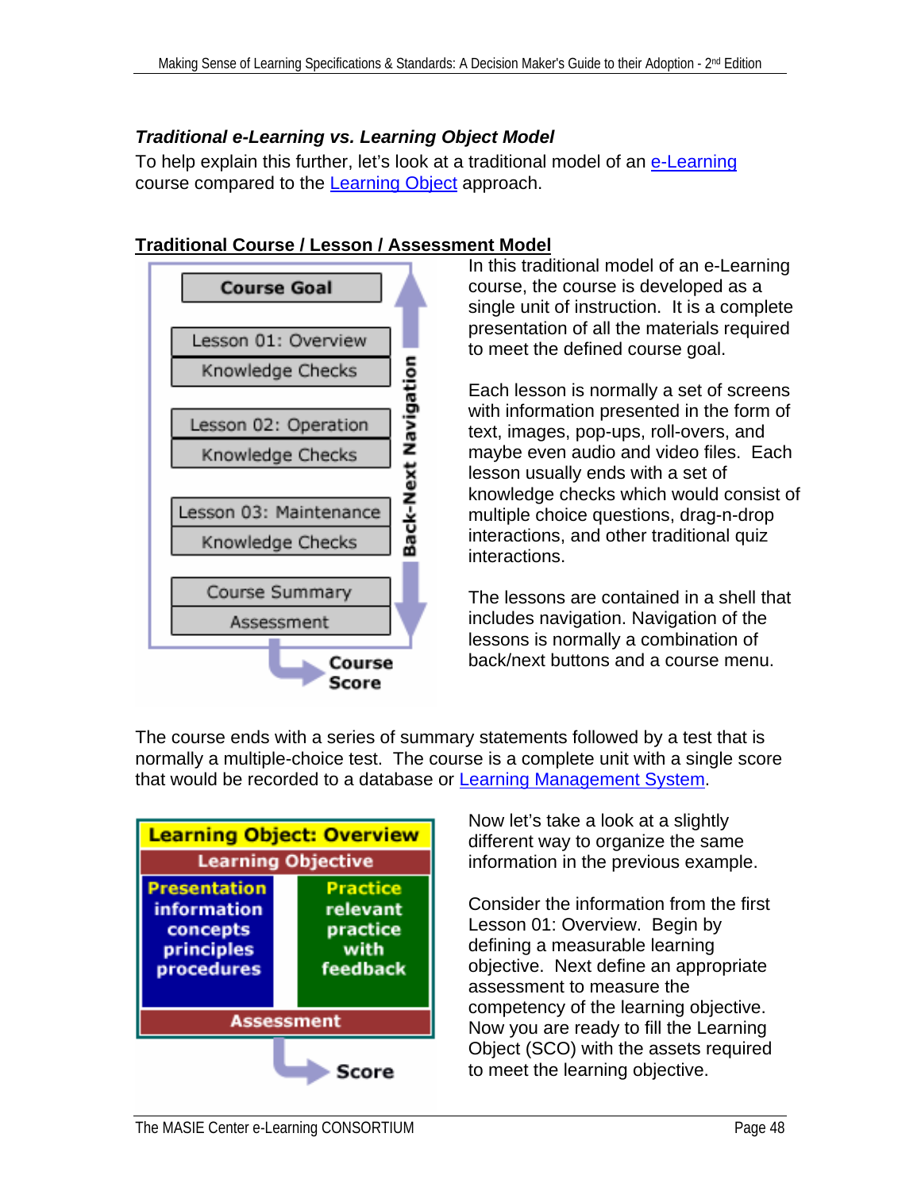### *Traditional e-Learning vs. Learning Object Model*

To help explain this further, let's look at a traditional model of an e-Learning course compared to the Learning Object approach.

**Traditional Course / Lesson / Assessment Model**

Course Goal

Lesson 01: Overview
Knowledge Checks

Lesson 02: Operation
Knowledge Checks

Lesson 03: Maintenance
Knowledge Checks

Course Summary
Assessment

Back-Next Navigation

Course Score

In this traditional model of an e-Learning course, the course is developed as a single unit of instruction. It is a complete presentation of all the materials required to meet the defined course goal.

Each lesson is normally a set of screens with information presented in the form of text, images, pop-ups, roll-overs, and maybe even audio and video files. Each lesson usually ends with a set of knowledge checks which would consist of multiple choice questions, drag-n-drop interactions, and other traditional quiz interactions.

The lessons are contained in a shell that includes navigation. Navigation of the lessons is normally a combination of back/next buttons and a course menu.

The course ends with a series of summary statements followed by a test that is normally a multiple-choice test. The course is a complete unit with a single score that would be recorded to a database or Learning Management System.

Learning Object: Overview
Learning Objective

Presentation
information
concepts
principles
procedures

Practice
relevant
practice
with
feedback

Assessment

Score

Now let's take a look at a slightly different way to organize the same information in the previous example.

Consider the information from the first Lesson 01: Overview. Begin by defining a measurable learning objective. Next define an appropriate assessment to measure the competency of the learning objective. Now you are ready to fill the Learning Object (SCO) with the assets required to meet the learning objective.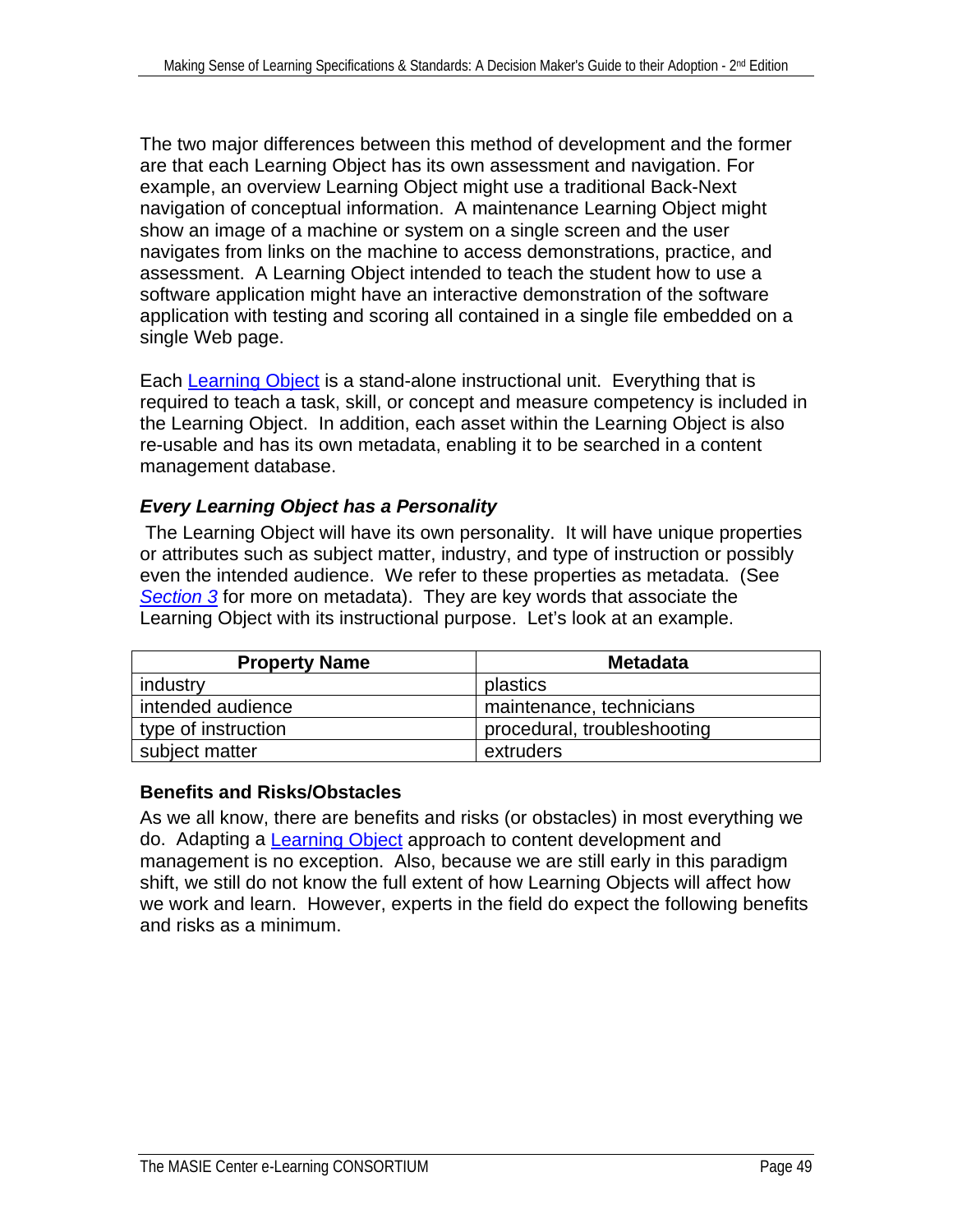The two major differences between this method of development and the former are that each Learning Object has its own assessment and navigation. For example, an overview Learning Object might use a traditional Back-Next navigation of conceptual information. A maintenance Learning Object might show an image of a machine or system on a single screen and the user navigates from links on the machine to access demonstrations, practice, and assessment. A Learning Object intended to teach the student how to use a software application might have an interactive demonstration of the software application with testing and scoring all contained in a single file embedded on a single Web page.

Each Learning Object is a stand-alone instructional unit. Everything that is required to teach a task, skill, or concept and measure competency is included in the Learning Object. In addition, each asset within the Learning Object is also re-usable and has its own metadata, enabling it to be searched in a content management database.

### *Every Learning Object has a Personality*

The Learning Object will have its own personality. It will have unique properties or attributes such as subject matter, industry, and type of instruction or possibly even the intended audience. We refer to these properties as metadata. (See *Section 3* for more on metadata). They are key words that associate the Learning Object with its instructional purpose. Let's look at an example.

| Property Name | Metadata |
|---|---|
| industry | plastics |
| intended audience | maintenance, technicians |
| type of instruction | procedural, troubleshooting |
| subject matter | extruders |

### Benefits and Risks/Obstacles

As we all know, there are benefits and risks (or obstacles) in most everything we do. Adapting a Learning Object approach to content development and management is no exception. Also, because we are still early in this paradigm shift, we still do not know the full extent of how Learning Objects will affect how we work and learn. However, experts in the field do expect the following benefits and risks as a minimum.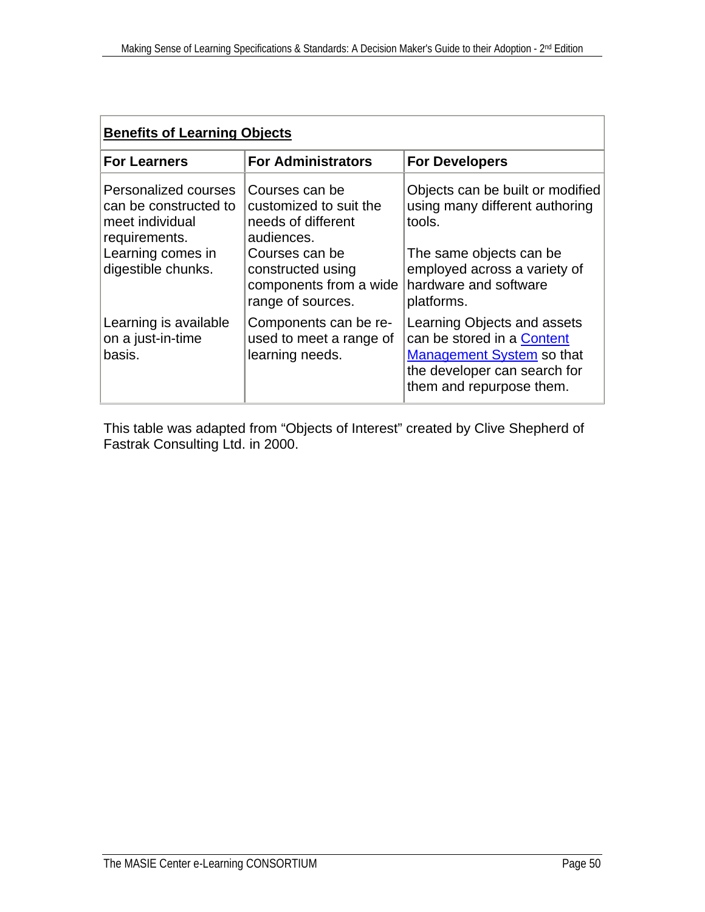| Benefits of Learning Objects | | |
| --- | --- | --- |
| **For Learners** | **For Administrators** | **For Developers** |
| Personalized courses can be constructed to meet individual requirements. | Courses can be customized to suit the needs of different audiences. | Objects can be built or modified using many different authoring tools. |
| Learning comes in digestible chunks. | Courses can be constructed using components from a wide range of sources. | The same objects can be employed across a variety of hardware and software platforms. |
| Learning is available on a just-in-time basis. | Components can be re-used to meet a range of learning needs. | Learning Objects and assets can be stored in a Content Management System so that the developer can search for them and repurpose them. |

This table was adapted from "Objects of Interest" created by Clive Shepherd of Fastrak Consulting Ltd. in 2000.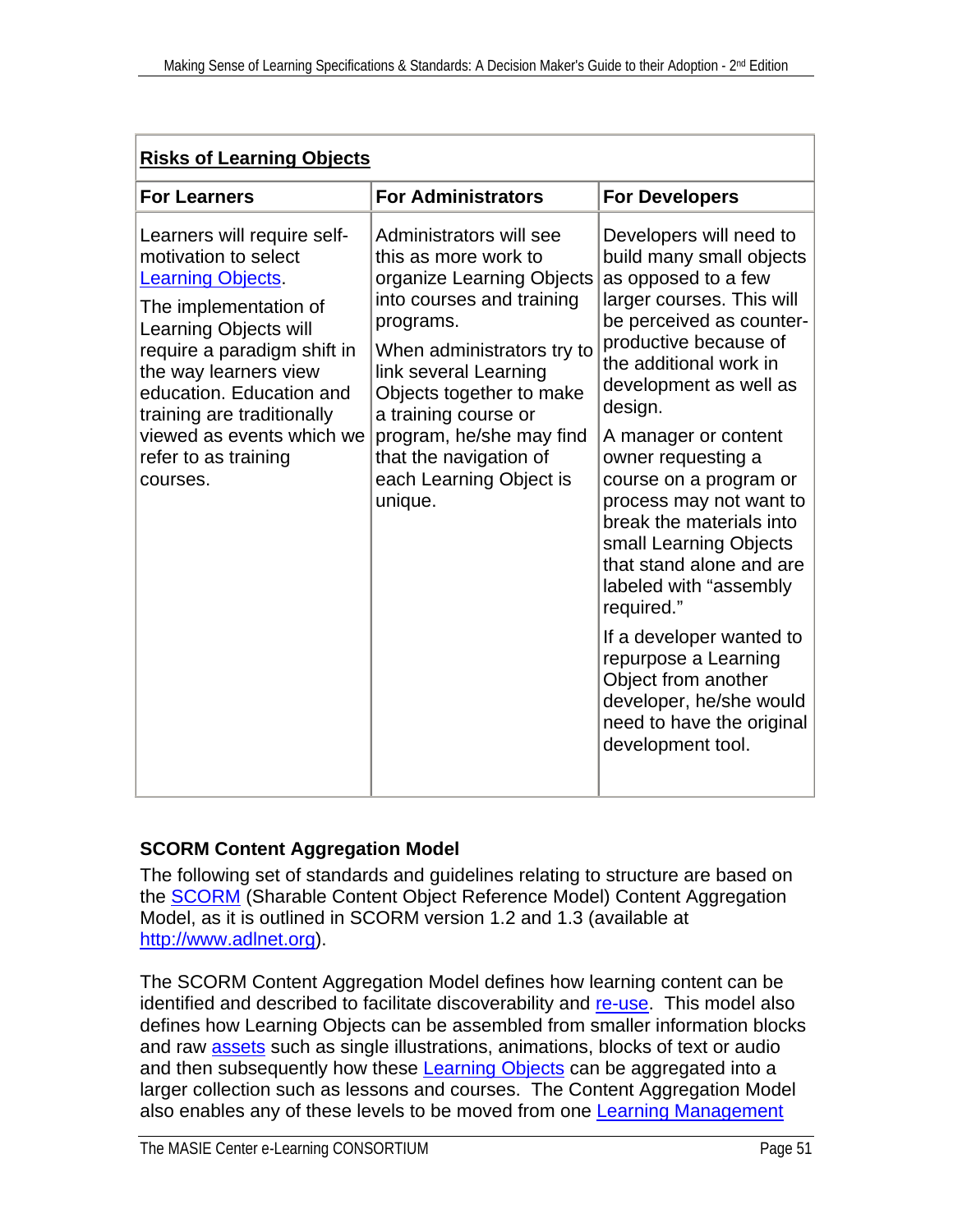| Risks of Learning Objects | | |
|---|---|---|
| **For Learners** | **For Administrators** | **For Developers** |
| Learners will require self-motivation to select Learning Objects.<br><br>The implementation of Learning Objects will require a paradigm shift in the way learners view education. Education and training are traditionally viewed as events which we refer to as training courses. | Administrators will see this as more work to organize Learning Objects into courses and training programs.<br><br>When administrators try to link several Learning Objects together to make a training course or program, he/she may find that the navigation of each Learning Object is unique. | Developers will need to build many small objects as opposed to a few larger courses. This will be perceived as counter-productive because of the additional work in development as well as design.<br><br>A manager or content owner requesting a course on a program or process may not want to break the materials into small Learning Objects that stand alone and are labeled with "assembly required."<br><br>If a developer wanted to repurpose a Learning Object from another developer, he/she would need to have the original development tool. |

### SCORM Content Aggregation Model

The following set of standards and guidelines relating to structure are based on the SCORM (Sharable Content Object Reference Model) Content Aggregation Model, as it is outlined in SCORM version 1.2 and 1.3 (available at http://www.adlnet.org).

The SCORM Content Aggregation Model defines how learning content can be identified and described to facilitate discoverability and re-use. This model also defines how Learning Objects can be assembled from smaller information blocks and raw assets such as single illustrations, animations, blocks of text or audio and then subsequently how these Learning Objects can be aggregated into a larger collection such as lessons and courses. The Content Aggregation Model also enables any of these levels to be moved from one Learning Management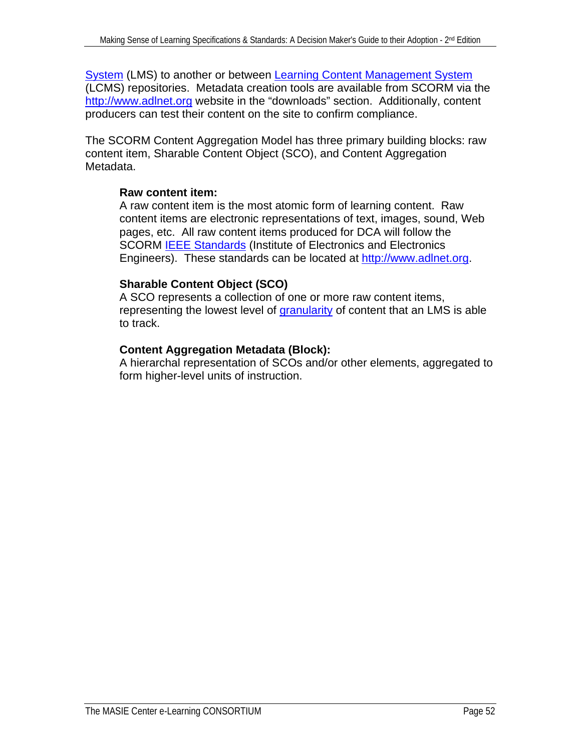System (LMS) to another or between Learning Content Management System (LCMS) repositories. Metadata creation tools are available from SCORM via the http://www.adlnet.org website in the "downloads" section. Additionally, content producers can test their content on the site to confirm compliance.

The SCORM Content Aggregation Model has three primary building blocks: raw content item, Sharable Content Object (SCO), and Content Aggregation Metadata.

**Raw content item:**
A raw content item is the most atomic form of learning content. Raw content items are electronic representations of text, images, sound, Web pages, etc. All raw content items produced for DCA will follow the SCORM IEEE Standards (Institute of Electronics and Electronics Engineers). These standards can be located at http://www.adlnet.org.

**Sharable Content Object (SCO)**
A SCO represents a collection of one or more raw content items, representing the lowest level of granularity of content that an LMS is able to track.

**Content Aggregation Metadata (Block):**
A hierarchal representation of SCOs and/or other elements, aggregated to form higher-level units of instruction.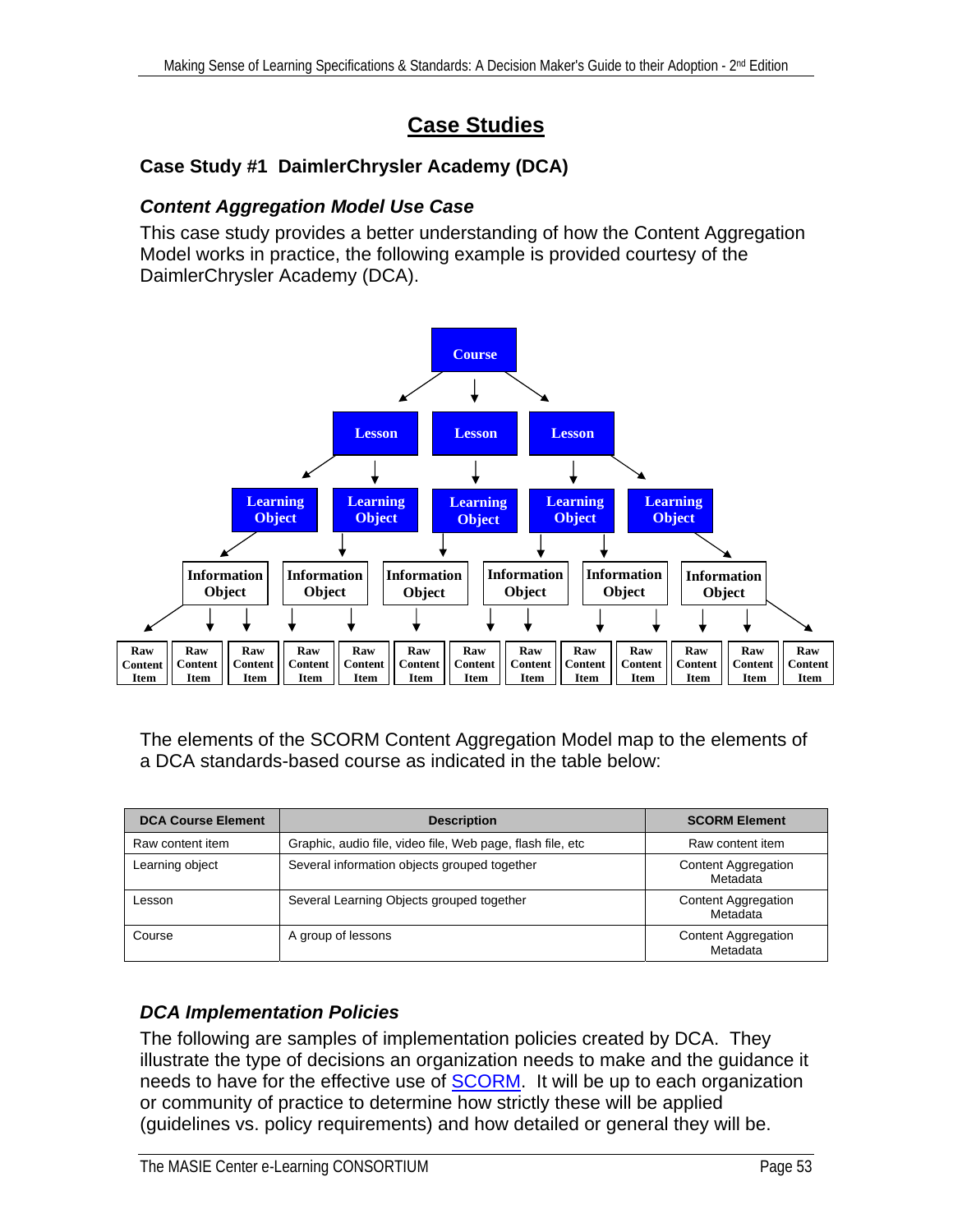# Case Studies

## Case Study #1 DaimlerChrysler Academy (DCA)

### *Content Aggregation Model Use Case*

This case study provides a better understanding of how the Content Aggregation Model works in practice, the following example is provided courtesy of the DaimlerChrysler Academy (DCA).

The elements of the SCORM Content Aggregation Model map to the elements of a DCA standards-based course as indicated in the table below:

| DCA Course Element | Description | SCORM Element |
|---|---|---|
| Raw content item | Graphic, audio file, video file, Web page, flash file, etc | Raw content item |
| Learning object | Several information objects grouped together | Content Aggregation Metadata |
| Lesson | Several Learning Objects grouped together | Content Aggregation Metadata |
| Course | A group of lessons | Content Aggregation Metadata |

### *DCA Implementation Policies*

The following are samples of implementation policies created by DCA. They illustrate the type of decisions an organization needs to make and the guidance it needs to have for the effective use of SCORM. It will be up to each organization or community of practice to determine how strictly these will be applied (guidelines vs. policy requirements) and how detailed or general they will be.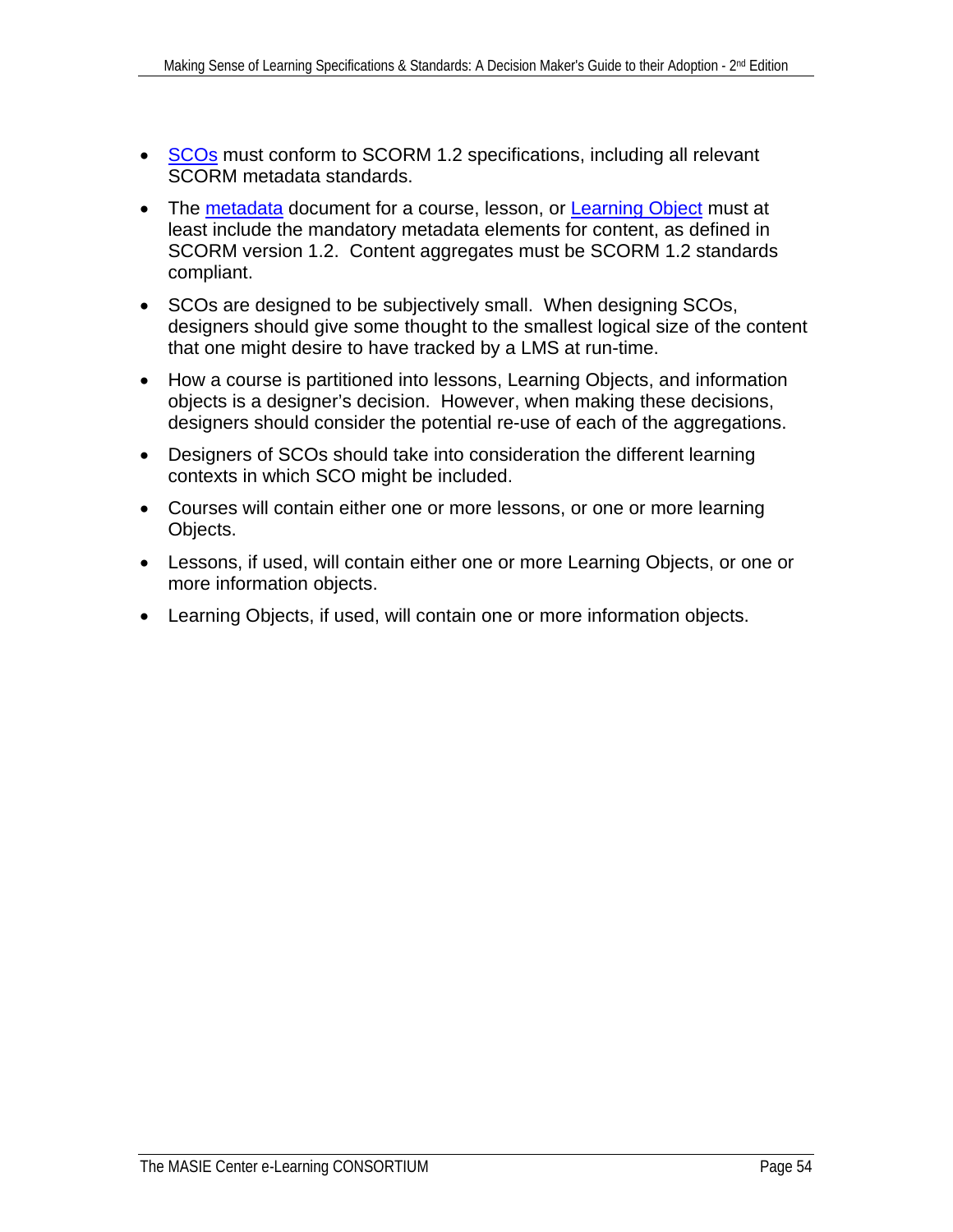- SCOs must conform to SCORM 1.2 specifications, including all relevant SCORM metadata standards.
- The metadata document for a course, lesson, or Learning Object must at least include the mandatory metadata elements for content, as defined in SCORM version 1.2. Content aggregates must be SCORM 1.2 standards compliant.
- SCOs are designed to be subjectively small. When designing SCOs, designers should give some thought to the smallest logical size of the content that one might desire to have tracked by a LMS at run-time.
- How a course is partitioned into lessons, Learning Objects, and information objects is a designer's decision. However, when making these decisions, designers should consider the potential re-use of each of the aggregations.
- Designers of SCOs should take into consideration the different learning contexts in which SCO might be included.
- Courses will contain either one or more lessons, or one or more learning Objects.
- Lessons, if used, will contain either one or more Learning Objects, or one or more information objects.
- Learning Objects, if used, will contain one or more information objects.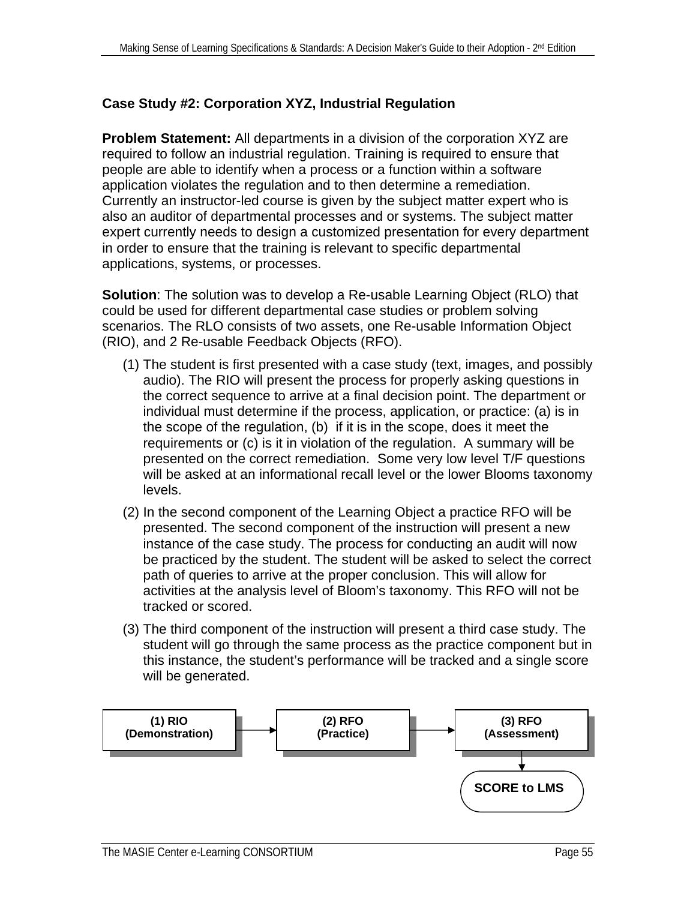### Case Study #2: Corporation XYZ, Industrial Regulation

**Problem Statement:** All departments in a division of the corporation XYZ are required to follow an industrial regulation. Training is required to ensure that people are able to identify when a process or a function within a software application violates the regulation and to then determine a remediation. Currently an instructor-led course is given by the subject matter expert who is also an auditor of departmental processes and or systems. The subject matter expert currently needs to design a customized presentation for every department in order to ensure that the training is relevant to specific departmental applications, systems, or processes.

**Solution**: The solution was to develop a Re-usable Learning Object (RLO) that could be used for different departmental case studies or problem solving scenarios. The RLO consists of two assets, one Re-usable Information Object (RIO), and 2 Re-usable Feedback Objects (RFO).

(1) The student is first presented with a case study (text, images, and possibly audio). The RIO will present the process for properly asking questions in the correct sequence to arrive at a final decision point. The department or individual must determine if the process, application, or practice: (a) is in the scope of the regulation, (b) if it is in the scope, does it meet the requirements or (c) is it in violation of the regulation. A summary will be presented on the correct remediation. Some very low level T/F questions will be asked at an informational recall level or the lower Blooms taxonomy levels.

(2) In the second component of the Learning Object a practice RFO will be presented. The second component of the instruction will present a new instance of the case study. The process for conducting an audit will now be practiced by the student. The student will be asked to select the correct path of queries to arrive at the proper conclusion. This will allow for activities at the analysis level of Bloom's taxonomy. This RFO will not be tracked or scored.

(3) The third component of the instruction will present a third case study. The student will go through the same process as the practice component but in this instance, the student's performance will be tracked and a single score will be generated.

**(1) RIO (Demonstration)** → **(2) RFO (Practice)** → **(3) RFO (Assessment)** → **SCORE to LMS**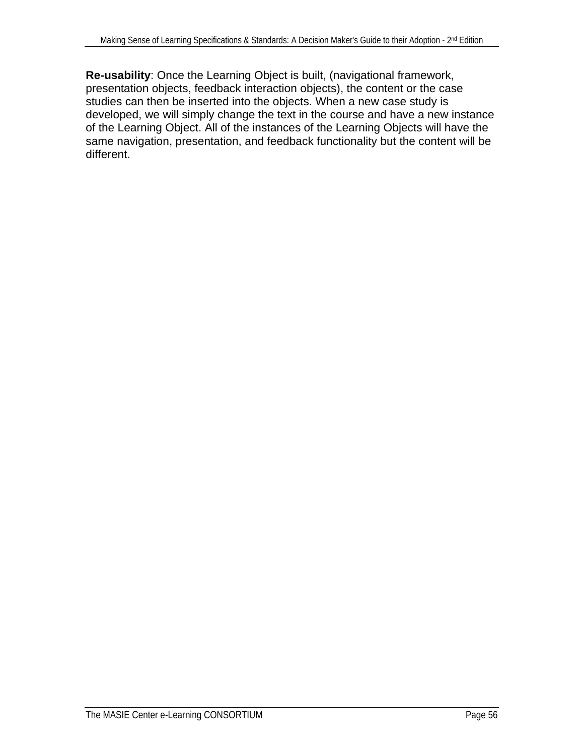**Re-usability**: Once the Learning Object is built, (navigational framework, presentation objects, feedback interaction objects), the content or the case studies can then be inserted into the objects. When a new case study is developed, we will simply change the text in the course and have a new instance of the Learning Object. All of the instances of the Learning Objects will have the same navigation, presentation, and feedback functionality but the content will be different.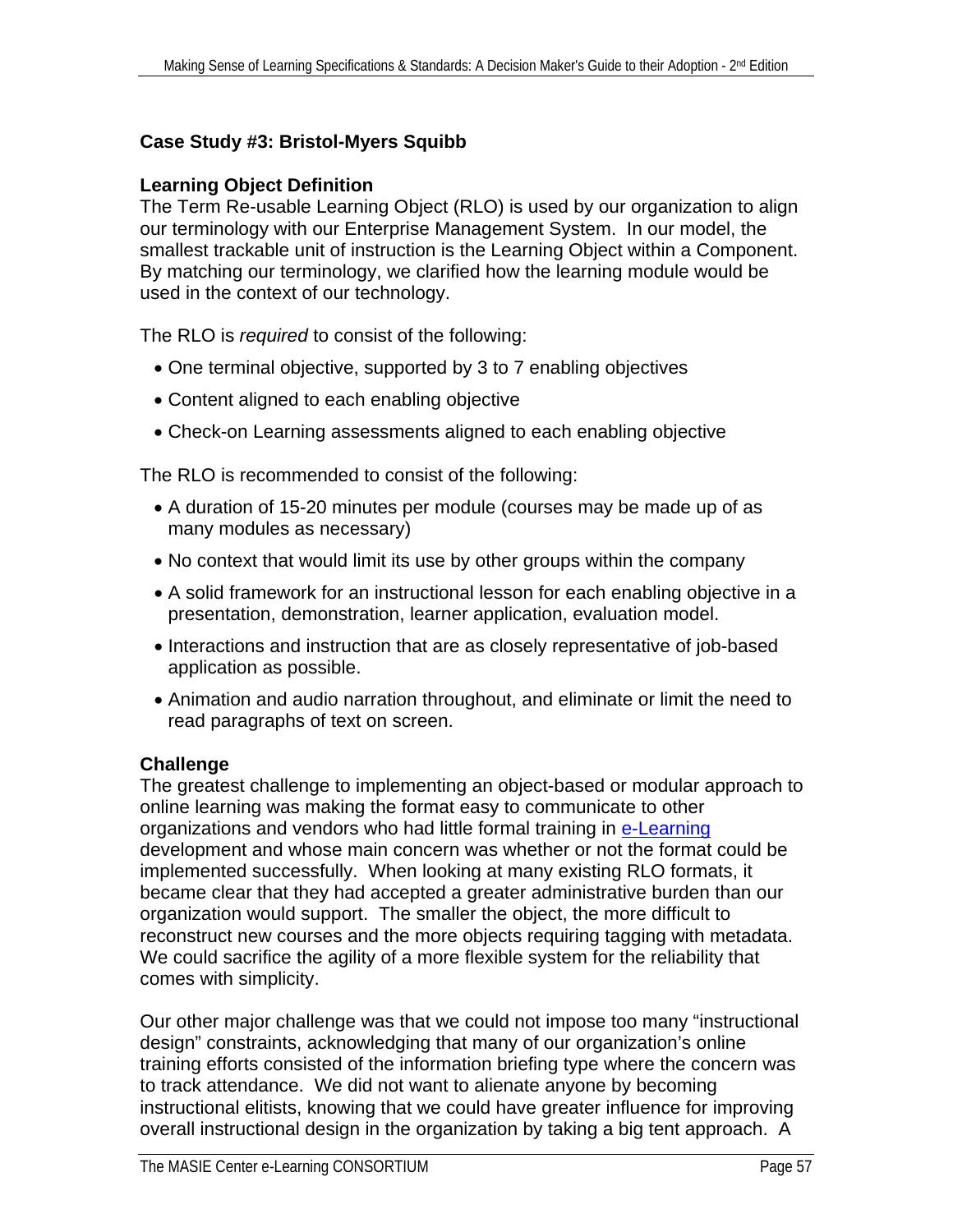### Case Study #3: Bristol-Myers Squibb

**Learning Object Definition**
The Term Re-usable Learning Object (RLO) is used by our organization to align our terminology with our Enterprise Management System. In our model, the smallest trackable unit of instruction is the Learning Object within a Component. By matching our terminology, we clarified how the learning module would be used in the context of our technology.

The RLO is *required* to consist of the following:

- One terminal objective, supported by 3 to 7 enabling objectives
- Content aligned to each enabling objective
- Check-on Learning assessments aligned to each enabling objective

The RLO is recommended to consist of the following:

- A duration of 15-20 minutes per module (courses may be made up of as many modules as necessary)
- No context that would limit its use by other groups within the company
- A solid framework for an instructional lesson for each enabling objective in a presentation, demonstration, learner application, evaluation model.
- Interactions and instruction that are as closely representative of job-based application as possible.
- Animation and audio narration throughout, and eliminate or limit the need to read paragraphs of text on screen.

**Challenge**
The greatest challenge to implementing an object-based or modular approach to online learning was making the format easy to communicate to other organizations and vendors who had little formal training in e-Learning development and whose main concern was whether or not the format could be implemented successfully. When looking at many existing RLO formats, it became clear that they had accepted a greater administrative burden than our organization would support. The smaller the object, the more difficult to reconstruct new courses and the more objects requiring tagging with metadata. We could sacrifice the agility of a more flexible system for the reliability that comes with simplicity.

Our other major challenge was that we could not impose too many "instructional design" constraints, acknowledging that many of our organization's online training efforts consisted of the information briefing type where the concern was to track attendance. We did not want to alienate anyone by becoming instructional elitists, knowing that we could have greater influence for improving overall instructional design in the organization by taking a big tent approach. A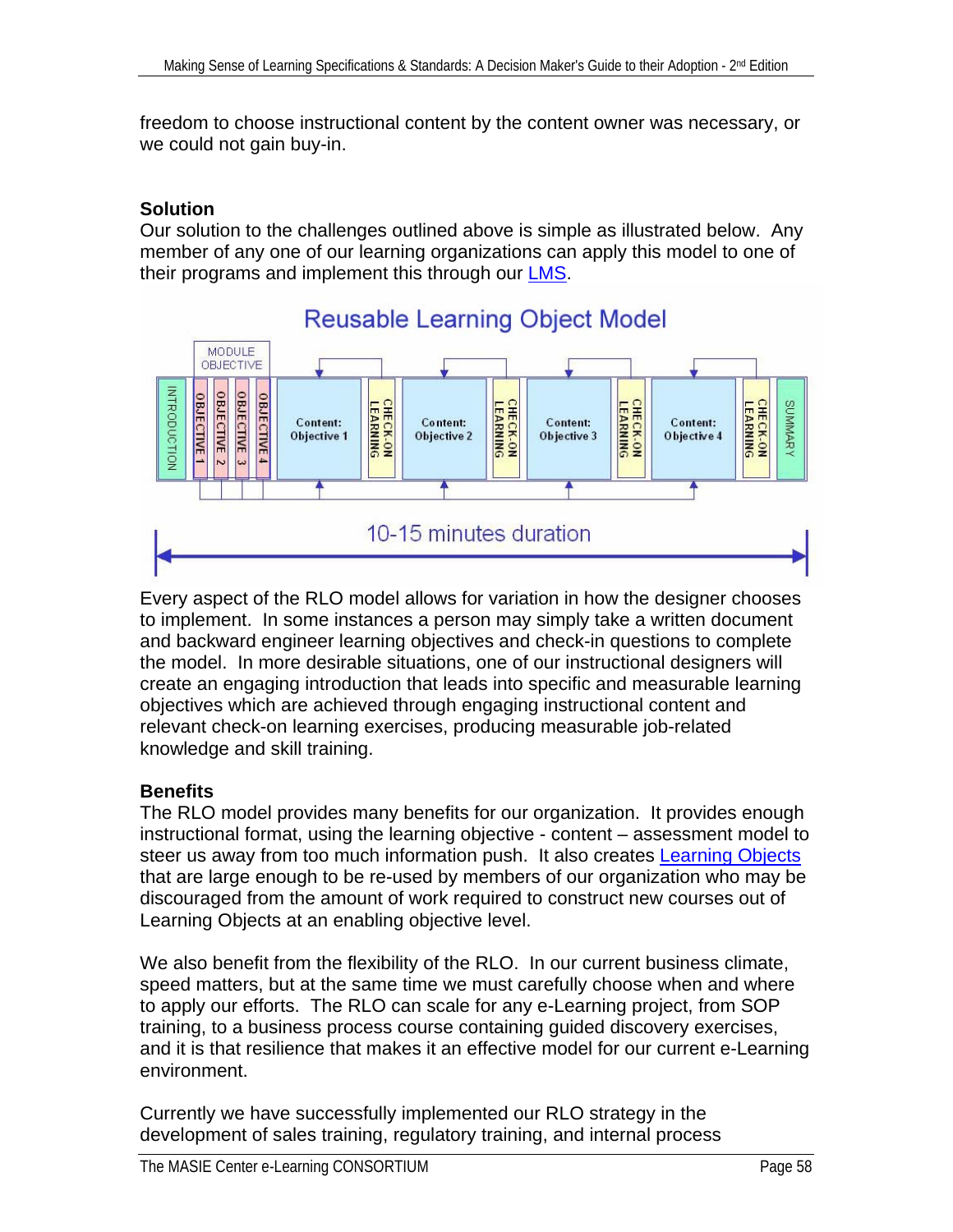freedom to choose instructional content by the content owner was necessary, or we could not gain buy-in.

**Solution**

Our solution to the challenges outlined above is simple as illustrated below. Any member of any one of our learning organizations can apply this model to one of their programs and implement this through our LMS.

Reusable Learning Object Model

MODULE OBJECTIVE

INTRODUCTION | OBJECTIVE 1 | OBJECTIVE 2 | OBJECTIVE 3 | OBJECTIVE 4 | Content: Objective 1 | CHECK-ON LEARNING | Content: Objective 2 | CHECK-ON LEARNING | Content: Objective 3 | CHECK-ON LEARNING | Content: Objective 4 | CHECK-ON LEARNING | SUMMARY

10-15 minutes duration

Every aspect of the RLO model allows for variation in how the designer chooses to implement. In some instances a person may simply take a written document and backward engineer learning objectives and check-in questions to complete the model. In more desirable situations, one of our instructional designers will create an engaging introduction that leads into specific and measurable learning objectives which are achieved through engaging instructional content and relevant check-on learning exercises, producing measurable job-related knowledge and skill training.

**Benefits**

The RLO model provides many benefits for our organization. It provides enough instructional format, using the learning objective - content – assessment model to steer us away from too much information push. It also creates Learning Objects that are large enough to be re-used by members of our organization who may be discouraged from the amount of work required to construct new courses out of Learning Objects at an enabling objective level.

We also benefit from the flexibility of the RLO. In our current business climate, speed matters, but at the same time we must carefully choose when and where to apply our efforts. The RLO can scale for any e-Learning project, from SOP training, to a business process course containing guided discovery exercises, and it is that resilience that makes it an effective model for our current e-Learning environment.

Currently we have successfully implemented our RLO strategy in the development of sales training, regulatory training, and internal process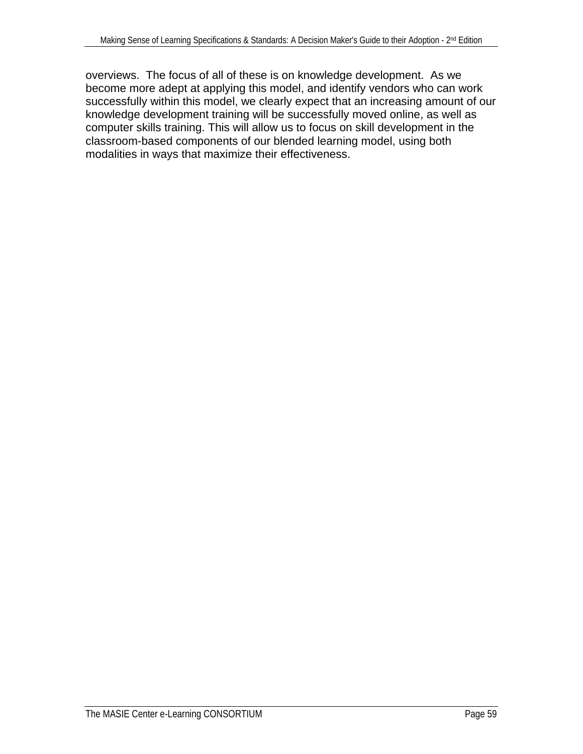overviews. The focus of all of these is on knowledge development. As we become more adept at applying this model, and identify vendors who can work successfully within this model, we clearly expect that an increasing amount of our knowledge development training will be successfully moved online, as well as computer skills training. This will allow us to focus on skill development in the classroom-based components of our blended learning model, using both modalities in ways that maximize their effectiveness.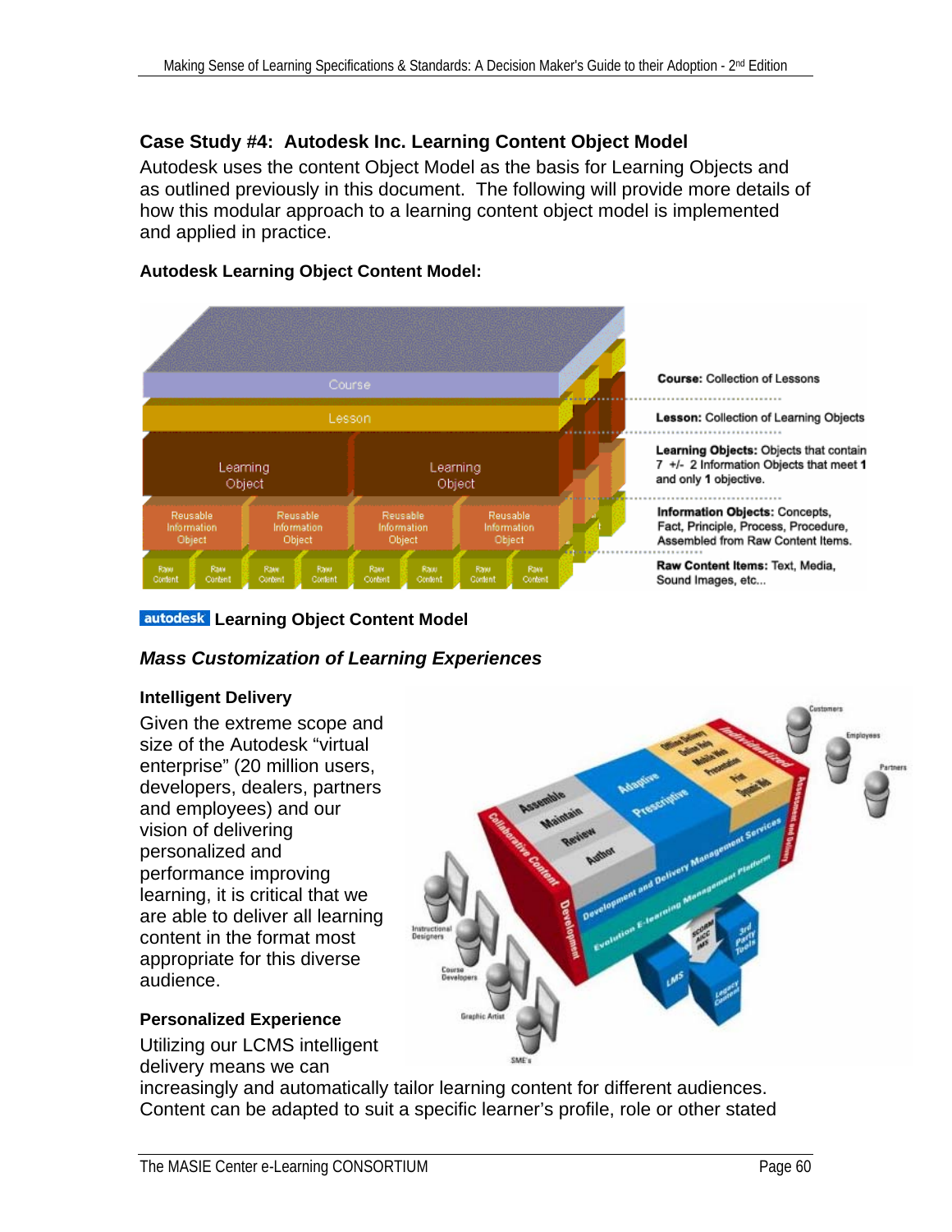## Case Study #4: Autodesk Inc. Learning Content Object Model

Autodesk uses the content Object Model as the basis for Learning Objects and as outlined previously in this document. The following will provide more details of how this modular approach to a learning content object model is implemented and applied in practice.

### Autodesk Learning Object Content Model:

**Course:** Collection of Lessons

**Lesson:** Collection of Learning Objects

**Learning Objects:** Objects that contain 7 +/- 2 Information Objects that meet **1** and only **1** objective.

**Information Objects:** Concepts, Fact, Principle, Process, Procedure, Assembled from Raw Content Items.

**Raw Content Items:** Text, Media, Sound Images, etc...

**autodesk Learning Object Content Model**

### *Mass Customization of Learning Experiences*

#### Intelligent Delivery

Given the extreme scope and size of the Autodesk "virtual enterprise" (20 million users, developers, dealers, partners and employees) and our vision of delivering personalized and performance improving learning, it is critical that we are able to deliver all learning content in the format most appropriate for this diverse audience.

#### Personalized Experience

Utilizing our LCMS intelligent delivery means we can increasingly and automatically tailor learning content for different audiences. Content can be adapted to suit a specific learner's profile, role or other stated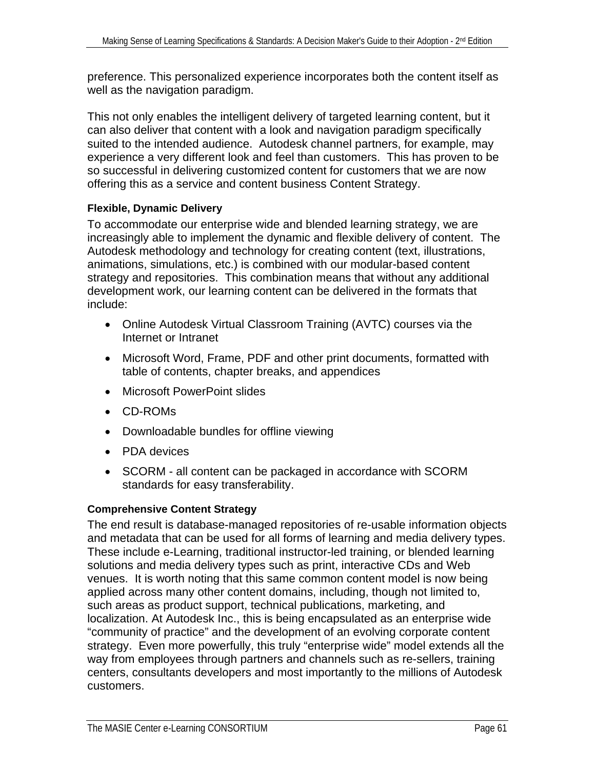preference. This personalized experience incorporates both the content itself as well as the navigation paradigm.

This not only enables the intelligent delivery of targeted learning content, but it can also deliver that content with a look and navigation paradigm specifically suited to the intended audience. Autodesk channel partners, for example, may experience a very different look and feel than customers. This has proven to be so successful in delivering customized content for customers that we are now offering this as a service and content business Content Strategy.

#### Flexible, Dynamic Delivery

To accommodate our enterprise wide and blended learning strategy, we are increasingly able to implement the dynamic and flexible delivery of content. The Autodesk methodology and technology for creating content (text, illustrations, animations, simulations, etc.) is combined with our modular-based content strategy and repositories. This combination means that without any additional development work, our learning content can be delivered in the formats that include:

- Online Autodesk Virtual Classroom Training (AVTC) courses via the Internet or Intranet
- Microsoft Word, Frame, PDF and other print documents, formatted with table of contents, chapter breaks, and appendices
- Microsoft PowerPoint slides
- CD-ROMs
- Downloadable bundles for offline viewing
- PDA devices
- SCORM - all content can be packaged in accordance with SCORM standards for easy transferability.

#### Comprehensive Content Strategy

The end result is database-managed repositories of re-usable information objects and metadata that can be used for all forms of learning and media delivery types. These include e-Learning, traditional instructor-led training, or blended learning solutions and media delivery types such as print, interactive CDs and Web venues. It is worth noting that this same common content model is now being applied across many other content domains, including, though not limited to, such areas as product support, technical publications, marketing, and localization. At Autodesk Inc., this is being encapsulated as an enterprise wide "community of practice" and the development of an evolving corporate content strategy. Even more powerfully, this truly "enterprise wide" model extends all the way from employees through partners and channels such as re-sellers, training centers, consultants developers and most importantly to the millions of Autodesk customers.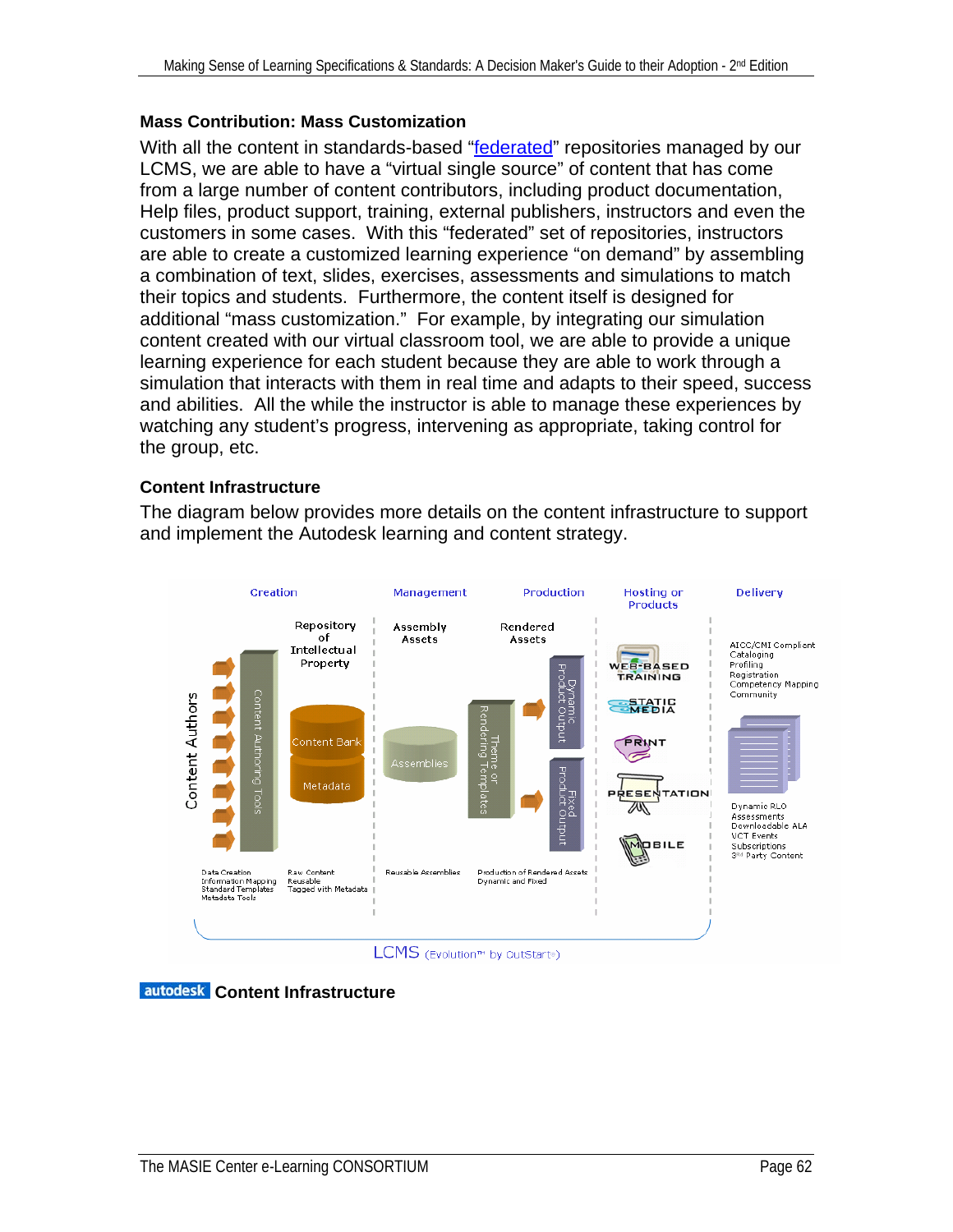**Mass Contribution: Mass Customization**

With all the content in standards-based "federated" repositories managed by our LCMS, we are able to have a "virtual single source" of content that has come from a large number of content contributors, including product documentation, Help files, product support, training, external publishers, instructors and even the customers in some cases. With this "federated" set of repositories, instructors are able to create a customized learning experience "on demand" by assembling a combination of text, slides, exercises, assessments and simulations to match their topics and students. Furthermore, the content itself is designed for additional "mass customization." For example, by integrating our simulation content created with our virtual classroom tool, we are able to provide a unique learning experience for each student because they are able to work through a simulation that interacts with them in real time and adapts to their speed, success and abilities. All the while the instructor is able to manage these experiences by watching any student's progress, intervening as appropriate, taking control for the group, etc.

**Content Infrastructure**

The diagram below provides more details on the content infrastructure to support and implement the Autodesk learning and content strategy.

Creation | Management | Production | Hosting or Products | Delivery

Content Authors — Content Authoring Tools — Repository of Intellectual Property (Content Bank, Metadata) — Assembly Assets (Assemblies) — Theme or Rendering Templates — Rendered Assets (Dynamic Product output, Fixed Product output) — WEB-BASED TRAINING, STATIC MEDIA, PRINT, PRESENTATION, MOBILE

AICC/CMI Compliant
Cataloging
Profiling
Registration
Competency Mapping
Community

Dynamic RLO
Assessments
Downloadable ALA
VCT Events
Subscriptions
3rd Party Content

Data Creation
Information Mapping
Standard Templates
Metadata Tools

Raw Content
Reusable
Tagged with Metadata

Reusable Assemblies

Production of Rendered Assets
Dynamic and Fixed

LCMS (Evolution™ by OutStart®)

**autodesk Content Infrastructure**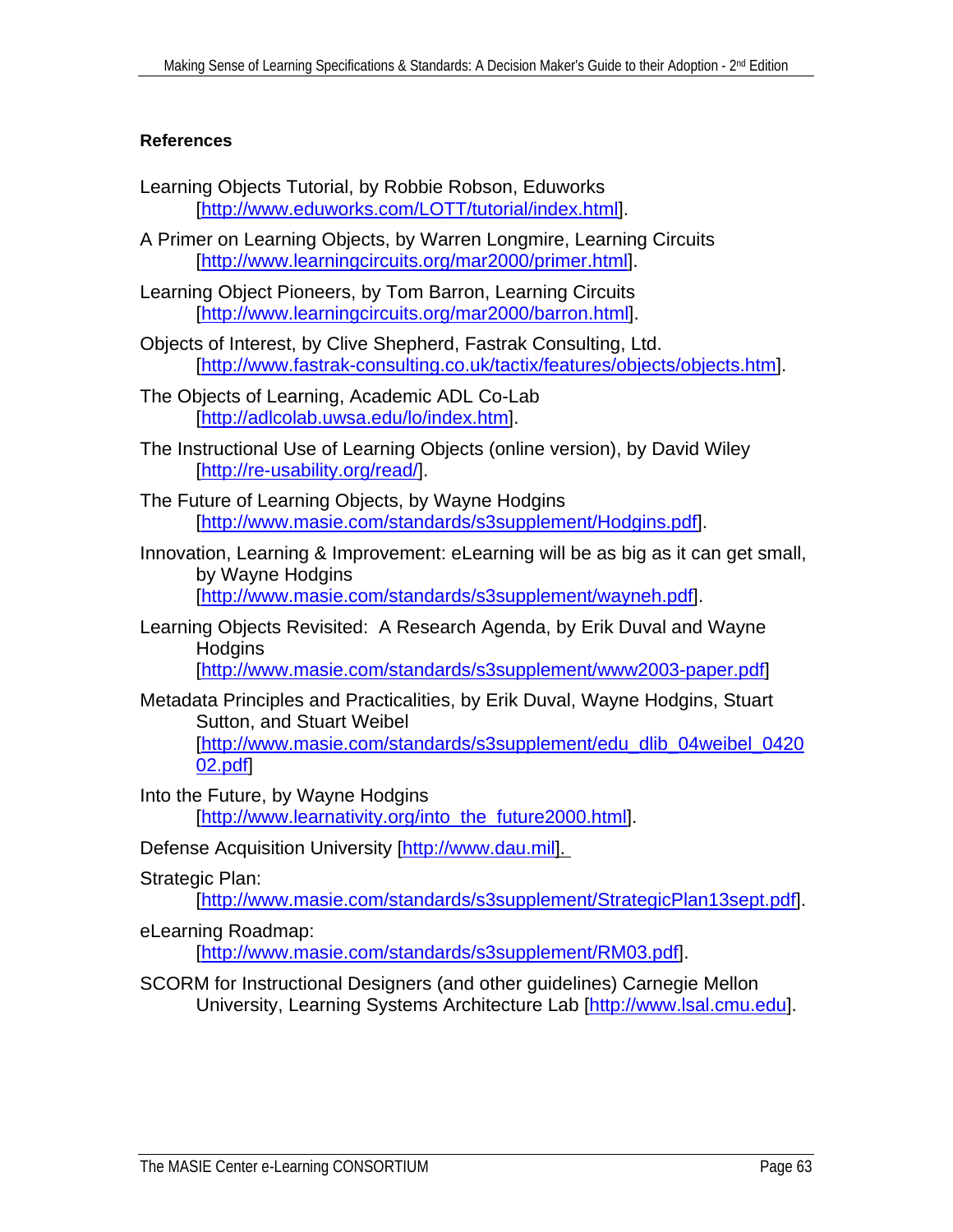**References**

Learning Objects Tutorial, by Robbie Robson, Eduworks [http://www.eduworks.com/LOTT/tutorial/index.html].

A Primer on Learning Objects, by Warren Longmire, Learning Circuits [http://www.learningcircuits.org/mar2000/primer.html].

Learning Object Pioneers, by Tom Barron, Learning Circuits [http://www.learningcircuits.org/mar2000/barron.html].

Objects of Interest, by Clive Shepherd, Fastrak Consulting, Ltd. [http://www.fastrak-consulting.co.uk/tactix/features/objects/objects.htm].

The Objects of Learning, Academic ADL Co-Lab [http://adlcolab.uwsa.edu/lo/index.htm].

The Instructional Use of Learning Objects (online version), by David Wiley [http://re-usability.org/read/].

The Future of Learning Objects, by Wayne Hodgins [http://www.masie.com/standards/s3supplement/Hodgins.pdf].

Innovation, Learning & Improvement: eLearning will be as big as it can get small, by Wayne Hodgins [http://www.masie.com/standards/s3supplement/wayneh.pdf].

Learning Objects Revisited: A Research Agenda, by Erik Duval and Wayne Hodgins [http://www.masie.com/standards/s3supplement/www2003-paper.pdf]

Metadata Principles and Practicalities, by Erik Duval, Wayne Hodgins, Stuart Sutton, and Stuart Weibel [http://www.masie.com/standards/s3supplement/edu_dlib_04weibel_042002.pdf]

Into the Future, by Wayne Hodgins [http://www.learnativity.org/into_the_future2000.html].

Defense Acquisition University [http://www.dau.mil].

Strategic Plan: [http://www.masie.com/standards/s3supplement/StrategicPlan13sept.pdf].

eLearning Roadmap: [http://www.masie.com/standards/s3supplement/RM03.pdf].

SCORM for Instructional Designers (and other guidelines) Carnegie Mellon University, Learning Systems Architecture Lab [http://www.lsal.cmu.edu].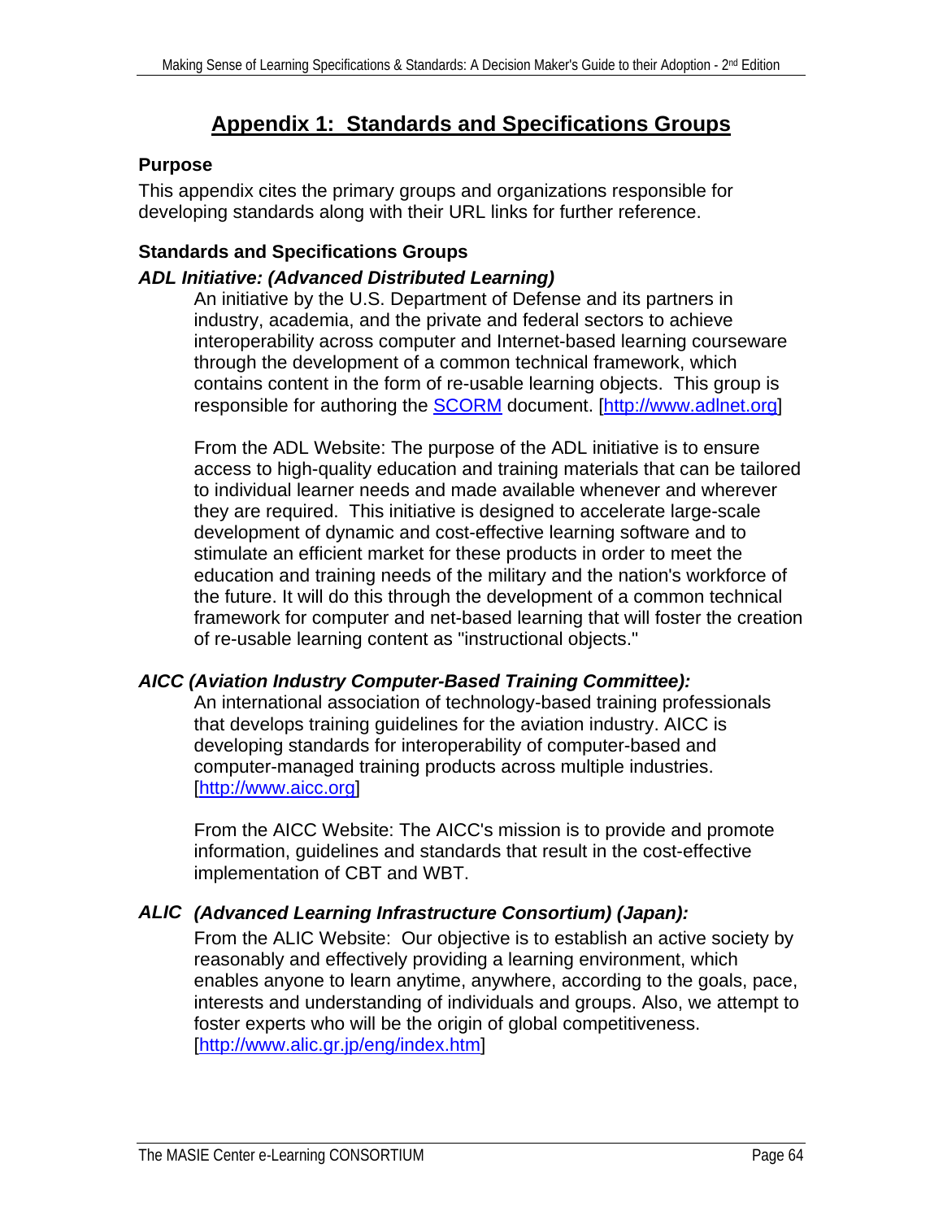# Appendix 1: Standards and Specifications Groups

## Purpose

This appendix cites the primary groups and organizations responsible for developing standards along with their URL links for further reference.

## Standards and Specifications Groups

### *ADL Initiative: (Advanced Distributed Learning)*

An initiative by the U.S. Department of Defense and its partners in industry, academia, and the private and federal sectors to achieve interoperability across computer and Internet-based learning courseware through the development of a common technical framework, which contains content in the form of re-usable learning objects. This group is responsible for authoring the SCORM document. [http://www.adlnet.org]

From the ADL Website: The purpose of the ADL initiative is to ensure access to high-quality education and training materials that can be tailored to individual learner needs and made available whenever and wherever they are required. This initiative is designed to accelerate large-scale development of dynamic and cost-effective learning software and to stimulate an efficient market for these products in order to meet the education and training needs of the military and the nation's workforce of the future. It will do this through the development of a common technical framework for computer and net-based learning that will foster the creation of re-usable learning content as "instructional objects."

### *AICC (Aviation Industry Computer-Based Training Committee):*

An international association of technology-based training professionals that develops training guidelines for the aviation industry. AICC is developing standards for interoperability of computer-based and computer-managed training products across multiple industries. [http://www.aicc.org]

From the AICC Website: The AICC's mission is to provide and promote information, guidelines and standards that result in the cost-effective implementation of CBT and WBT.

### *ALIC (Advanced Learning Infrastructure Consortium) (Japan):*

From the ALIC Website: Our objective is to establish an active society by reasonably and effectively providing a learning environment, which enables anyone to learn anytime, anywhere, according to the goals, pace, interests and understanding of individuals and groups. Also, we attempt to foster experts who will be the origin of global competitiveness. [http://www.alic.gr.jp/eng/index.htm]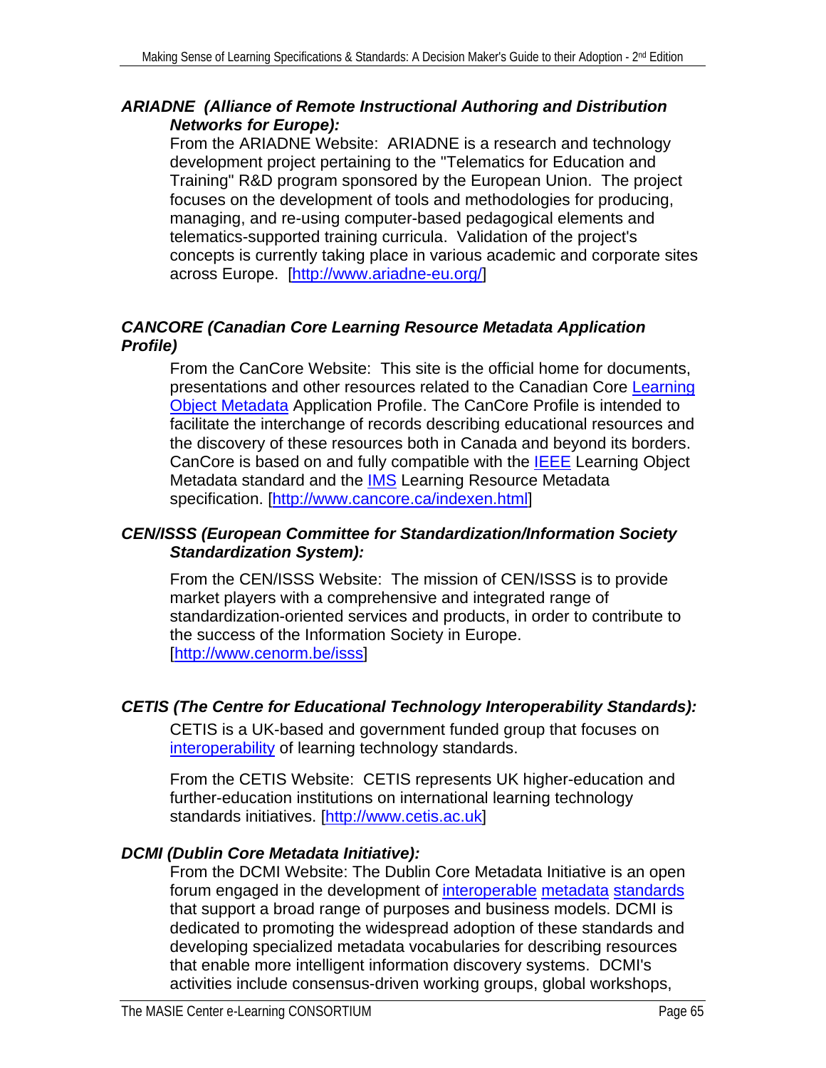***ARIADNE (Alliance of Remote Instructional Authoring and Distribution Networks for Europe):***

From the ARIADNE Website: ARIADNE is a research and technology development project pertaining to the "Telematics for Education and Training" R&D program sponsored by the European Union. The project focuses on the development of tools and methodologies for producing, managing, and re-using computer-based pedagogical elements and telematics-supported training curricula. Validation of the project's concepts is currently taking place in various academic and corporate sites across Europe. [http://www.ariadne-eu.org/]

***CANCORE (Canadian Core Learning Resource Metadata Application Profile)***

From the CanCore Website: This site is the official home for documents, presentations and other resources related to the Canadian Core Learning Object Metadata Application Profile. The CanCore Profile is intended to facilitate the interchange of records describing educational resources and the discovery of these resources both in Canada and beyond its borders. CanCore is based on and fully compatible with the IEEE Learning Object Metadata standard and the IMS Learning Resource Metadata specification. [http://www.cancore.ca/indexen.html]

***CEN/ISSS (European Committee for Standardization/Information Society Standardization System):***

From the CEN/ISSS Website: The mission of CEN/ISSS is to provide market players with a comprehensive and integrated range of standardization-oriented services and products, in order to contribute to the success of the Information Society in Europe. [http://www.cenorm.be/isss]

***CETIS (The Centre for Educational Technology Interoperability Standards):***

CETIS is a UK-based and government funded group that focuses on interoperability of learning technology standards.

From the CETIS Website: CETIS represents UK higher-education and further-education institutions on international learning technology standards initiatives. [http://www.cetis.ac.uk]

***DCMI (Dublin Core Metadata Initiative):***

From the DCMI Website: The Dublin Core Metadata Initiative is an open forum engaged in the development of interoperable metadata standards that support a broad range of purposes and business models. DCMI is dedicated to promoting the widespread adoption of these standards and developing specialized metadata vocabularies for describing resources that enable more intelligent information discovery systems. DCMI's activities include consensus-driven working groups, global workshops,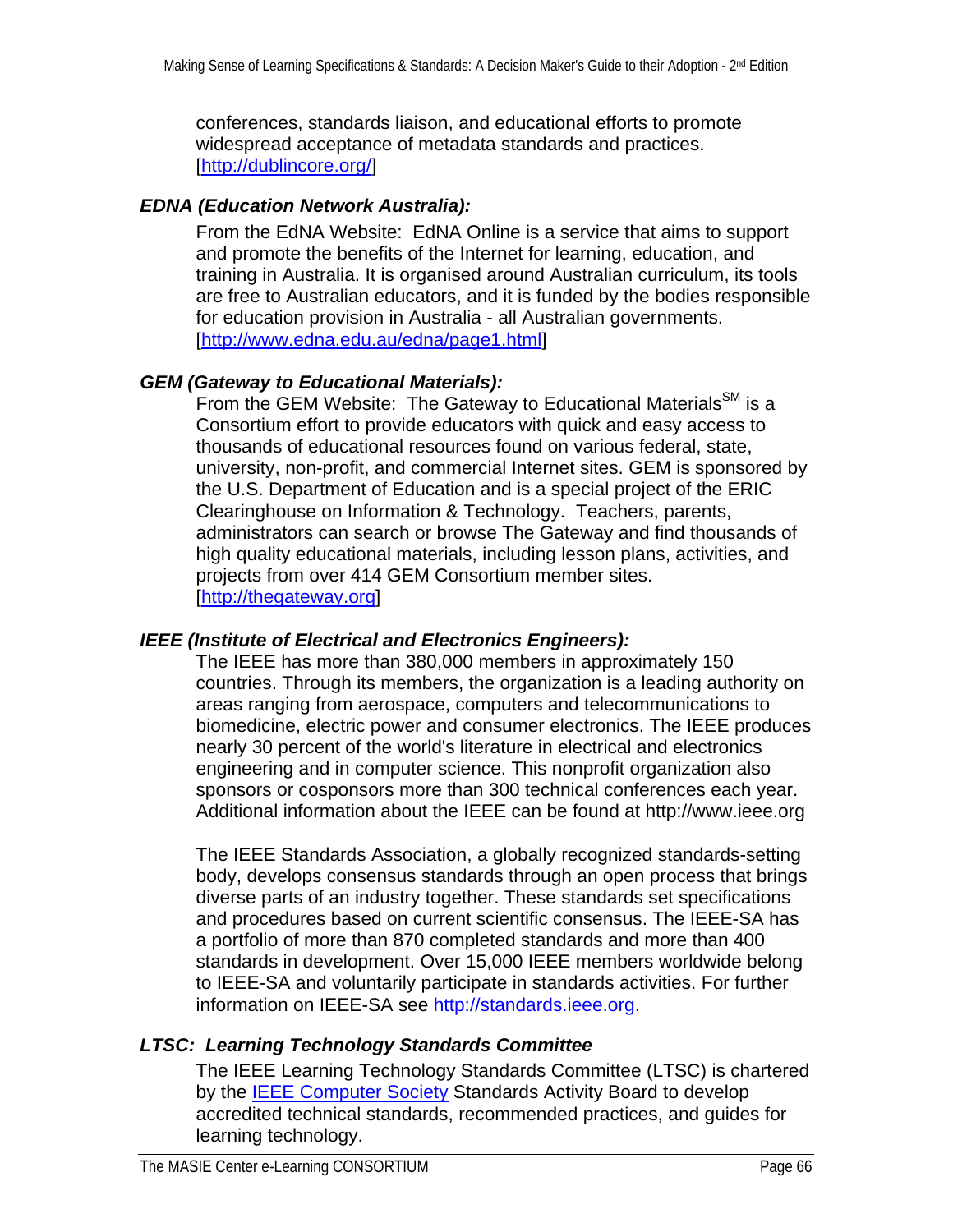conferences, standards liaison, and educational efforts to promote widespread acceptance of metadata standards and practices. [http://dublincore.org/]

***EDNA (Education Network Australia):***

From the EdNA Website: EdNA Online is a service that aims to support and promote the benefits of the Internet for learning, education, and training in Australia. It is organised around Australian curriculum, its tools are free to Australian educators, and it is funded by the bodies responsible for education provision in Australia - all Australian governments. [http://www.edna.edu.au/edna/page1.html]

***GEM (Gateway to Educational Materials):***

From the GEM Website: The Gateway to Educational Materials[SM] is a Consortium effort to provide educators with quick and easy access to thousands of educational resources found on various federal, state, university, non-profit, and commercial Internet sites. GEM is sponsored by the U.S. Department of Education and is a special project of the ERIC Clearinghouse on Information & Technology. Teachers, parents, administrators can search or browse The Gateway and find thousands of high quality educational materials, including lesson plans, activities, and projects from over 414 GEM Consortium member sites. [http://thegateway.org]

***IEEE (Institute of Electrical and Electronics Engineers):***

The IEEE has more than 380,000 members in approximately 150 countries. Through its members, the organization is a leading authority on areas ranging from aerospace, computers and telecommunications to biomedicine, electric power and consumer electronics. The IEEE produces nearly 30 percent of the world's literature in electrical and electronics engineering and in computer science. This nonprofit organization also sponsors or cosponsors more than 300 technical conferences each year. Additional information about the IEEE can be found at http://www.ieee.org

The IEEE Standards Association, a globally recognized standards-setting body, develops consensus standards through an open process that brings diverse parts of an industry together. These standards set specifications and procedures based on current scientific consensus. The IEEE-SA has a portfolio of more than 870 completed standards and more than 400 standards in development. Over 15,000 IEEE members worldwide belong to IEEE-SA and voluntarily participate in standards activities. For further information on IEEE-SA see http://standards.ieee.org.

***LTSC: Learning Technology Standards Committee***

The IEEE Learning Technology Standards Committee (LTSC) is chartered by the IEEE Computer Society Standards Activity Board to develop accredited technical standards, recommended practices, and guides for learning technology.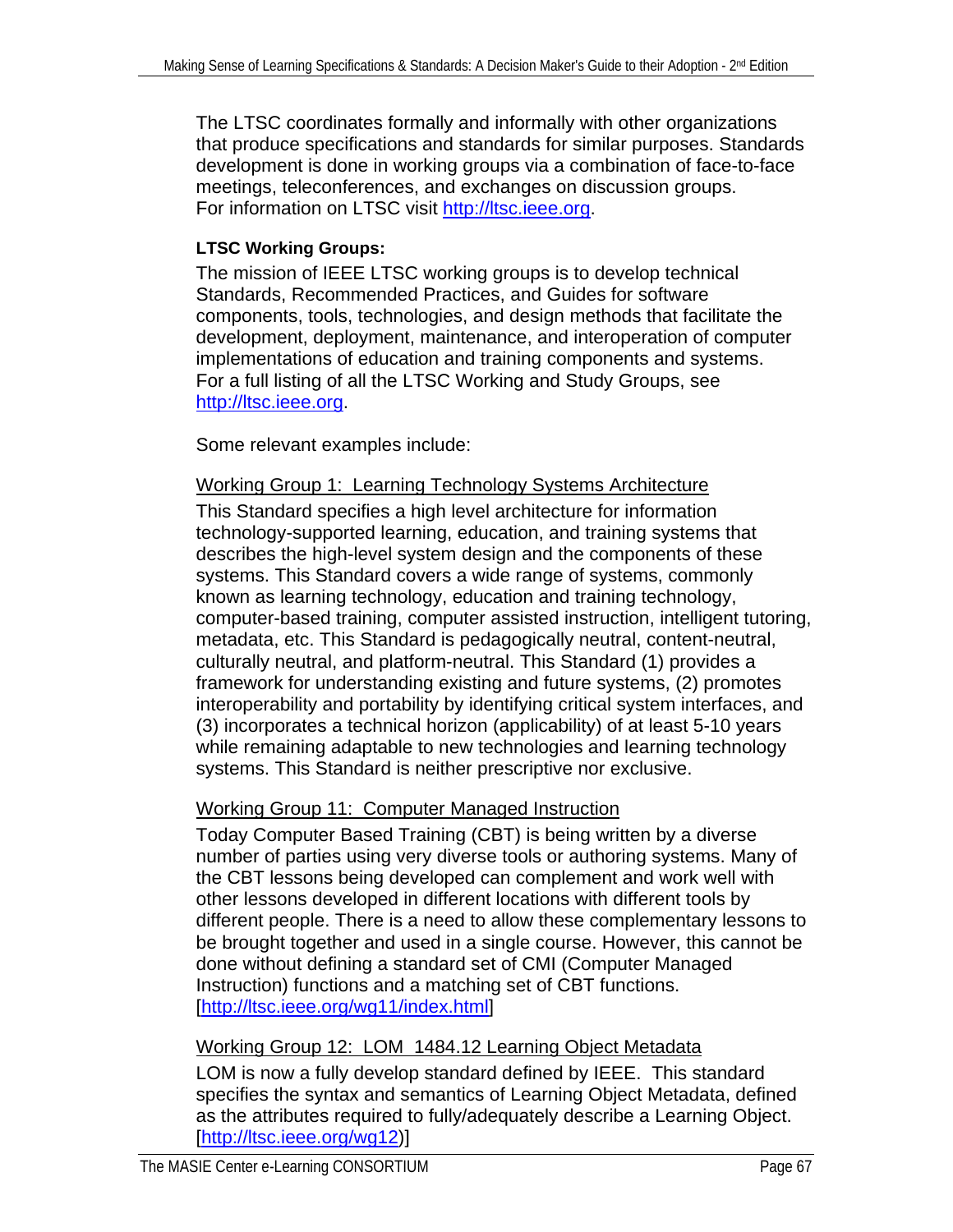The LTSC coordinates formally and informally with other organizations that produce specifications and standards for similar purposes. Standards development is done in working groups via a combination of face-to-face meetings, teleconferences, and exchanges on discussion groups. For information on LTSC visit http://ltsc.ieee.org.

**LTSC Working Groups:**

The mission of IEEE LTSC working groups is to develop technical Standards, Recommended Practices, and Guides for software components, tools, technologies, and design methods that facilitate the development, deployment, maintenance, and interoperation of computer implementations of education and training components and systems. For a full listing of all the LTSC Working and Study Groups, see http://ltsc.ieee.org.

Some relevant examples include:

Working Group 1: Learning Technology Systems Architecture

This Standard specifies a high level architecture for information technology-supported learning, education, and training systems that describes the high-level system design and the components of these systems. This Standard covers a wide range of systems, commonly known as learning technology, education and training technology, computer-based training, computer assisted instruction, intelligent tutoring, metadata, etc. This Standard is pedagogically neutral, content-neutral, culturally neutral, and platform-neutral. This Standard (1) provides a framework for understanding existing and future systems, (2) promotes interoperability and portability by identifying critical system interfaces, and (3) incorporates a technical horizon (applicability) of at least 5-10 years while remaining adaptable to new technologies and learning technology systems. This Standard is neither prescriptive nor exclusive.

Working Group 11: Computer Managed Instruction

Today Computer Based Training (CBT) is being written by a diverse number of parties using very diverse tools or authoring systems. Many of the CBT lessons being developed can complement and work well with other lessons developed in different locations with different tools by different people. There is a need to allow these complementary lessons to be brought together and used in a single course. However, this cannot be done without defining a standard set of CMI (Computer Managed Instruction) functions and a matching set of CBT functions. [http://ltsc.ieee.org/wg11/index.html]

Working Group 12: LOM 1484.12 Learning Object Metadata

LOM is now a fully develop standard defined by IEEE. This standard specifies the syntax and semantics of Learning Object Metadata, defined as the attributes required to fully/adequately describe a Learning Object. [http://ltsc.ieee.org/wg12)]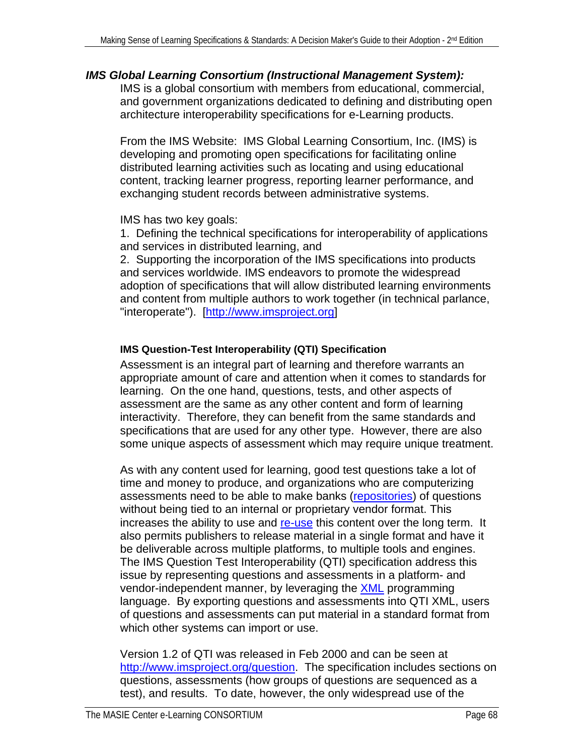### *IMS Global Learning Consortium (Instructional Management System):*

IMS is a global consortium with members from educational, commercial, and government organizations dedicated to defining and distributing open architecture interoperability specifications for e-Learning products.

From the IMS Website: IMS Global Learning Consortium, Inc. (IMS) is developing and promoting open specifications for facilitating online distributed learning activities such as locating and using educational content, tracking learner progress, reporting learner performance, and exchanging student records between administrative systems.

IMS has two key goals:
1. Defining the technical specifications for interoperability of applications and services in distributed learning, and
2. Supporting the incorporation of the IMS specifications into products and services worldwide. IMS endeavors to promote the widespread adoption of specifications that will allow distributed learning environments and content from multiple authors to work together (in technical parlance, "interoperate"). [http://www.imsproject.org]

#### IMS Question-Test Interoperability (QTI) Specification

Assessment is an integral part of learning and therefore warrants an appropriate amount of care and attention when it comes to standards for learning. On the one hand, questions, tests, and other aspects of assessment are the same as any other content and form of learning interactivity. Therefore, they can benefit from the same standards and specifications that are used for any other type. However, there are also some unique aspects of assessment which may require unique treatment.

As with any content used for learning, good test questions take a lot of time and money to produce, and organizations who are computerizing assessments need to be able to make banks (repositories) of questions without being tied to an internal or proprietary vendor format. This increases the ability to use and re-use this content over the long term. It also permits publishers to release material in a single format and have it be deliverable across multiple platforms, to multiple tools and engines. The IMS Question Test Interoperability (QTI) specification address this issue by representing questions and assessments in a platform- and vendor-independent manner, by leveraging the XML programming language. By exporting questions and assessments into QTI XML, users of questions and assessments can put material in a standard format from which other systems can import or use.

Version 1.2 of QTI was released in Feb 2000 and can be seen at http://www.imsproject.org/question. The specification includes sections on questions, assessments (how groups of questions are sequenced as a test), and results. To date, however, the only widespread use of the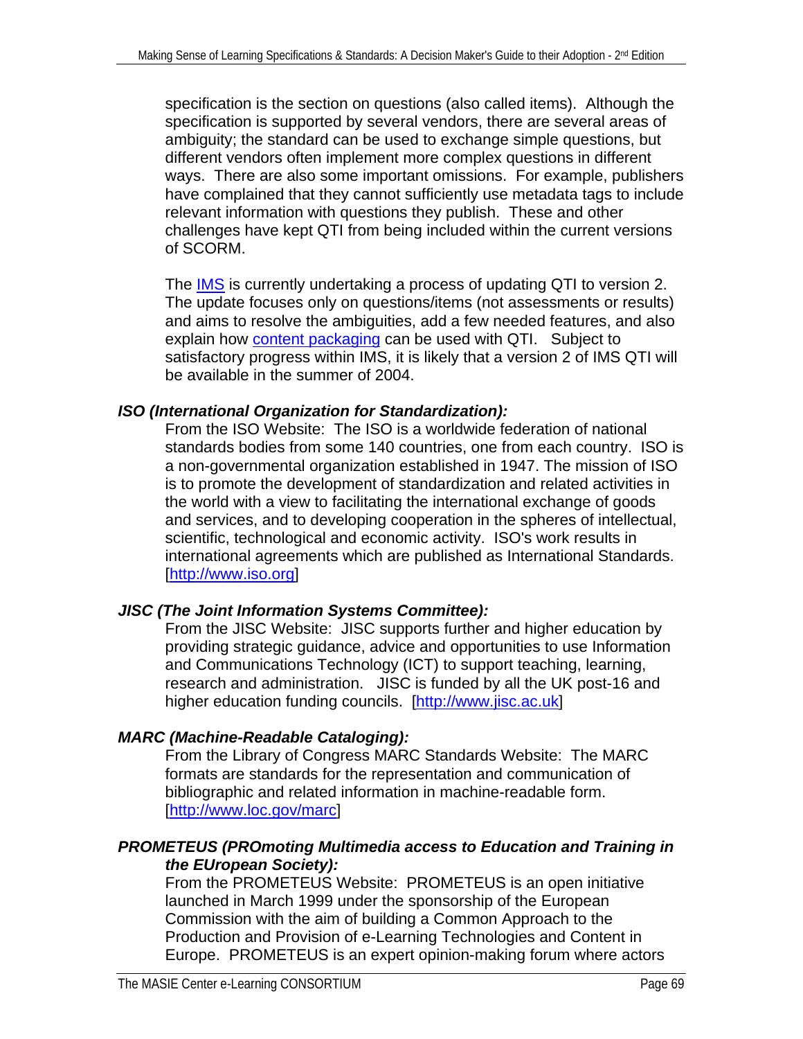specification is the section on questions (also called items). Although the specification is supported by several vendors, there are several areas of ambiguity; the standard can be used to exchange simple questions, but different vendors often implement more complex questions in different ways. There are also some important omissions. For example, publishers have complained that they cannot sufficiently use metadata tags to include relevant information with questions they publish. These and other challenges have kept QTI from being included within the current versions of SCORM.

The IMS is currently undertaking a process of updating QTI to version 2. The update focuses only on questions/items (not assessments or results) and aims to resolve the ambiguities, add a few needed features, and also explain how content packaging can be used with QTI. Subject to satisfactory progress within IMS, it is likely that a version 2 of IMS QTI will be available in the summer of 2004.

***ISO (International Organization for Standardization):***

From the ISO Website: The ISO is a worldwide federation of national standards bodies from some 140 countries, one from each country. ISO is a non-governmental organization established in 1947. The mission of ISO is to promote the development of standardization and related activities in the world with a view to facilitating the international exchange of goods and services, and to developing cooperation in the spheres of intellectual, scientific, technological and economic activity. ISO's work results in international agreements which are published as International Standards. [http://www.iso.org]

***JISC (The Joint Information Systems Committee):***

From the JISC Website: JISC supports further and higher education by providing strategic guidance, advice and opportunities to use Information and Communications Technology (ICT) to support teaching, learning, research and administration. JISC is funded by all the UK post-16 and higher education funding councils. [http://www.jisc.ac.uk]

***MARC (Machine-Readable Cataloging):***

From the Library of Congress MARC Standards Website: The MARC formats are standards for the representation and communication of bibliographic and related information in machine-readable form. [http://www.loc.gov/marc]

***PROMETEUS (PROmoting Multimedia access to Education and Training in the EUropean Society):***

From the PROMETEUS Website: PROMETEUS is an open initiative launched in March 1999 under the sponsorship of the European Commission with the aim of building a Common Approach to the Production and Provision of e-Learning Technologies and Content in Europe. PROMETEUS is an expert opinion-making forum where actors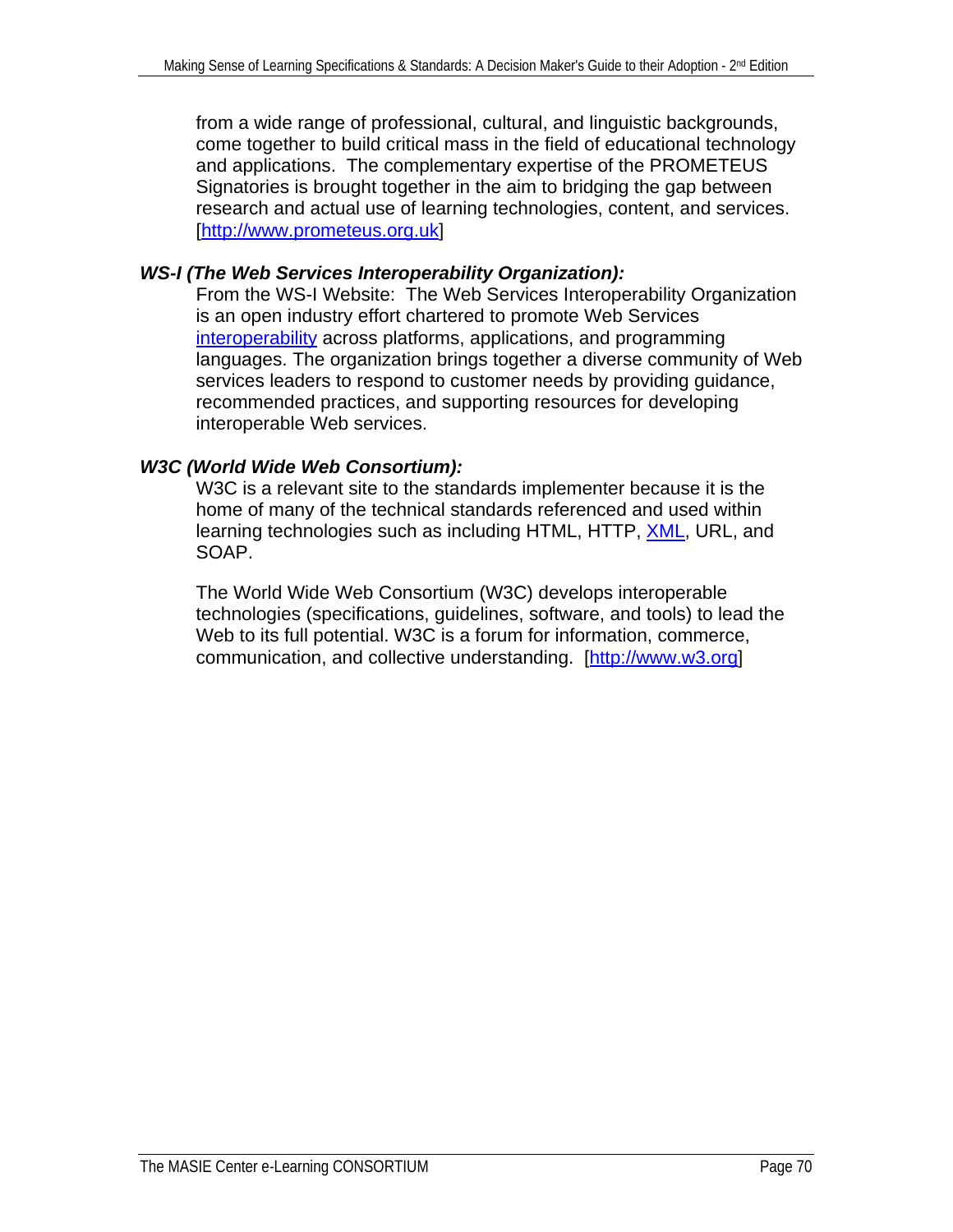from a wide range of professional, cultural, and linguistic backgrounds, come together to build critical mass in the field of educational technology and applications. The complementary expertise of the PROMETEUS Signatories is brought together in the aim to bridging the gap between research and actual use of learning technologies, content, and services. [http://www.prometeus.org.uk]

***WS-I (The Web Services Interoperability Organization):***

From the WS-I Website: The Web Services Interoperability Organization is an open industry effort chartered to promote Web Services interoperability across platforms, applications, and programming languages. The organization brings together a diverse community of Web services leaders to respond to customer needs by providing guidance, recommended practices, and supporting resources for developing interoperable Web services.

***W3C (World Wide Web Consortium):***

W3C is a relevant site to the standards implementer because it is the home of many of the technical standards referenced and used within learning technologies such as including HTML, HTTP, XML, URL, and SOAP.

The World Wide Web Consortium (W3C) develops interoperable technologies (specifications, guidelines, software, and tools) to lead the Web to its full potential. W3C is a forum for information, commerce, communication, and collective understanding. [http://www.w3.org]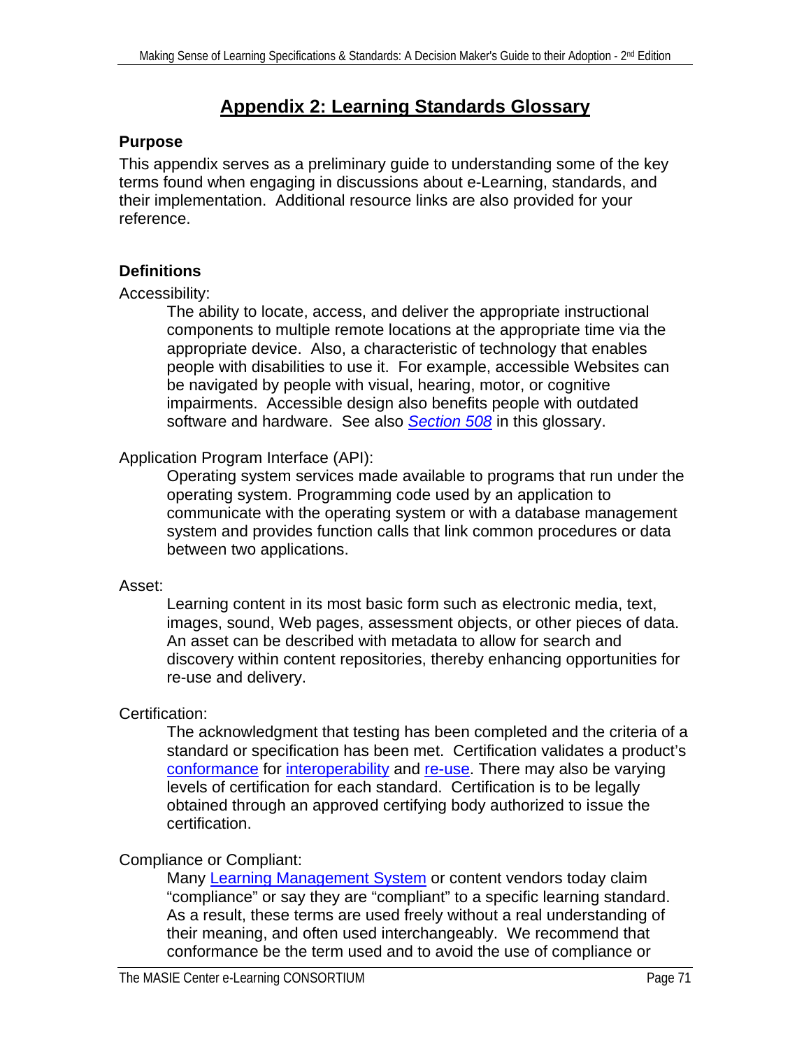# Appendix 2: Learning Standards Glossary

## Purpose

This appendix serves as a preliminary guide to understanding some of the key terms found when engaging in discussions about e-Learning, standards, and their implementation. Additional resource links are also provided for your reference.

## Definitions

Accessibility:

> The ability to locate, access, and deliver the appropriate instructional components to multiple remote locations at the appropriate time via the appropriate device. Also, a characteristic of technology that enables people with disabilities to use it. For example, accessible Websites can be navigated by people with visual, hearing, motor, or cognitive impairments. Accessible design also benefits people with outdated software and hardware. See also *Section 508* in this glossary.

Application Program Interface (API):

> Operating system services made available to programs that run under the operating system. Programming code used by an application to communicate with the operating system or with a database management system and provides function calls that link common procedures or data between two applications.

Asset:

> Learning content in its most basic form such as electronic media, text, images, sound, Web pages, assessment objects, or other pieces of data. An asset can be described with metadata to allow for search and discovery within content repositories, thereby enhancing opportunities for re-use and delivery.

Certification:

> The acknowledgment that testing has been completed and the criteria of a standard or specification has been met. Certification validates a product's conformance for interoperability and re-use. There may also be varying levels of certification for each standard. Certification is to be legally obtained through an approved certifying body authorized to issue the certification.

Compliance or Compliant:

> Many Learning Management System or content vendors today claim "compliance" or say they are "compliant" to a specific learning standard. As a result, these terms are used freely without a real understanding of their meaning, and often used interchangeably. We recommend that conformance be the term used and to avoid the use of compliance or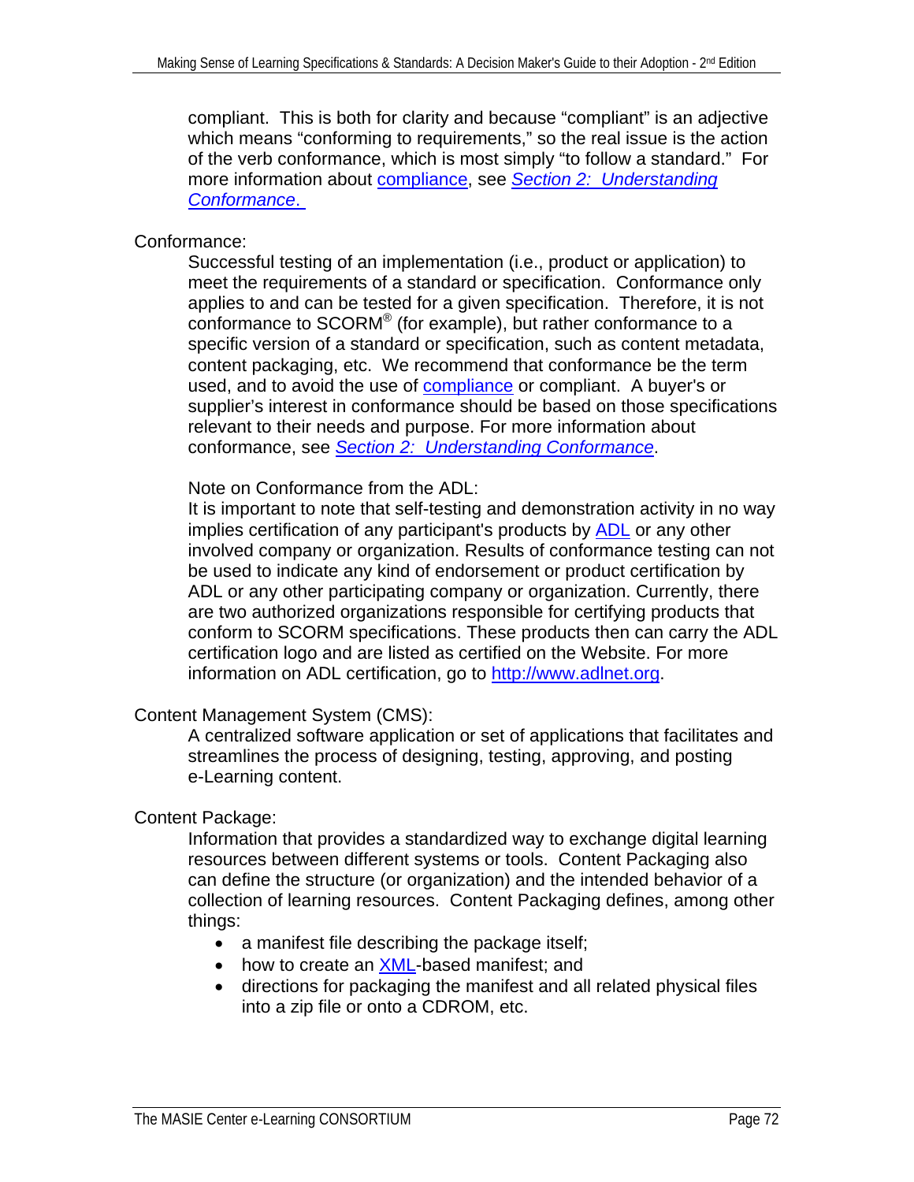compliant. This is both for clarity and because "compliant" is an adjective which means "conforming to requirements," so the real issue is the action of the verb conformance, which is most simply "to follow a standard." For more information about compliance, see *Section 2: Understanding Conformance.*

Conformance:

Successful testing of an implementation (i.e., product or application) to meet the requirements of a standard or specification. Conformance only applies to and can be tested for a given specification. Therefore, it is not conformance to SCORM® (for example), but rather conformance to a specific version of a standard or specification, such as content metadata, content packaging, etc. We recommend that conformance be the term used, and to avoid the use of compliance or compliant. A buyer's or supplier's interest in conformance should be based on those specifications relevant to their needs and purpose. For more information about conformance, see *Section 2: Understanding Conformance*.

Note on Conformance from the ADL:
It is important to note that self-testing and demonstration activity in no way implies certification of any participant's products by ADL or any other involved company or organization. Results of conformance testing can not be used to indicate any kind of endorsement or product certification by ADL or any other participating company or organization. Currently, there are two authorized organizations responsible for certifying products that conform to SCORM specifications. These products then can carry the ADL certification logo and are listed as certified on the Website. For more information on ADL certification, go to http://www.adlnet.org.

Content Management System (CMS):

A centralized software application or set of applications that facilitates and streamlines the process of designing, testing, approving, and posting e-Learning content.

Content Package:

Information that provides a standardized way to exchange digital learning resources between different systems or tools. Content Packaging also can define the structure (or organization) and the intended behavior of a collection of learning resources. Content Packaging defines, among other things:

- a manifest file describing the package itself;
- how to create an XML-based manifest; and
- directions for packaging the manifest and all related physical files into a zip file or onto a CDROM, etc.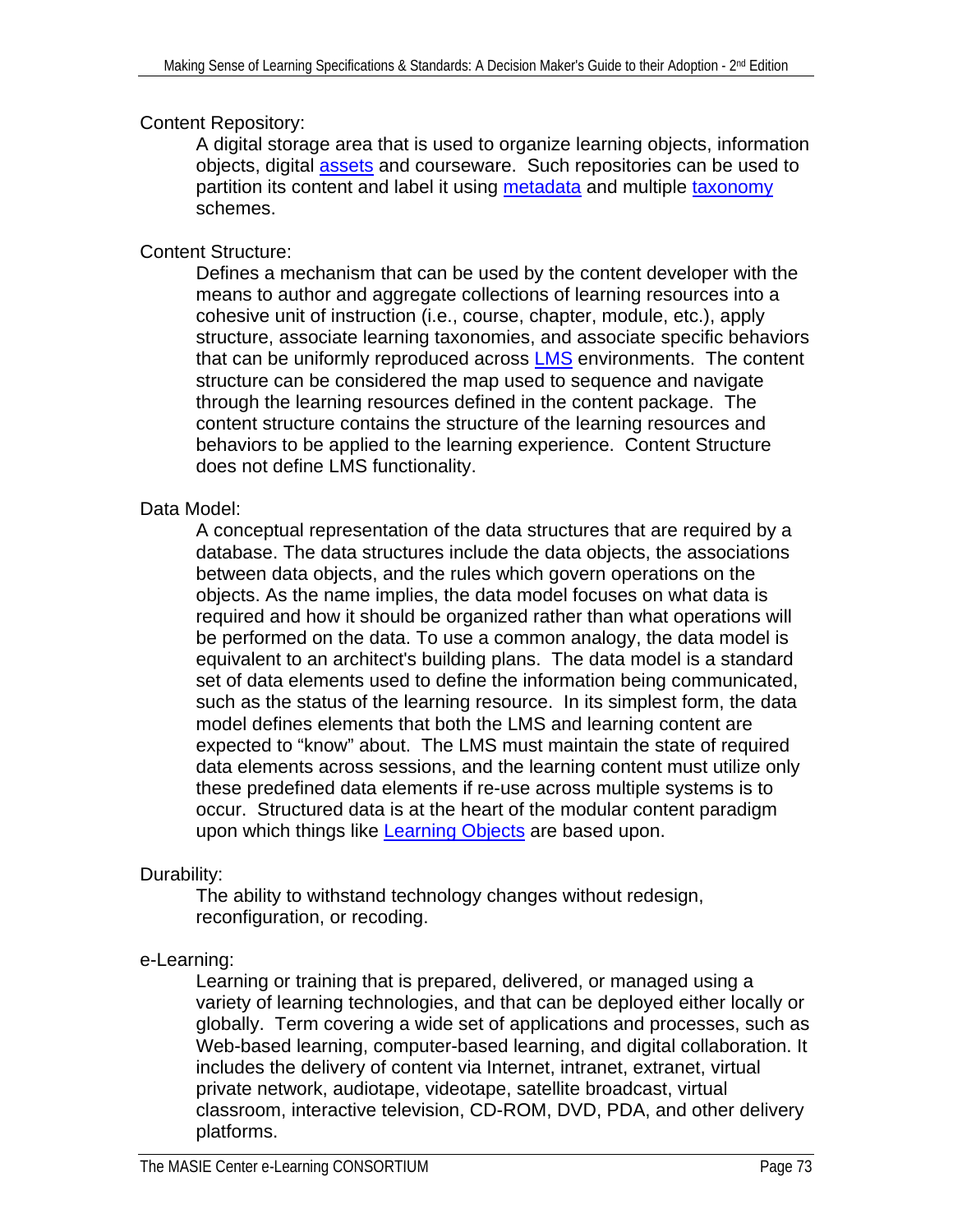Content Repository:

A digital storage area that is used to organize learning objects, information objects, digital assets and courseware. Such repositories can be used to partition its content and label it using metadata and multiple taxonomy schemes.

Content Structure:

Defines a mechanism that can be used by the content developer with the means to author and aggregate collections of learning resources into a cohesive unit of instruction (i.e., course, chapter, module, etc.), apply structure, associate learning taxonomies, and associate specific behaviors that can be uniformly reproduced across LMS environments. The content structure can be considered the map used to sequence and navigate through the learning resources defined in the content package. The content structure contains the structure of the learning resources and behaviors to be applied to the learning experience. Content Structure does not define LMS functionality.

Data Model:

A conceptual representation of the data structures that are required by a database. The data structures include the data objects, the associations between data objects, and the rules which govern operations on the objects. As the name implies, the data model focuses on what data is required and how it should be organized rather than what operations will be performed on the data. To use a common analogy, the data model is equivalent to an architect's building plans. The data model is a standard set of data elements used to define the information being communicated, such as the status of the learning resource. In its simplest form, the data model defines elements that both the LMS and learning content are expected to "know" about. The LMS must maintain the state of required data elements across sessions, and the learning content must utilize only these predefined data elements if re-use across multiple systems is to occur. Structured data is at the heart of the modular content paradigm upon which things like Learning Objects are based upon.

Durability:

The ability to withstand technology changes without redesign, reconfiguration, or recoding.

e-Learning:

Learning or training that is prepared, delivered, or managed using a variety of learning technologies, and that can be deployed either locally or globally. Term covering a wide set of applications and processes, such as Web-based learning, computer-based learning, and digital collaboration. It includes the delivery of content via Internet, intranet, extranet, virtual private network, audiotape, videotape, satellite broadcast, virtual classroom, interactive television, CD-ROM, DVD, PDA, and other delivery platforms.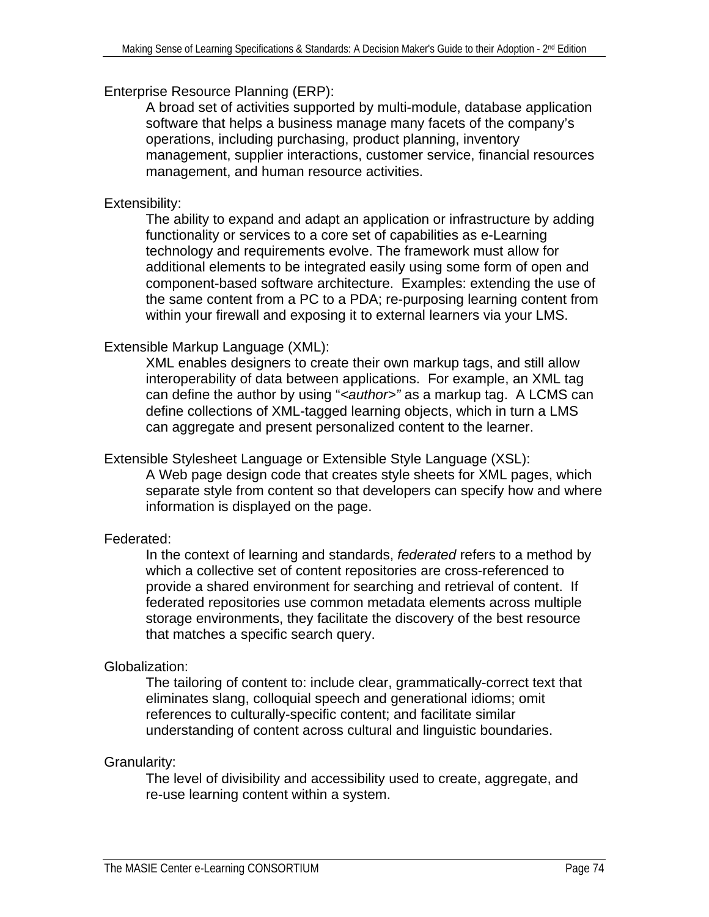Enterprise Resource Planning (ERP):

A broad set of activities supported by multi-module, database application software that helps a business manage many facets of the company's operations, including purchasing, product planning, inventory management, supplier interactions, customer service, financial resources management, and human resource activities.

Extensibility:

The ability to expand and adapt an application or infrastructure by adding functionality or services to a core set of capabilities as e-Learning technology and requirements evolve. The framework must allow for additional elements to be integrated easily using some form of open and component-based software architecture. Examples: extending the use of the same content from a PC to a PDA; re-purposing learning content from within your firewall and exposing it to external learners via your LMS.

Extensible Markup Language (XML):

XML enables designers to create their own markup tags, and still allow interoperability of data between applications. For example, an XML tag can define the author by using "*<author>"* as a markup tag. A LCMS can define collections of XML-tagged learning objects, which in turn a LMS can aggregate and present personalized content to the learner.

Extensible Stylesheet Language or Extensible Style Language (XSL):

A Web page design code that creates style sheets for XML pages, which separate style from content so that developers can specify how and where information is displayed on the page.

Federated:

In the context of learning and standards, *federated* refers to a method by which a collective set of content repositories are cross-referenced to provide a shared environment for searching and retrieval of content. If federated repositories use common metadata elements across multiple storage environments, they facilitate the discovery of the best resource that matches a specific search query.

Globalization:

The tailoring of content to: include clear, grammatically-correct text that eliminates slang, colloquial speech and generational idioms; omit references to culturally-specific content; and facilitate similar understanding of content across cultural and linguistic boundaries.

Granularity:

The level of divisibility and accessibility used to create, aggregate, and re-use learning content within a system.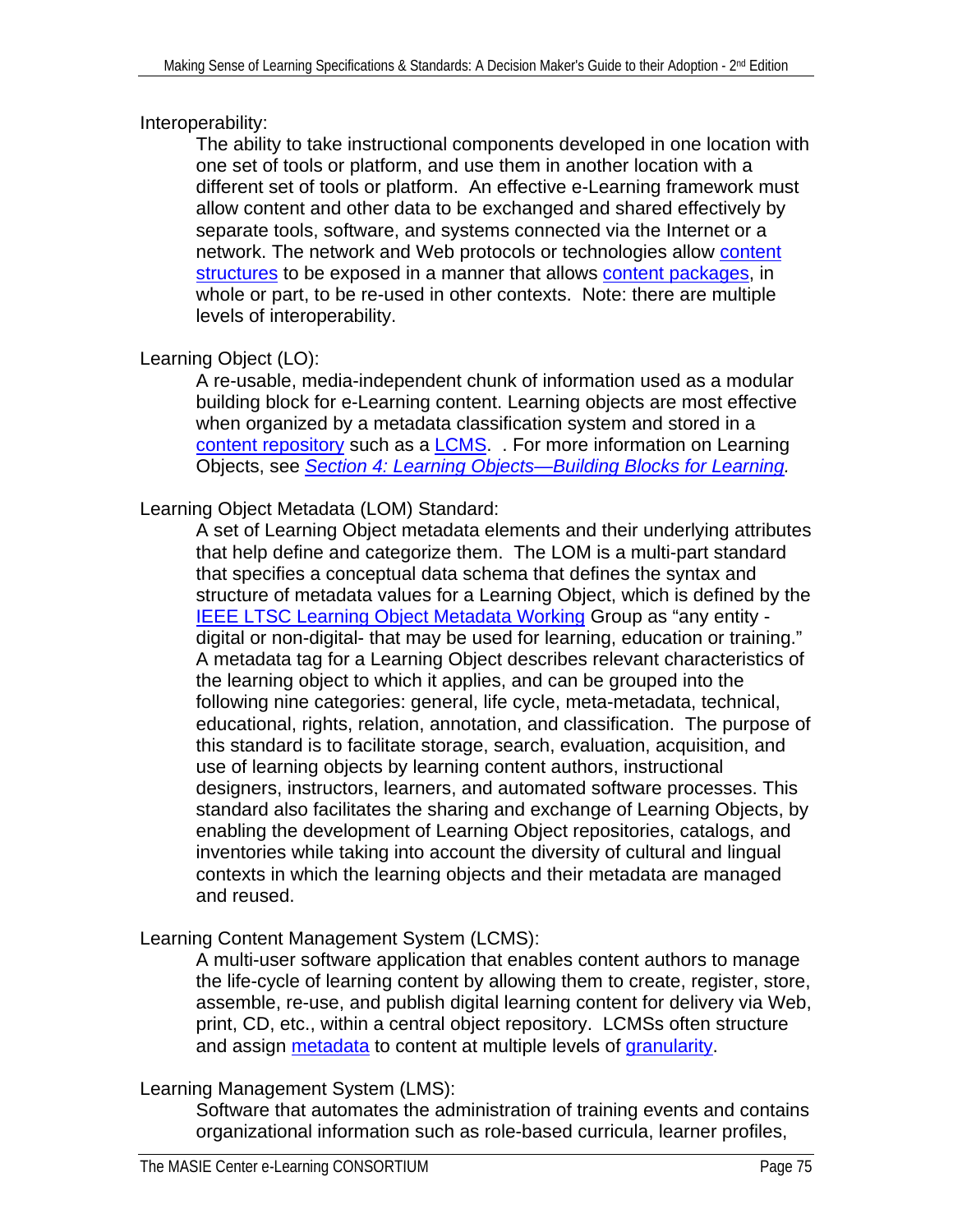Interoperability:

The ability to take instructional components developed in one location with one set of tools or platform, and use them in another location with a different set of tools or platform. An effective e-Learning framework must allow content and other data to be exchanged and shared effectively by separate tools, software, and systems connected via the Internet or a network. The network and Web protocols or technologies allow content structures to be exposed in a manner that allows content packages, in whole or part, to be re-used in other contexts. Note: there are multiple levels of interoperability.

Learning Object (LO):

A re-usable, media-independent chunk of information used as a modular building block for e-Learning content. Learning objects are most effective when organized by a metadata classification system and stored in a content repository such as a LCMS. . For more information on Learning Objects, see *Section 4: Learning Objects—Building Blocks for Learning.*

Learning Object Metadata (LOM) Standard:

A set of Learning Object metadata elements and their underlying attributes that help define and categorize them. The LOM is a multi-part standard that specifies a conceptual data schema that defines the syntax and structure of metadata values for a Learning Object, which is defined by the IEEE LTSC Learning Object Metadata Working Group as "any entity - digital or non-digital- that may be used for learning, education or training." A metadata tag for a Learning Object describes relevant characteristics of the learning object to which it applies, and can be grouped into the following nine categories: general, life cycle, meta-metadata, technical, educational, rights, relation, annotation, and classification. The purpose of this standard is to facilitate storage, search, evaluation, acquisition, and use of learning objects by learning content authors, instructional designers, instructors, learners, and automated software processes. This standard also facilitates the sharing and exchange of Learning Objects, by enabling the development of Learning Object repositories, catalogs, and inventories while taking into account the diversity of cultural and lingual contexts in which the learning objects and their metadata are managed and reused.

Learning Content Management System (LCMS):

A multi-user software application that enables content authors to manage the life-cycle of learning content by allowing them to create, register, store, assemble, re-use, and publish digital learning content for delivery via Web, print, CD, etc., within a central object repository. LCMSs often structure and assign metadata to content at multiple levels of granularity.

Learning Management System (LMS):

Software that automates the administration of training events and contains organizational information such as role-based curricula, learner profiles,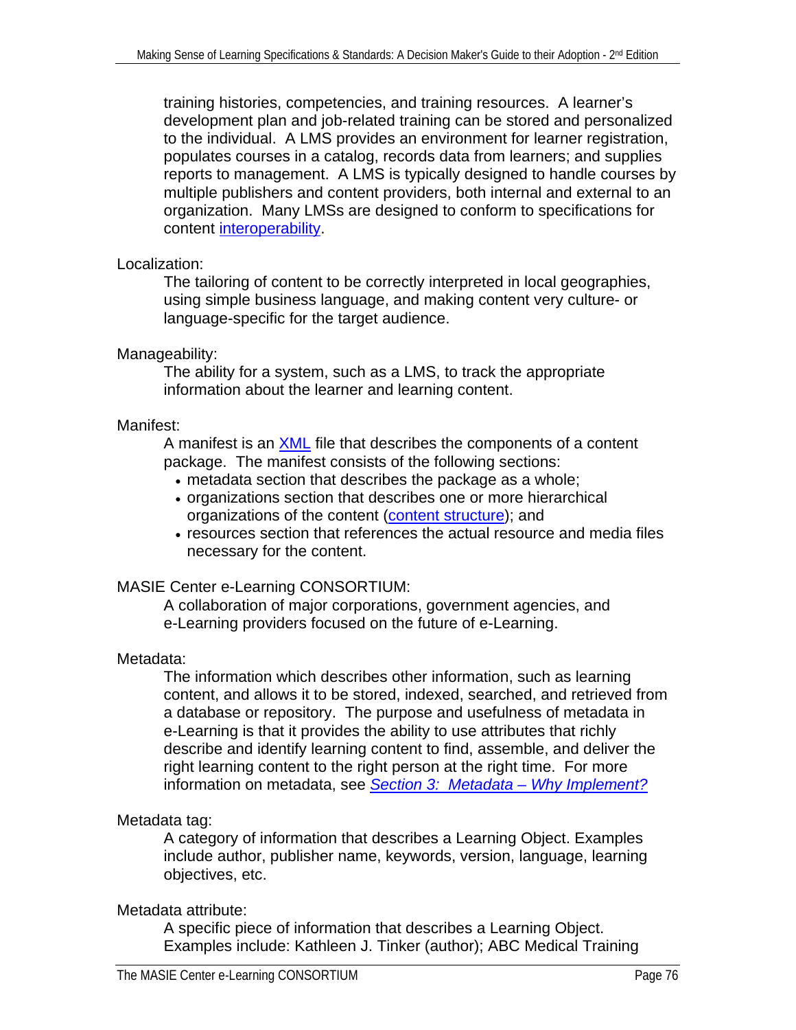training histories, competencies, and training resources. A learner's development plan and job-related training can be stored and personalized to the individual. A LMS provides an environment for learner registration, populates courses in a catalog, records data from learners; and supplies reports to management. A LMS is typically designed to handle courses by multiple publishers and content providers, both internal and external to an organization. Many LMSs are designed to conform to specifications for content interoperability.

Localization:

The tailoring of content to be correctly interpreted in local geographies, using simple business language, and making content very culture- or language-specific for the target audience.

Manageability:

The ability for a system, such as a LMS, to track the appropriate information about the learner and learning content.

Manifest:

A manifest is an XML file that describes the components of a content package. The manifest consists of the following sections:

- metadata section that describes the package as a whole;
- organizations section that describes one or more hierarchical organizations of the content (content structure); and
- resources section that references the actual resource and media files necessary for the content.

MASIE Center e-Learning CONSORTIUM:

A collaboration of major corporations, government agencies, and e-Learning providers focused on the future of e-Learning.

Metadata:

The information which describes other information, such as learning content, and allows it to be stored, indexed, searched, and retrieved from a database or repository. The purpose and usefulness of metadata in e-Learning is that it provides the ability to use attributes that richly describe and identify learning content to find, assemble, and deliver the right learning content to the right person at the right time. For more information on metadata, see *Section 3: Metadata – Why Implement?*

Metadata tag:

A category of information that describes a Learning Object. Examples include author, publisher name, keywords, version, language, learning objectives, etc.

Metadata attribute:

A specific piece of information that describes a Learning Object. Examples include: Kathleen J. Tinker (author); ABC Medical Training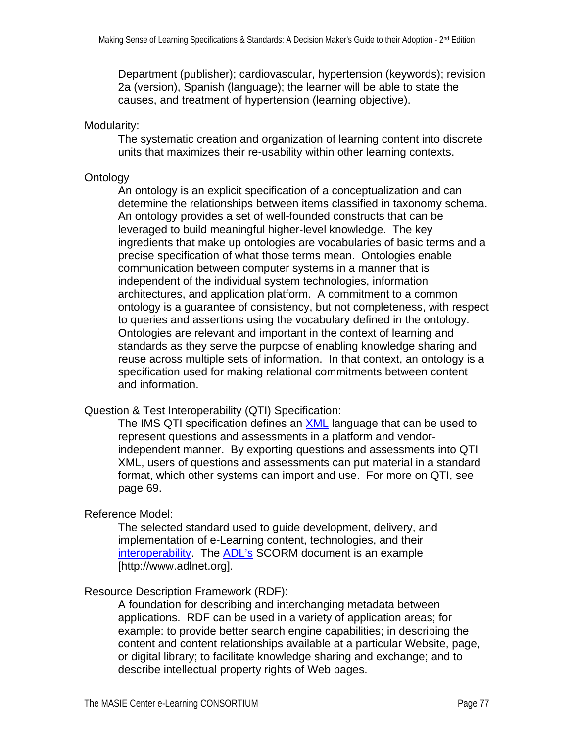Department (publisher); cardiovascular, hypertension (keywords); revision 2a (version), Spanish (language); the learner will be able to state the causes, and treatment of hypertension (learning objective).

Modularity:

The systematic creation and organization of learning content into discrete units that maximizes their re-usability within other learning contexts.

Ontology

An ontology is an explicit specification of a conceptualization and can determine the relationships between items classified in taxonomy schema. An ontology provides a set of well-founded constructs that can be leveraged to build meaningful higher-level knowledge. The key ingredients that make up ontologies are vocabularies of basic terms and a precise specification of what those terms mean. Ontologies enable communication between computer systems in a manner that is independent of the individual system technologies, information architectures, and application platform. A commitment to a common ontology is a guarantee of consistency, but not completeness, with respect to queries and assertions using the vocabulary defined in the ontology. Ontologies are relevant and important in the context of learning and standards as they serve the purpose of enabling knowledge sharing and reuse across multiple sets of information. In that context, an ontology is a specification used for making relational commitments between content and information.

Question & Test Interoperability (QTI) Specification:

The IMS QTI specification defines an XML language that can be used to represent questions and assessments in a platform and vendor-independent manner. By exporting questions and assessments into QTI XML, users of questions and assessments can put material in a standard format, which other systems can import and use. For more on QTI, see page 69.

Reference Model:

The selected standard used to guide development, delivery, and implementation of e-Learning content, technologies, and their interoperability. The ADL's SCORM document is an example [http://www.adlnet.org].

Resource Description Framework (RDF):

A foundation for describing and interchanging metadata between applications. RDF can be used in a variety of application areas; for example: to provide better search engine capabilities; in describing the content and content relationships available at a particular Website, page, or digital library; to facilitate knowledge sharing and exchange; and to describe intellectual property rights of Web pages.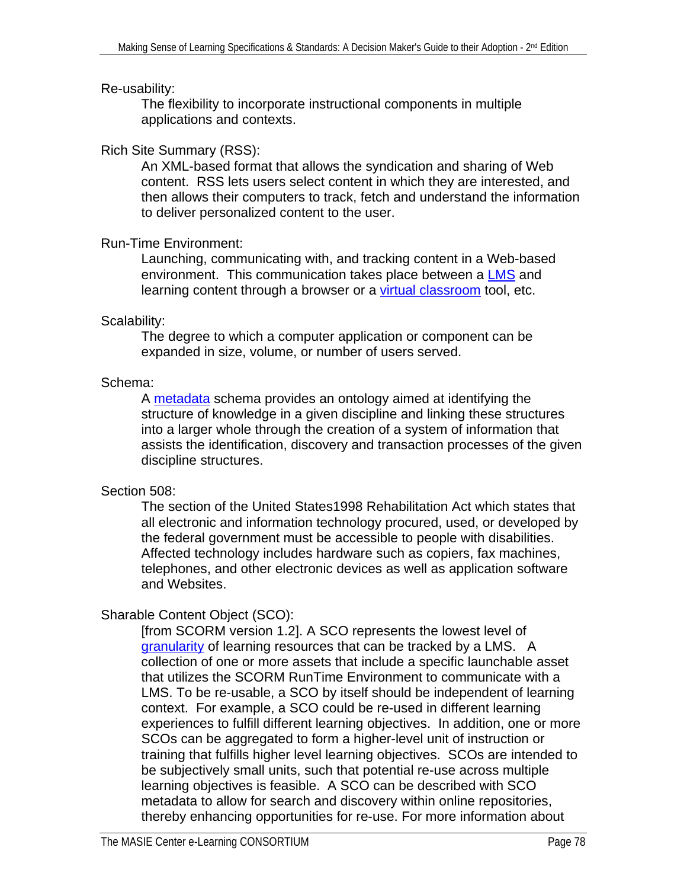Re-usability:

The flexibility to incorporate instructional components in multiple applications and contexts.

Rich Site Summary (RSS):

An XML-based format that allows the syndication and sharing of Web content. RSS lets users select content in which they are interested, and then allows their computers to track, fetch and understand the information to deliver personalized content to the user.

Run-Time Environment:

Launching, communicating with, and tracking content in a Web-based environment. This communication takes place between a LMS and learning content through a browser or a virtual classroom tool, etc.

Scalability:

The degree to which a computer application or component can be expanded in size, volume, or number of users served.

Schema:

A metadata schema provides an ontology aimed at identifying the structure of knowledge in a given discipline and linking these structures into a larger whole through the creation of a system of information that assists the identification, discovery and transaction processes of the given discipline structures.

Section 508:

The section of the United States1998 Rehabilitation Act which states that all electronic and information technology procured, used, or developed by the federal government must be accessible to people with disabilities. Affected technology includes hardware such as copiers, fax machines, telephones, and other electronic devices as well as application software and Websites.

Sharable Content Object (SCO):

[from SCORM version 1.2]. A SCO represents the lowest level of granularity of learning resources that can be tracked by a LMS. A collection of one or more assets that include a specific launchable asset that utilizes the SCORM RunTime Environment to communicate with a LMS. To be re-usable, a SCO by itself should be independent of learning context. For example, a SCO could be re-used in different learning experiences to fulfill different learning objectives. In addition, one or more SCOs can be aggregated to form a higher-level unit of instruction or training that fulfills higher level learning objectives. SCOs are intended to be subjectively small units, such that potential re-use across multiple learning objectives is feasible. A SCO can be described with SCO metadata to allow for search and discovery within online repositories, thereby enhancing opportunities for re-use. For more information about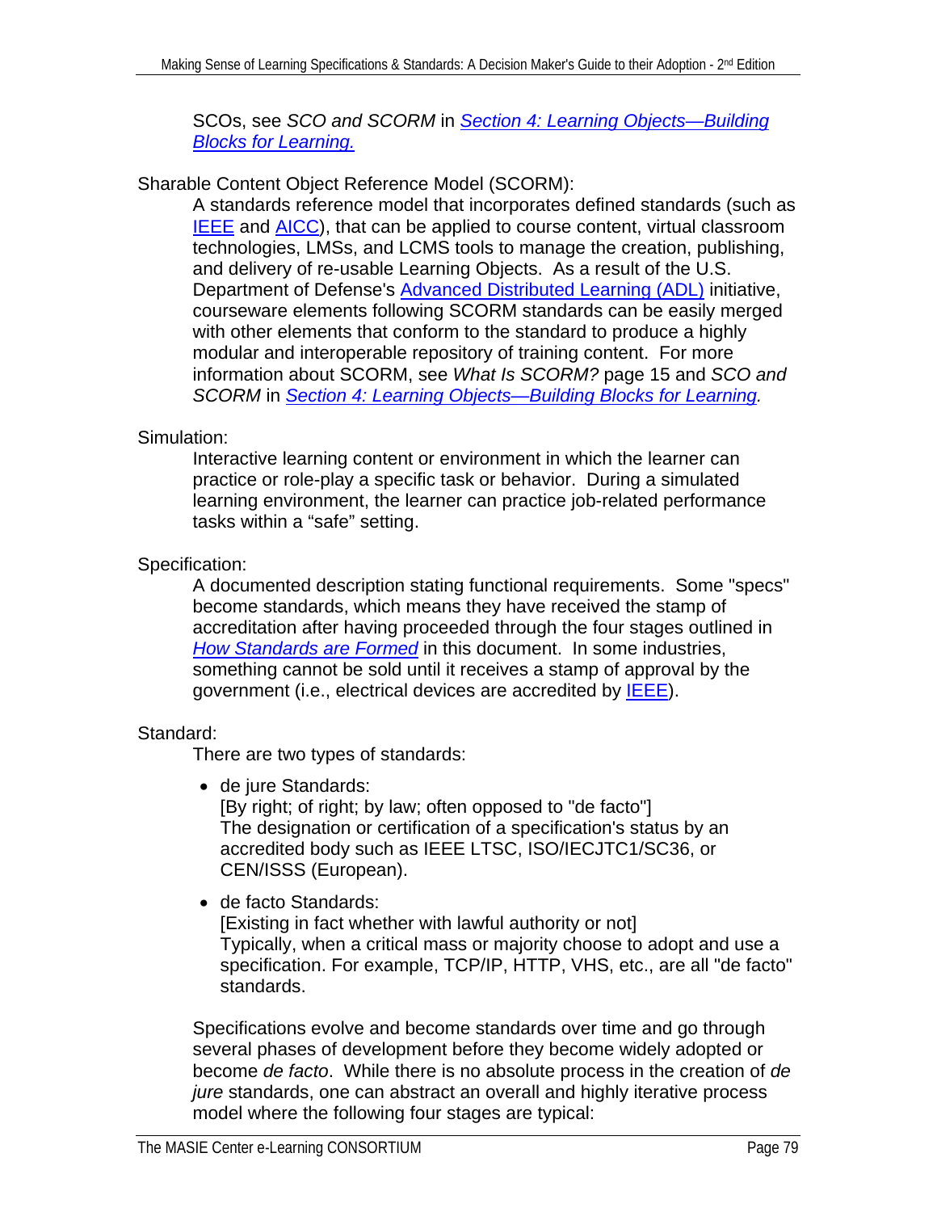SCOs, see *SCO and SCORM* in *Section 4: Learning Objects—Building Blocks for Learning.*

Sharable Content Object Reference Model (SCORM):

A standards reference model that incorporates defined standards (such as IEEE and AICC), that can be applied to course content, virtual classroom technologies, LMSs, and LCMS tools to manage the creation, publishing, and delivery of re-usable Learning Objects. As a result of the U.S. Department of Defense's Advanced Distributed Learning (ADL) initiative, courseware elements following SCORM standards can be easily merged with other elements that conform to the standard to produce a highly modular and interoperable repository of training content. For more information about SCORM, see *What Is SCORM?* page 15 and *SCO and SCORM* in *Section 4: Learning Objects—Building Blocks for Learning.*

Simulation:

Interactive learning content or environment in which the learner can practice or role-play a specific task or behavior. During a simulated learning environment, the learner can practice job-related performance tasks within a "safe" setting.

Specification:

A documented description stating functional requirements. Some "specs" become standards, which means they have received the stamp of accreditation after having proceeded through the four stages outlined in *How Standards are Formed* in this document. In some industries, something cannot be sold until it receives a stamp of approval by the government (i.e., electrical devices are accredited by IEEE).

Standard:

There are two types of standards:

- de jure Standards:
  [By right; of right; by law; often opposed to "de facto"]
  The designation or certification of a specification's status by an accredited body such as IEEE LTSC, ISO/IECJTC1/SC36, or CEN/ISSS (European).

- de facto Standards:
  [Existing in fact whether with lawful authority or not]
  Typically, when a critical mass or majority choose to adopt and use a specification. For example, TCP/IP, HTTP, VHS, etc., are all "de facto" standards.

Specifications evolve and become standards over time and go through several phases of development before they become widely adopted or become *de facto*. While there is no absolute process in the creation of *de jure* standards, one can abstract an overall and highly iterative process model where the following four stages are typical: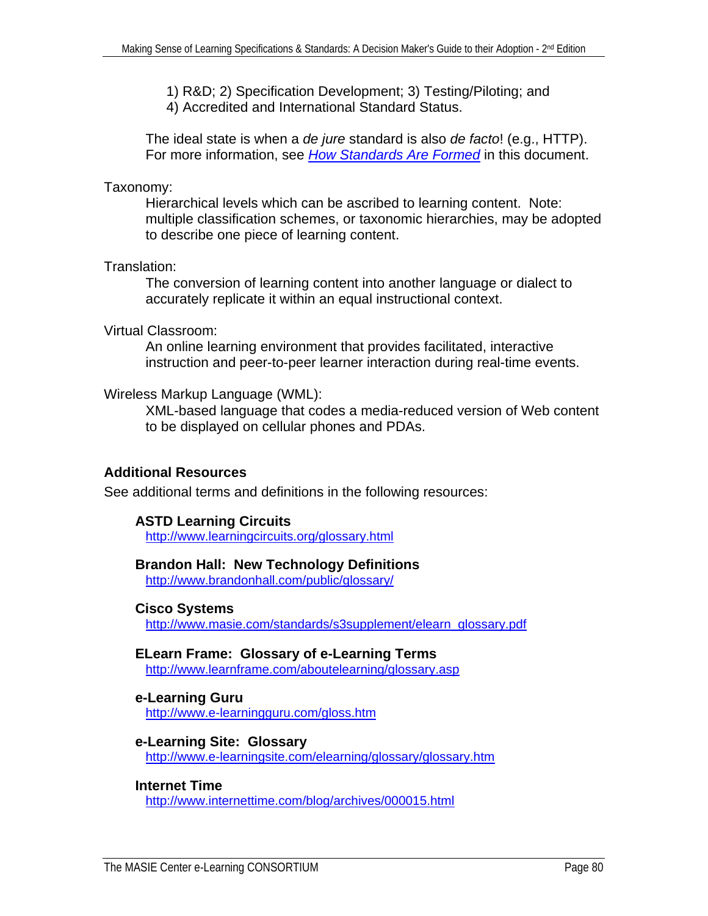1) R&D; 2) Specification Development; 3) Testing/Piloting; and 4) Accredited and International Standard Status.

The ideal state is when a *de jure* standard is also *de facto*! (e.g., HTTP). For more information, see [*How Standards Are Formed*]() in this document.

Taxonomy:

Hierarchical levels which can be ascribed to learning content. Note: multiple classification schemes, or taxonomic hierarchies, may be adopted to describe one piece of learning content.

Translation:

The conversion of learning content into another language or dialect to accurately replicate it within an equal instructional context.

Virtual Classroom:

An online learning environment that provides facilitated, interactive instruction and peer-to-peer learner interaction during real-time events.

Wireless Markup Language (WML):

XML-based language that codes a media-reduced version of Web content to be displayed on cellular phones and PDAs.

## Additional Resources

See additional terms and definitions in the following resources:

**ASTD Learning Circuits**
http://www.learningcircuits.org/glossary.html

**Brandon Hall: New Technology Definitions**
http://www.brandonhall.com/public/glossary/

**Cisco Systems**
http://www.masie.com/standards/s3supplement/elearn_glossary.pdf

**ELearn Frame: Glossary of e-Learning Terms**
http://www.learnframe.com/aboutelearning/glossary.asp

**e-Learning Guru**
http://www.e-learningguru.com/gloss.htm

**e-Learning Site: Glossary**
http://www.e-learningsite.com/elearning/glossary/glossary.htm

**Internet Time**
http://www.internettime.com/blog/archives/000015.html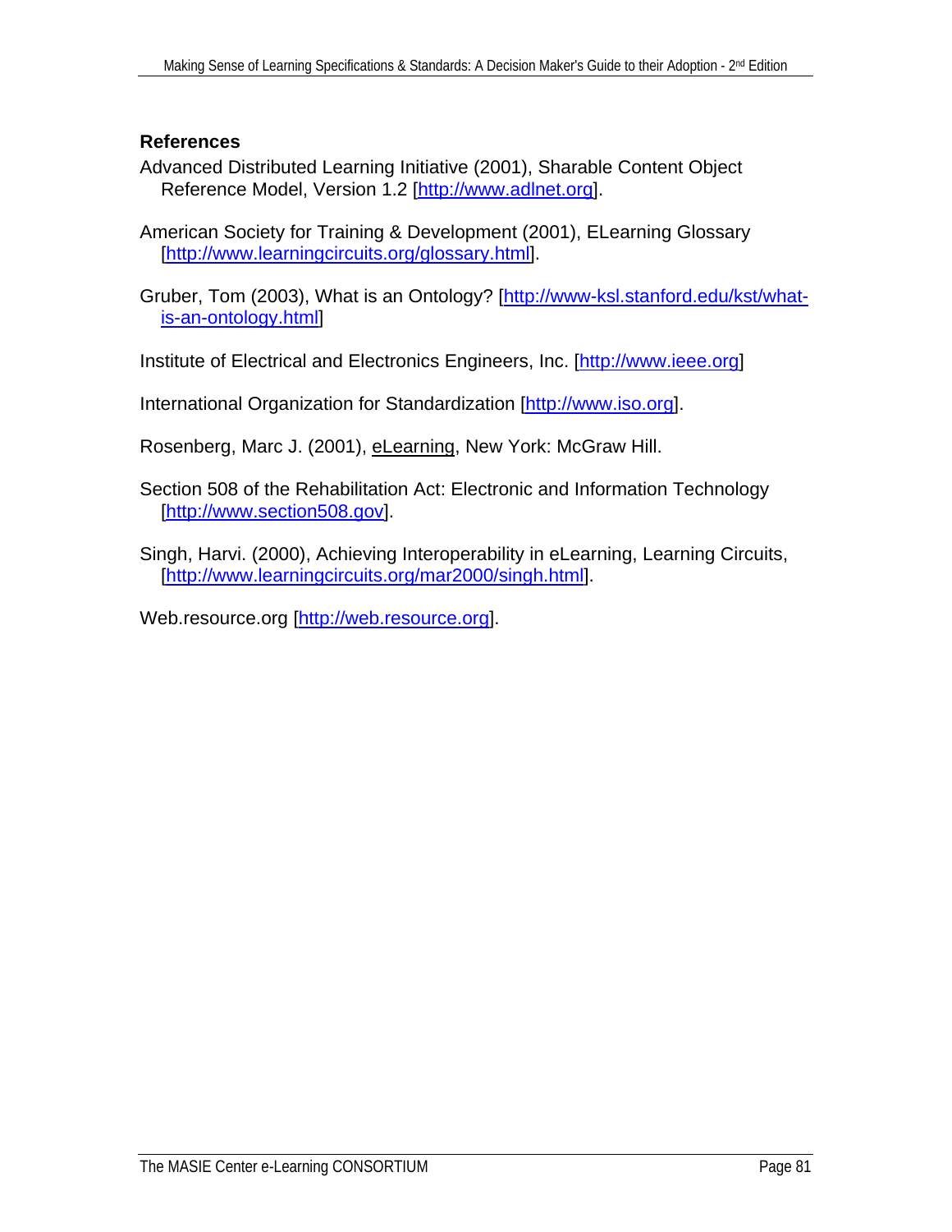## References

Advanced Distributed Learning Initiative (2001), Sharable Content Object Reference Model, Version 1.2 [http://www.adlnet.org].

American Society for Training & Development (2001), ELearning Glossary [http://www.learningcircuits.org/glossary.html].

Gruber, Tom (2003), What is an Ontology? [http://www-ksl.stanford.edu/kst/what-is-an-ontology.html]

Institute of Electrical and Electronics Engineers, Inc. [http://www.ieee.org]

International Organization for Standardization [http://www.iso.org].

Rosenberg, Marc J. (2001), eLearning, New York: McGraw Hill.

Section 508 of the Rehabilitation Act: Electronic and Information Technology [http://www.section508.gov].

Singh, Harvi. (2000), Achieving Interoperability in eLearning, Learning Circuits, [http://www.learningcircuits.org/mar2000/singh.html].

Web.resource.org [http://web.resource.org].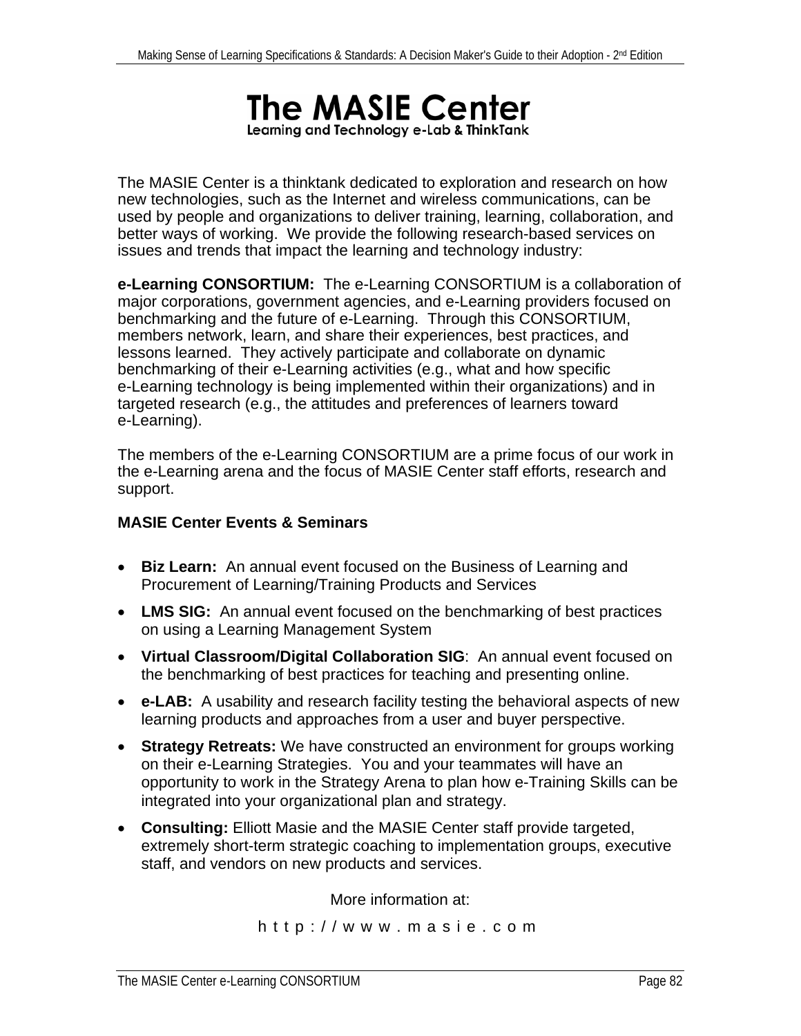# The MASIE Center

Learning and Technology e-Lab & ThinkTank

The MASIE Center is a thinktank dedicated to exploration and research on how new technologies, such as the Internet and wireless communications, can be used by people and organizations to deliver training, learning, collaboration, and better ways of working. We provide the following research-based services on issues and trends that impact the learning and technology industry:

**e-Learning CONSORTIUM:** The e-Learning CONSORTIUM is a collaboration of major corporations, government agencies, and e-Learning providers focused on benchmarking and the future of e-Learning. Through this CONSORTIUM, members network, learn, and share their experiences, best practices, and lessons learned. They actively participate and collaborate on dynamic benchmarking of their e-Learning activities (e.g., what and how specific e-Learning technology is being implemented within their organizations) and in targeted research (e.g., the attitudes and preferences of learners toward e-Learning).

The members of the e-Learning CONSORTIUM are a prime focus of our work in the e-Learning arena and the focus of MASIE Center staff efforts, research and support.

**MASIE Center Events & Seminars**

- **Biz Learn:** An annual event focused on the Business of Learning and Procurement of Learning/Training Products and Services
- **LMS SIG:** An annual event focused on the benchmarking of best practices on using a Learning Management System
- **Virtual Classroom/Digital Collaboration SIG**: An annual event focused on the benchmarking of best practices for teaching and presenting online.
- **e-LAB:** A usability and research facility testing the behavioral aspects of new learning products and approaches from a user and buyer perspective.
- **Strategy Retreats:** We have constructed an environment for groups working on their e-Learning Strategies. You and your teammates will have an opportunity to work in the Strategy Arena to plan how e-Training Skills can be integrated into your organizational plan and strategy.
- **Consulting:** Elliott Masie and the MASIE Center staff provide targeted, extremely short-term strategic coaching to implementation groups, executive staff, and vendors on new products and services.

More information at:

http://www.masie.com